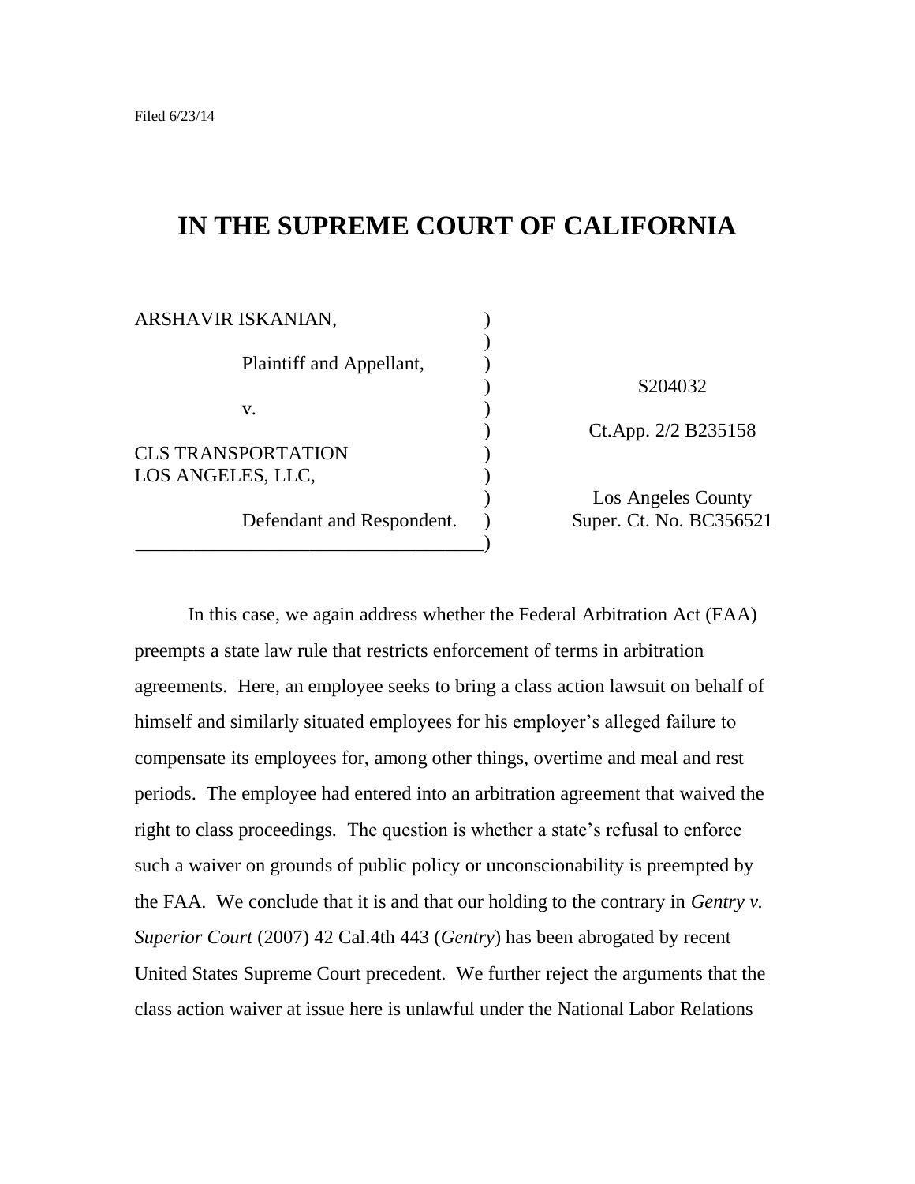Filed 6/23/14

# IN THE SUPREME COURT OF CALIFORNIA

| | |
|---|---|
| ARSHAVIR ISKANIAN, | |
| Plaintiff and Appellant, | S204032 |
| v. | Ct.App. 2/2 B235158 |
| CLS TRANSPORTATION LOS ANGELES, LLC, | |
| Defendant and Respondent. | Los Angeles County Super. Ct. No. BC356521 |

In this case, we again address whether the Federal Arbitration Act (FAA) preempts a state law rule that restricts enforcement of terms in arbitration agreements. Here, an employee seeks to bring a class action lawsuit on behalf of himself and similarly situated employees for his employer's alleged failure to compensate its employees for, among other things, overtime and meal and rest periods. The employee had entered into an arbitration agreement that waived the right to class proceedings. The question is whether a state's refusal to enforce such a waiver on grounds of public policy or unconscionability is preempted by the FAA. We conclude that it is and that our holding to the contrary in *Gentry v. Superior Court* (2007) 42 Cal.4th 443 (*Gentry*) has been abrogated by recent United States Supreme Court precedent. We further reject the arguments that the class action waiver at issue here is unlawful under the National Labor Relations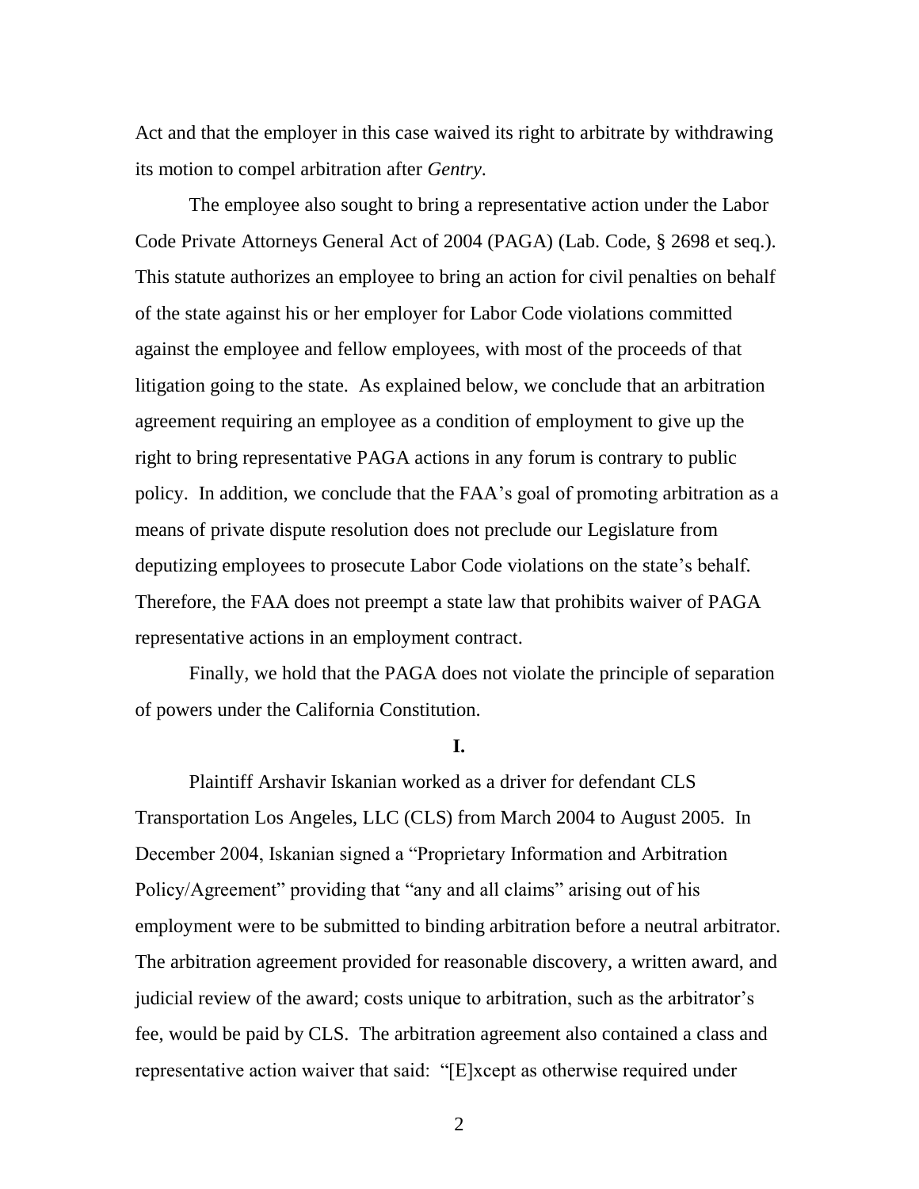Act and that the employer in this case waived its right to arbitrate by withdrawing its motion to compel arbitration after *Gentry*.

The employee also sought to bring a representative action under the Labor Code Private Attorneys General Act of 2004 (PAGA) (Lab. Code, § 2698 et seq.). This statute authorizes an employee to bring an action for civil penalties on behalf of the state against his or her employer for Labor Code violations committed against the employee and fellow employees, with most of the proceeds of that litigation going to the state. As explained below, we conclude that an arbitration agreement requiring an employee as a condition of employment to give up the right to bring representative PAGA actions in any forum is contrary to public policy. In addition, we conclude that the FAA's goal of promoting arbitration as a means of private dispute resolution does not preclude our Legislature from deputizing employees to prosecute Labor Code violations on the state's behalf. Therefore, the FAA does not preempt a state law that prohibits waiver of PAGA representative actions in an employment contract.

Finally, we hold that the PAGA does not violate the principle of separation of powers under the California Constitution.

## I.

Plaintiff Arshavir Iskanian worked as a driver for defendant CLS Transportation Los Angeles, LLC (CLS) from March 2004 to August 2005. In December 2004, Iskanian signed a "Proprietary Information and Arbitration Policy/Agreement" providing that "any and all claims" arising out of his employment were to be submitted to binding arbitration before a neutral arbitrator. The arbitration agreement provided for reasonable discovery, a written award, and judicial review of the award; costs unique to arbitration, such as the arbitrator's fee, would be paid by CLS. The arbitration agreement also contained a class and representative action waiver that said: "[E]xcept as otherwise required under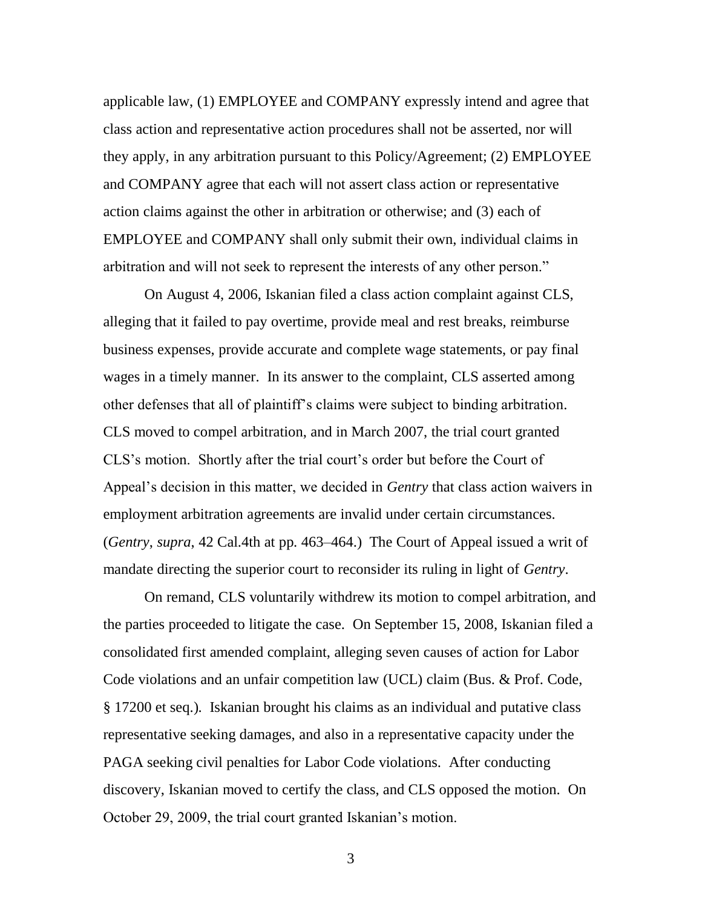applicable law, (1) EMPLOYEE and COMPANY expressly intend and agree that class action and representative action procedures shall not be asserted, nor will they apply, in any arbitration pursuant to this Policy/Agreement; (2) EMPLOYEE and COMPANY agree that each will not assert class action or representative action claims against the other in arbitration or otherwise; and (3) each of EMPLOYEE and COMPANY shall only submit their own, individual claims in arbitration and will not seek to represent the interests of any other person."

On August 4, 2006, Iskanian filed a class action complaint against CLS, alleging that it failed to pay overtime, provide meal and rest breaks, reimburse business expenses, provide accurate and complete wage statements, or pay final wages in a timely manner. In its answer to the complaint, CLS asserted among other defenses that all of plaintiff's claims were subject to binding arbitration. CLS moved to compel arbitration, and in March 2007, the trial court granted CLS's motion. Shortly after the trial court's order but before the Court of Appeal's decision in this matter, we decided in *Gentry* that class action waivers in employment arbitration agreements are invalid under certain circumstances. (*Gentry*, *supra*, 42 Cal.4th at pp. 463–464.) The Court of Appeal issued a writ of mandate directing the superior court to reconsider its ruling in light of *Gentry*.

On remand, CLS voluntarily withdrew its motion to compel arbitration, and the parties proceeded to litigate the case. On September 15, 2008, Iskanian filed a consolidated first amended complaint, alleging seven causes of action for Labor Code violations and an unfair competition law (UCL) claim (Bus. & Prof. Code, § 17200 et seq.). Iskanian brought his claims as an individual and putative class representative seeking damages, and also in a representative capacity under the PAGA seeking civil penalties for Labor Code violations. After conducting discovery, Iskanian moved to certify the class, and CLS opposed the motion. On October 29, 2009, the trial court granted Iskanian's motion.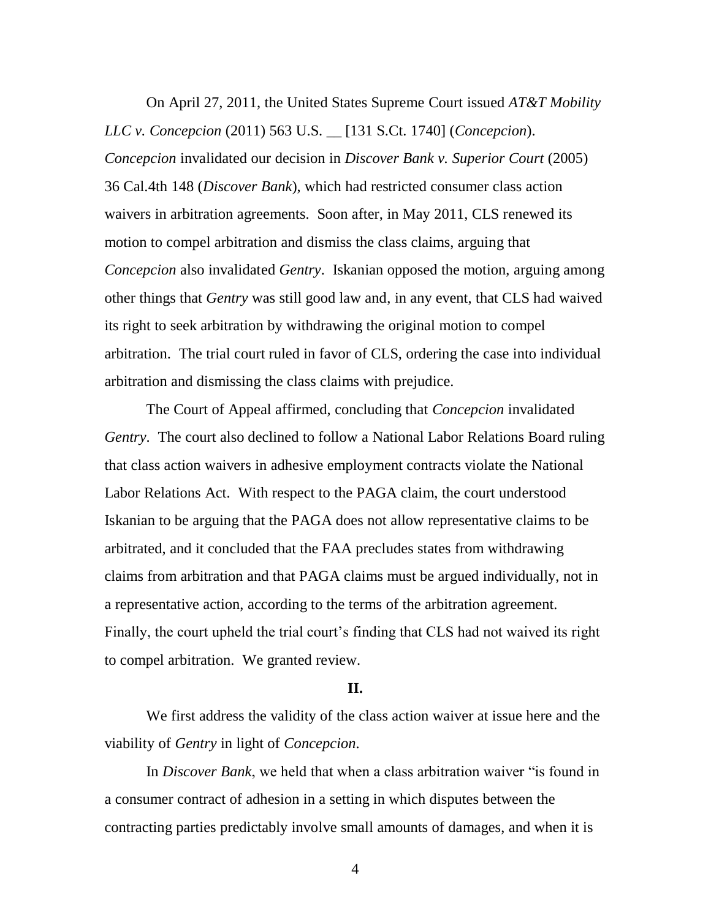On April 27, 2011, the United States Supreme Court issued *AT&T Mobility LLC v. Concepcion* (2011) 563 U.S. __ [131 S.Ct. 1740] (*Concepcion*). *Concepcion* invalidated our decision in *Discover Bank v. Superior Court* (2005) 36 Cal.4th 148 (*Discover Bank*), which had restricted consumer class action waivers in arbitration agreements. Soon after, in May 2011, CLS renewed its motion to compel arbitration and dismiss the class claims, arguing that *Concepcion* also invalidated *Gentry*. Iskanian opposed the motion, arguing among other things that *Gentry* was still good law and, in any event, that CLS had waived its right to seek arbitration by withdrawing the original motion to compel arbitration. The trial court ruled in favor of CLS, ordering the case into individual arbitration and dismissing the class claims with prejudice.

The Court of Appeal affirmed, concluding that *Concepcion* invalidated *Gentry*. The court also declined to follow a National Labor Relations Board ruling that class action waivers in adhesive employment contracts violate the National Labor Relations Act. With respect to the PAGA claim, the court understood Iskanian to be arguing that the PAGA does not allow representative claims to be arbitrated, and it concluded that the FAA precludes states from withdrawing claims from arbitration and that PAGA claims must be argued individually, not in a representative action, according to the terms of the arbitration agreement. Finally, the court upheld the trial court's finding that CLS had not waived its right to compel arbitration. We granted review.

## II.

We first address the validity of the class action waiver at issue here and the viability of *Gentry* in light of *Concepcion*.

In *Discover Bank*, we held that when a class arbitration waiver "is found in a consumer contract of adhesion in a setting in which disputes between the contracting parties predictably involve small amounts of damages, and when it is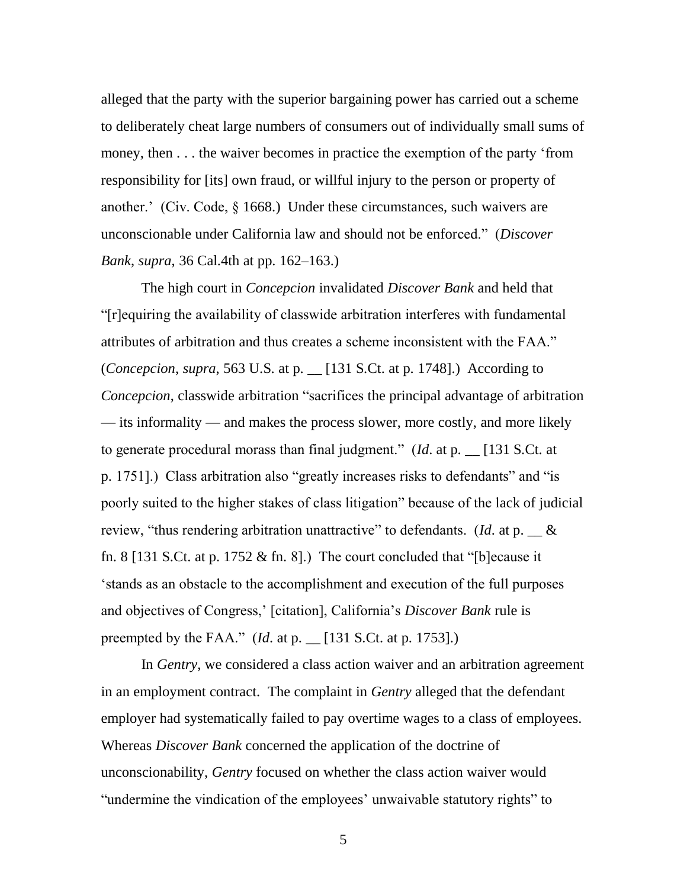alleged that the party with the superior bargaining power has carried out a scheme to deliberately cheat large numbers of consumers out of individually small sums of money, then . . . the waiver becomes in practice the exemption of the party 'from responsibility for [its] own fraud, or willful injury to the person or property of another.' (Civ. Code, § 1668.) Under these circumstances, such waivers are unconscionable under California law and should not be enforced." (*Discover Bank*, *supra*, 36 Cal.4th at pp. 162–163.)

The high court in *Concepcion* invalidated *Discover Bank* and held that "[r]equiring the availability of classwide arbitration interferes with fundamental attributes of arbitration and thus creates a scheme inconsistent with the FAA." (*Concepcion*, *supra*, 563 U.S. at p. __ [131 S.Ct. at p. 1748].) According to *Concepcion*, classwide arbitration "sacrifices the principal advantage of arbitration — its informality — and makes the process slower, more costly, and more likely to generate procedural morass than final judgment." (*Id*. at p. __ [131 S.Ct. at p. 1751].) Class arbitration also "greatly increases risks to defendants" and "is poorly suited to the higher stakes of class litigation" because of the lack of judicial review, "thus rendering arbitration unattractive" to defendants. (*Id*. at p. __ & fn. 8 [131 S.Ct. at p. 1752 & fn. 8].) The court concluded that "[b]ecause it 'stands as an obstacle to the accomplishment and execution of the full purposes and objectives of Congress,' [citation], California's *Discover Bank* rule is preempted by the FAA." (*Id*. at p. __ [131 S.Ct. at p. 1753].)

In *Gentry*, we considered a class action waiver and an arbitration agreement in an employment contract. The complaint in *Gentry* alleged that the defendant employer had systematically failed to pay overtime wages to a class of employees. Whereas *Discover Bank* concerned the application of the doctrine of unconscionability, *Gentry* focused on whether the class action waiver would "undermine the vindication of the employees' unwaivable statutory rights" to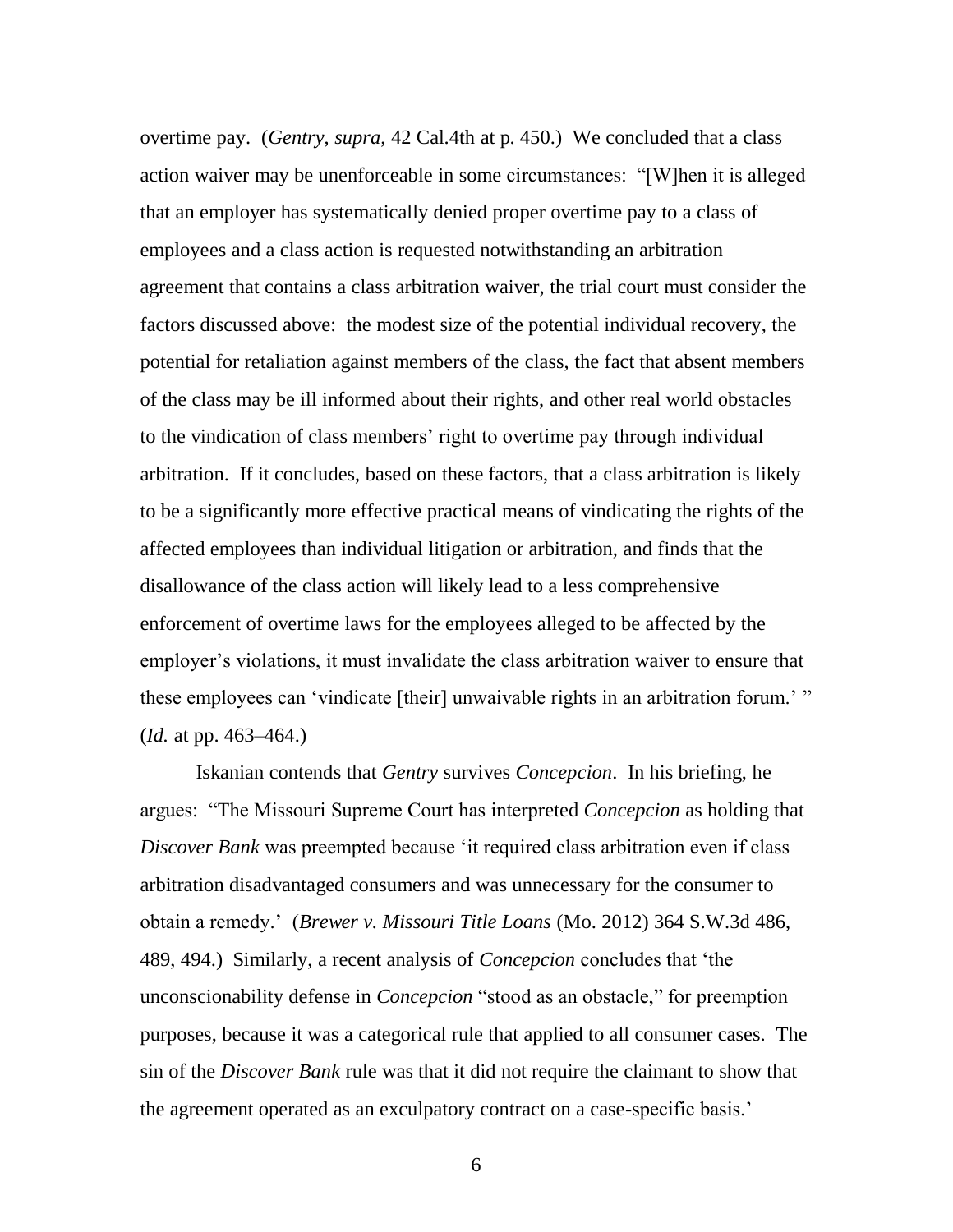overtime pay. (*Gentry*, *supra*, 42 Cal.4th at p. 450.) We concluded that a class action waiver may be unenforceable in some circumstances: "[W]hen it is alleged that an employer has systematically denied proper overtime pay to a class of employees and a class action is requested notwithstanding an arbitration agreement that contains a class arbitration waiver, the trial court must consider the factors discussed above: the modest size of the potential individual recovery, the potential for retaliation against members of the class, the fact that absent members of the class may be ill informed about their rights, and other real world obstacles to the vindication of class members' right to overtime pay through individual arbitration. If it concludes, based on these factors, that a class arbitration is likely to be a significantly more effective practical means of vindicating the rights of the affected employees than individual litigation or arbitration, and finds that the disallowance of the class action will likely lead to a less comprehensive enforcement of overtime laws for the employees alleged to be affected by the employer's violations, it must invalidate the class arbitration waiver to ensure that these employees can 'vindicate [their] unwaivable rights in an arbitration forum.' " (*Id.* at pp. 463–464.)

Iskanian contends that *Gentry* survives *Concepcion*. In his briefing, he argues: "The Missouri Supreme Court has interpreted *Concepcion* as holding that *Discover Bank* was preempted because 'it required class arbitration even if class arbitration disadvantaged consumers and was unnecessary for the consumer to obtain a remedy.' (*Brewer v. Missouri Title Loans* (Mo. 2012) 364 S.W.3d 486, 489, 494.) Similarly, a recent analysis of *Concepcion* concludes that 'the unconscionability defense in *Concepcion* "stood as an obstacle," for preemption purposes, because it was a categorical rule that applied to all consumer cases. The sin of the *Discover Bank* rule was that it did not require the claimant to show that the agreement operated as an exculpatory contract on a case-specific basis.'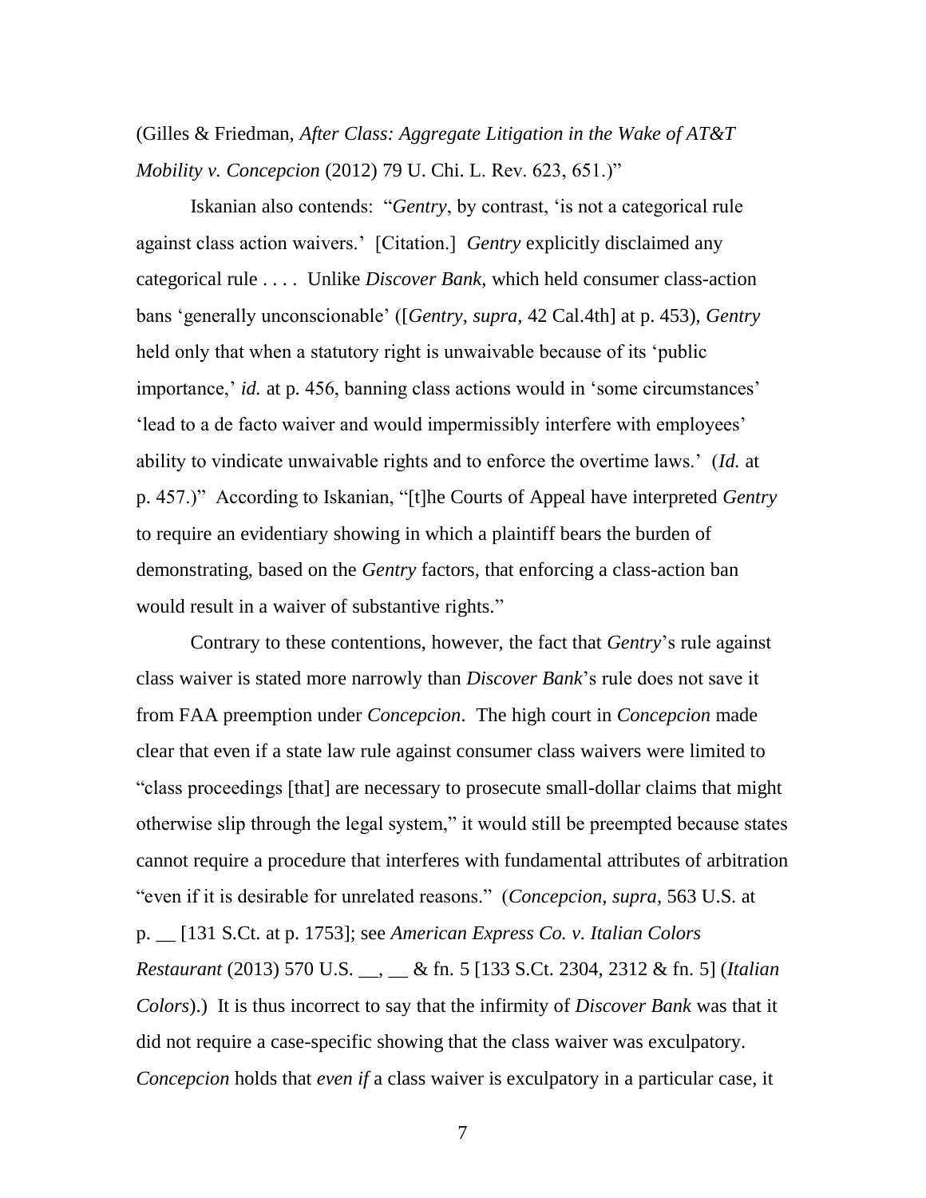(Gilles & Friedman, *After Class: Aggregate Litigation in the Wake of AT&T Mobility v. Concepcion* (2012) 79 U. Chi. L. Rev. 623, 651.)"

Iskanian also contends: "*Gentry*, by contrast, 'is not a categorical rule against class action waivers.' [Citation.] *Gentry* explicitly disclaimed any categorical rule . . . . Unlike *Discover Bank*, which held consumer class-action bans 'generally unconscionable' ([*Gentry*, *supra*, 42 Cal.4th] at p. 453), *Gentry* held only that when a statutory right is unwaivable because of its 'public importance,' *id.* at p. 456, banning class actions would in 'some circumstances' 'lead to a de facto waiver and would impermissibly interfere with employees' ability to vindicate unwaivable rights and to enforce the overtime laws.' (*Id.* at p. 457.)" According to Iskanian, "[t]he Courts of Appeal have interpreted *Gentry* to require an evidentiary showing in which a plaintiff bears the burden of demonstrating, based on the *Gentry* factors, that enforcing a class-action ban would result in a waiver of substantive rights."

Contrary to these contentions, however, the fact that *Gentry*'s rule against class waiver is stated more narrowly than *Discover Bank*'s rule does not save it from FAA preemption under *Concepcion*. The high court in *Concepcion* made clear that even if a state law rule against consumer class waivers were limited to "class proceedings [that] are necessary to prosecute small-dollar claims that might otherwise slip through the legal system," it would still be preempted because states cannot require a procedure that interferes with fundamental attributes of arbitration "even if it is desirable for unrelated reasons." (*Concepcion*, *supra*, 563 U.S. at p. __ [131 S.Ct. at p. 1753]; see *American Express Co. v. Italian Colors Restaurant* (2013) 570 U.S. __, __ & fn. 5 [133 S.Ct. 2304, 2312 & fn. 5] (*Italian Colors*).) It is thus incorrect to say that the infirmity of *Discover Bank* was that it did not require a case-specific showing that the class waiver was exculpatory. *Concepcion* holds that *even if* a class waiver is exculpatory in a particular case, it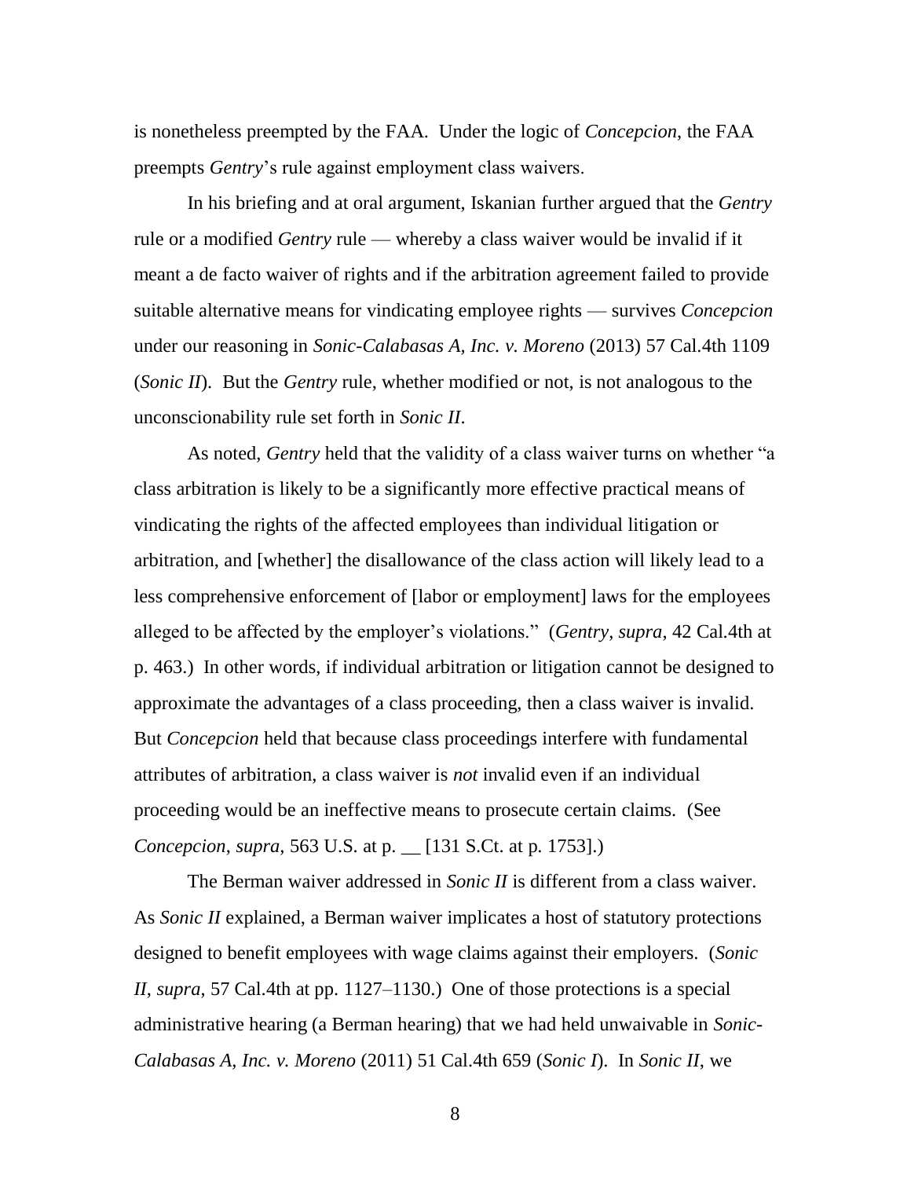is nonetheless preempted by the FAA. Under the logic of *Concepcion*, the FAA preempts *Gentry*'s rule against employment class waivers.

In his briefing and at oral argument, Iskanian further argued that the *Gentry* rule or a modified *Gentry* rule — whereby a class waiver would be invalid if it meant a de facto waiver of rights and if the arbitration agreement failed to provide suitable alternative means for vindicating employee rights — survives *Concepcion* under our reasoning in *Sonic-Calabasas A, Inc. v. Moreno* (2013) 57 Cal.4th 1109 (*Sonic II*). But the *Gentry* rule, whether modified or not, is not analogous to the unconscionability rule set forth in *Sonic II*.

As noted, *Gentry* held that the validity of a class waiver turns on whether "a class arbitration is likely to be a significantly more effective practical means of vindicating the rights of the affected employees than individual litigation or arbitration, and [whether] the disallowance of the class action will likely lead to a less comprehensive enforcement of [labor or employment] laws for the employees alleged to be affected by the employer's violations." (*Gentry*, *supra*, 42 Cal.4th at p. 463.) In other words, if individual arbitration or litigation cannot be designed to approximate the advantages of a class proceeding, then a class waiver is invalid. But *Concepcion* held that because class proceedings interfere with fundamental attributes of arbitration, a class waiver is *not* invalid even if an individual proceeding would be an ineffective means to prosecute certain claims. (See *Concepcion*, *supra*, 563 U.S. at p. __ [131 S.Ct. at p. 1753].)

The Berman waiver addressed in *Sonic II* is different from a class waiver. As *Sonic II* explained, a Berman waiver implicates a host of statutory protections designed to benefit employees with wage claims against their employers. (*Sonic II*, *supra*, 57 Cal.4th at pp. 1127–1130.) One of those protections is a special administrative hearing (a Berman hearing) that we had held unwaivable in *Sonic-Calabasas A, Inc. v. Moreno* (2011) 51 Cal.4th 659 (*Sonic I*). In *Sonic II*, we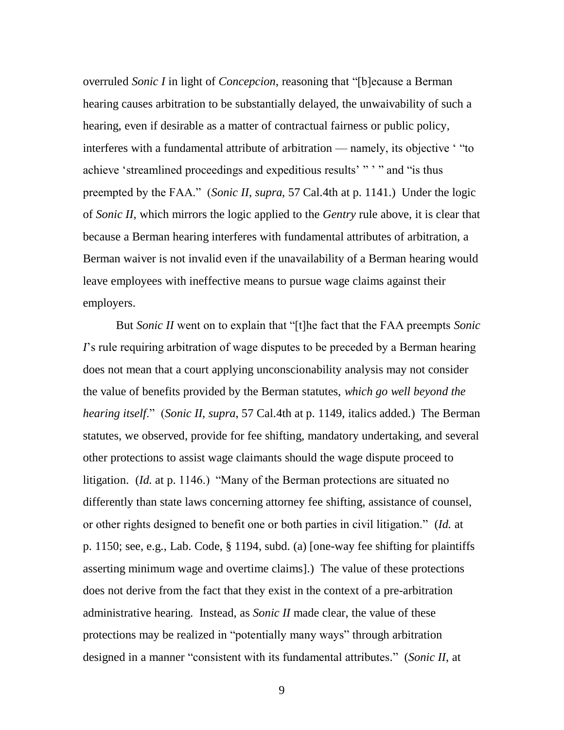overruled *Sonic I* in light of *Concepcion*, reasoning that "[b]ecause a Berman hearing causes arbitration to be substantially delayed, the unwaivability of such a hearing, even if desirable as a matter of contractual fairness or public policy, interferes with a fundamental attribute of arbitration — namely, its objective ' "to achieve 'streamlined proceedings and expeditious results' " ' " and "is thus preempted by the FAA." (*Sonic II*, *supra*, 57 Cal.4th at p. 1141.) Under the logic of *Sonic II*, which mirrors the logic applied to the *Gentry* rule above, it is clear that because a Berman hearing interferes with fundamental attributes of arbitration, a Berman waiver is not invalid even if the unavailability of a Berman hearing would leave employees with ineffective means to pursue wage claims against their employers.

But *Sonic II* went on to explain that "[t]he fact that the FAA preempts *Sonic I*'s rule requiring arbitration of wage disputes to be preceded by a Berman hearing does not mean that a court applying unconscionability analysis may not consider the value of benefits provided by the Berman statutes, *which go well beyond the hearing itself*." (*Sonic II*, *supra*, 57 Cal.4th at p. 1149, italics added.) The Berman statutes, we observed, provide for fee shifting, mandatory undertaking, and several other protections to assist wage claimants should the wage dispute proceed to litigation. (*Id.* at p. 1146.) "Many of the Berman protections are situated no differently than state laws concerning attorney fee shifting, assistance of counsel, or other rights designed to benefit one or both parties in civil litigation." (*Id.* at p. 1150; see, e.g., Lab. Code, § 1194, subd. (a) [one-way fee shifting for plaintiffs asserting minimum wage and overtime claims].) The value of these protections does not derive from the fact that they exist in the context of a pre-arbitration administrative hearing. Instead, as *Sonic II* made clear, the value of these protections may be realized in "potentially many ways" through arbitration designed in a manner "consistent with its fundamental attributes." (*Sonic II*, at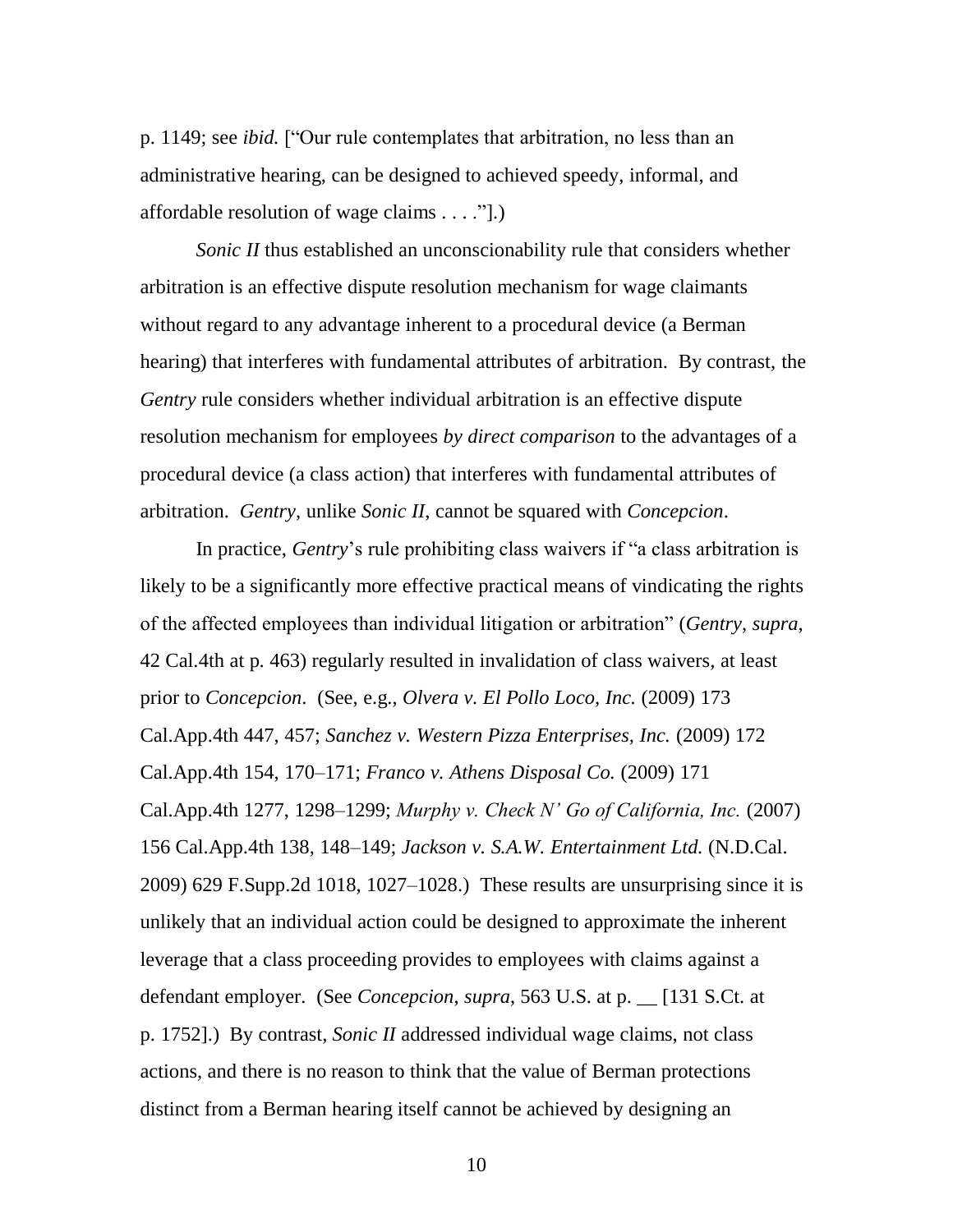p. 1149; see *ibid.* ["Our rule contemplates that arbitration, no less than an administrative hearing, can be designed to achieved speedy, informal, and affordable resolution of wage claims . . . ."].)

*Sonic II* thus established an unconscionability rule that considers whether arbitration is an effective dispute resolution mechanism for wage claimants without regard to any advantage inherent to a procedural device (a Berman hearing) that interferes with fundamental attributes of arbitration. By contrast, the *Gentry* rule considers whether individual arbitration is an effective dispute resolution mechanism for employees *by direct comparison* to the advantages of a procedural device (a class action) that interferes with fundamental attributes of arbitration. *Gentry*, unlike *Sonic II*, cannot be squared with *Concepcion*.

In practice, *Gentry*'s rule prohibiting class waivers if "a class arbitration is likely to be a significantly more effective practical means of vindicating the rights of the affected employees than individual litigation or arbitration" (*Gentry*, *supra*, 42 Cal.4th at p. 463) regularly resulted in invalidation of class waivers, at least prior to *Concepcion*. (See, e.g., *Olvera v. El Pollo Loco, Inc.* (2009) 173 Cal.App.4th 447, 457; *Sanchez v. Western Pizza Enterprises, Inc.* (2009) 172 Cal.App.4th 154, 170–171; *Franco v. Athens Disposal Co.* (2009) 171 Cal.App.4th 1277, 1298–1299; *Murphy v. Check N' Go of California, Inc.* (2007) 156 Cal.App.4th 138, 148–149; *Jackson v. S.A.W. Entertainment Ltd.* (N.D.Cal. 2009) 629 F.Supp.2d 1018, 1027–1028.) These results are unsurprising since it is unlikely that an individual action could be designed to approximate the inherent leverage that a class proceeding provides to employees with claims against a defendant employer. (See *Concepcion*, *supra*, 563 U.S. at p. __ [131 S.Ct. at p. 1752].) By contrast, *Sonic II* addressed individual wage claims, not class actions, and there is no reason to think that the value of Berman protections distinct from a Berman hearing itself cannot be achieved by designing an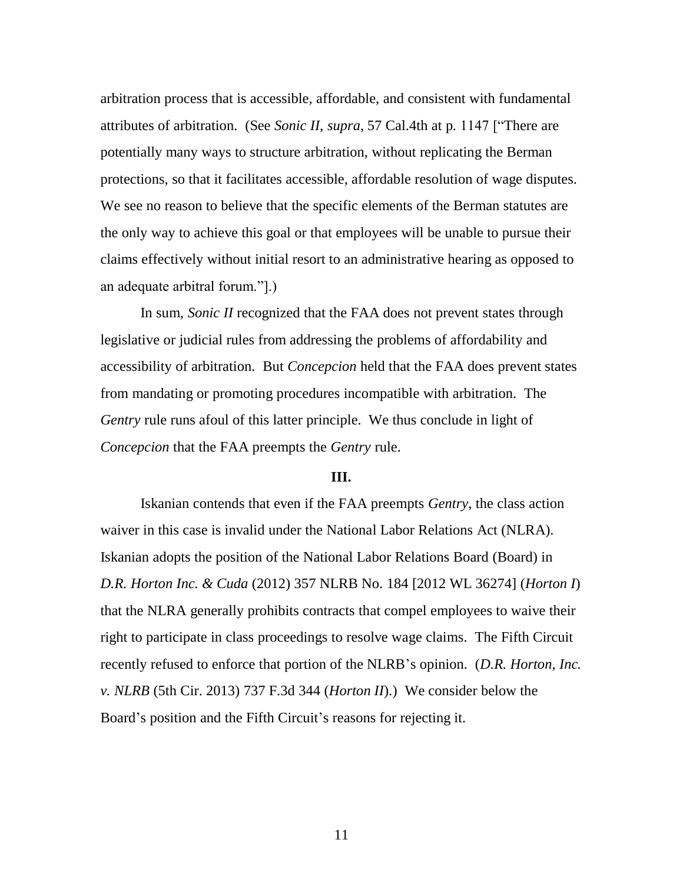arbitration process that is accessible, affordable, and consistent with fundamental attributes of arbitration. (See *Sonic II*, *supra*, 57 Cal.4th at p. 1147 ["There are potentially many ways to structure arbitration, without replicating the Berman protections, so that it facilitates accessible, affordable resolution of wage disputes. We see no reason to believe that the specific elements of the Berman statutes are the only way to achieve this goal or that employees will be unable to pursue their claims effectively without initial resort to an administrative hearing as opposed to an adequate arbitral forum."].)

In sum, *Sonic II* recognized that the FAA does not prevent states through legislative or judicial rules from addressing the problems of affordability and accessibility of arbitration. But *Concepcion* held that the FAA does prevent states from mandating or promoting procedures incompatible with arbitration. The *Gentry* rule runs afoul of this latter principle. We thus conclude in light of *Concepcion* that the FAA preempts the *Gentry* rule.

**III.**

Iskanian contends that even if the FAA preempts *Gentry*, the class action waiver in this case is invalid under the National Labor Relations Act (NLRA). Iskanian adopts the position of the National Labor Relations Board (Board) in *D.R. Horton Inc. & Cuda* (2012) 357 NLRB No. 184 [2012 WL 36274] (*Horton I*) that the NLRA generally prohibits contracts that compel employees to waive their right to participate in class proceedings to resolve wage claims. The Fifth Circuit recently refused to enforce that portion of the NLRB's opinion. (*D.R. Horton, Inc. v. NLRB* (5th Cir. 2013) 737 F.3d 344 (*Horton II*).) We consider below the Board's position and the Fifth Circuit's reasons for rejecting it.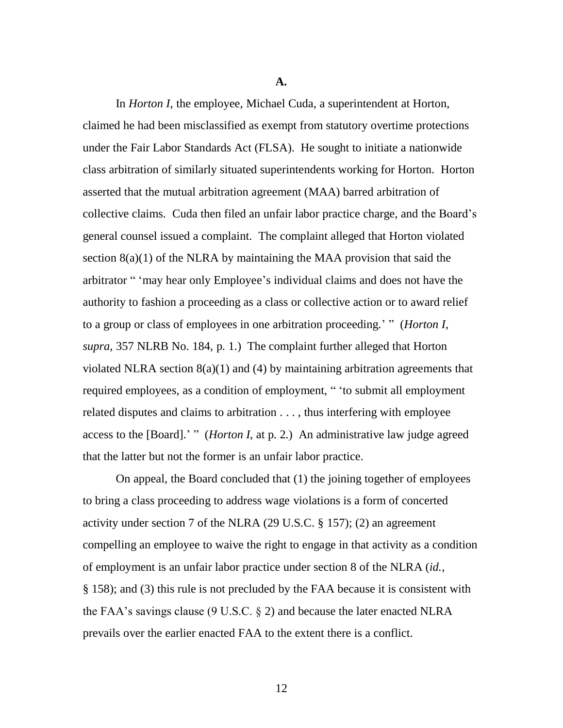**A.**

In *Horton I*, the employee, Michael Cuda, a superintendent at Horton, claimed he had been misclassified as exempt from statutory overtime protections under the Fair Labor Standards Act (FLSA). He sought to initiate a nationwide class arbitration of similarly situated superintendents working for Horton. Horton asserted that the mutual arbitration agreement (MAA) barred arbitration of collective claims. Cuda then filed an unfair labor practice charge, and the Board's general counsel issued a complaint. The complaint alleged that Horton violated section 8(a)(1) of the NLRA by maintaining the MAA provision that said the arbitrator " 'may hear only Employee's individual claims and does not have the authority to fashion a proceeding as a class or collective action or to award relief to a group or class of employees in one arbitration proceeding.' " (*Horton I*, *supra*, 357 NLRB No. 184, p. 1.) The complaint further alleged that Horton violated NLRA section 8(a)(1) and (4) by maintaining arbitration agreements that required employees, as a condition of employment, " 'to submit all employment related disputes and claims to arbitration . . . , thus interfering with employee access to the [Board].' " (*Horton I*, at p. 2.) An administrative law judge agreed that the latter but not the former is an unfair labor practice.

On appeal, the Board concluded that (1) the joining together of employees to bring a class proceeding to address wage violations is a form of concerted activity under section 7 of the NLRA (29 U.S.C. § 157); (2) an agreement compelling an employee to waive the right to engage in that activity as a condition of employment is an unfair labor practice under section 8 of the NLRA (*id.*, § 158); and (3) this rule is not precluded by the FAA because it is consistent with the FAA's savings clause (9 U.S.C. § 2) and because the later enacted NLRA prevails over the earlier enacted FAA to the extent there is a conflict.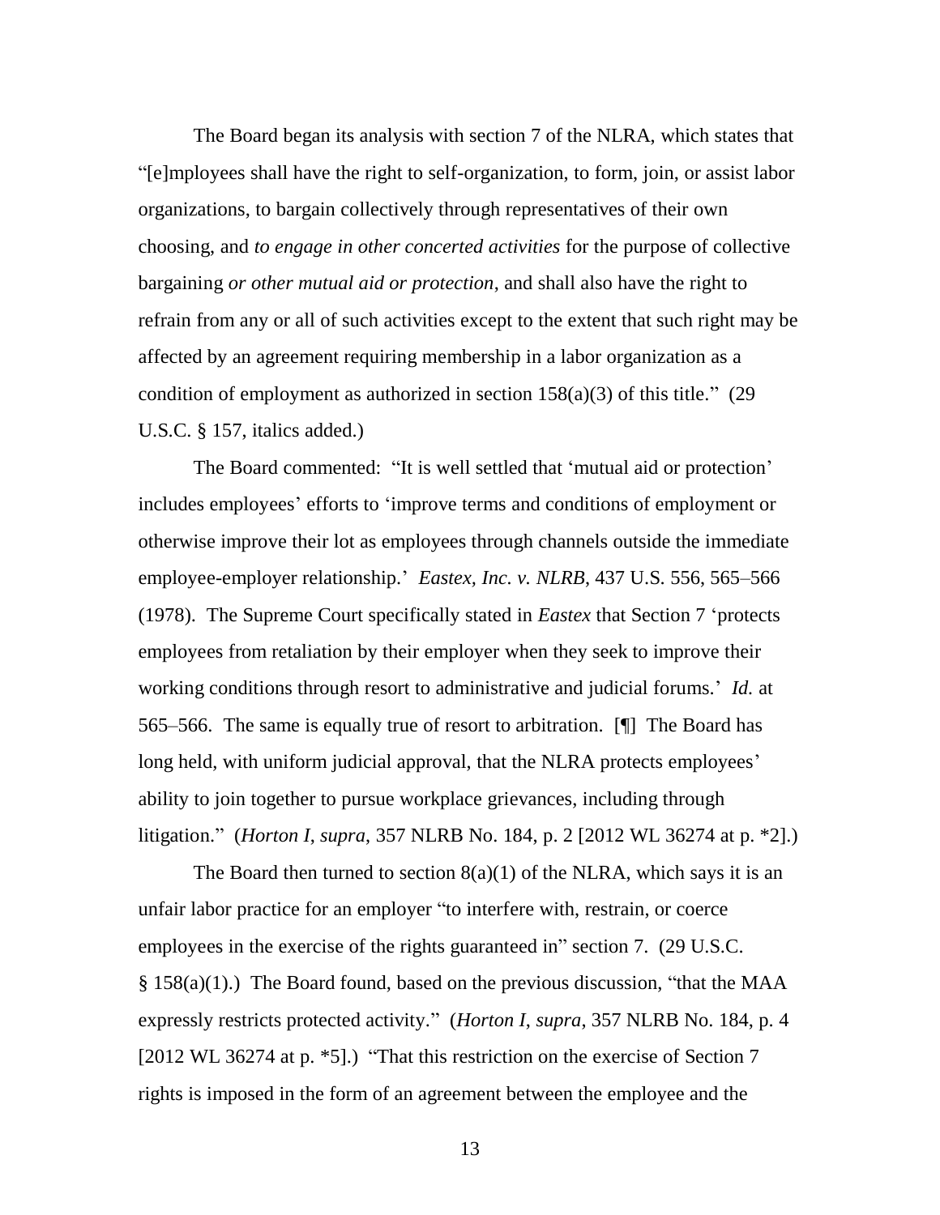The Board began its analysis with section 7 of the NLRA, which states that "[e]mployees shall have the right to self-organization, to form, join, or assist labor organizations, to bargain collectively through representatives of their own choosing, and *to engage in other concerted activities* for the purpose of collective bargaining *or other mutual aid or protection*, and shall also have the right to refrain from any or all of such activities except to the extent that such right may be affected by an agreement requiring membership in a labor organization as a condition of employment as authorized in section 158(a)(3) of this title." (29 U.S.C. § 157, italics added.)

The Board commented: "It is well settled that 'mutual aid or protection' includes employees' efforts to 'improve terms and conditions of employment or otherwise improve their lot as employees through channels outside the immediate employee-employer relationship.' *Eastex, Inc. v. NLRB*, 437 U.S. 556, 565–566 (1978). The Supreme Court specifically stated in *Eastex* that Section 7 'protects employees from retaliation by their employer when they seek to improve their working conditions through resort to administrative and judicial forums.' *Id.* at 565–566. The same is equally true of resort to arbitration. [¶] The Board has long held, with uniform judicial approval, that the NLRA protects employees' ability to join together to pursue workplace grievances, including through litigation." (*Horton I*, *supra*, 357 NLRB No. 184, p. 2 [2012 WL 36274 at p. *2].)

The Board then turned to section 8(a)(1) of the NLRA, which says it is an unfair labor practice for an employer "to interfere with, restrain, or coerce employees in the exercise of the rights guaranteed in" section 7. (29 U.S.C. § 158(a)(1).) The Board found, based on the previous discussion, "that the MAA expressly restricts protected activity." (*Horton I*, *supra*, 357 NLRB No. 184, p. 4 [2012 WL 36274 at p. *5].) "That this restriction on the exercise of Section 7 rights is imposed in the form of an agreement between the employee and the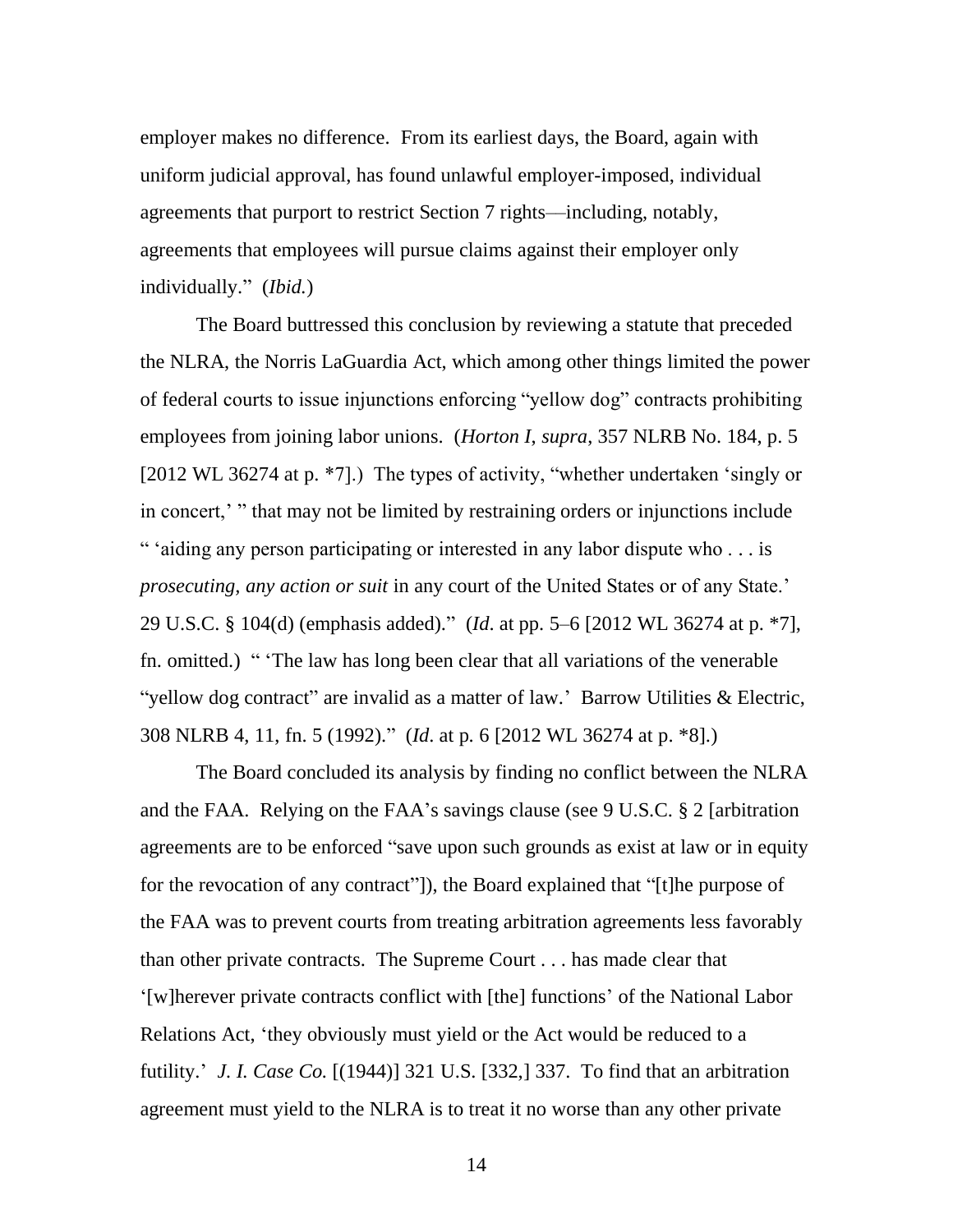employer makes no difference. From its earliest days, the Board, again with uniform judicial approval, has found unlawful employer-imposed, individual agreements that purport to restrict Section 7 rights—including, notably, agreements that employees will pursue claims against their employer only individually." (*Ibid.*)

The Board buttressed this conclusion by reviewing a statute that preceded the NLRA, the Norris LaGuardia Act, which among other things limited the power of federal courts to issue injunctions enforcing "yellow dog" contracts prohibiting employees from joining labor unions. (*Horton I*, *supra*, 357 NLRB No. 184, p. 5 [2012 WL 36274 at p. *7].) The types of activity, "whether undertaken 'singly or in concert,' " that may not be limited by restraining orders or injunctions include " 'aiding any person participating or interested in any labor dispute who . . . is *prosecuting, any action or suit* in any court of the United States or of any State.' 29 U.S.C. § 104(d) (emphasis added)." (*Id*. at pp. 5–6 [2012 WL 36274 at p. *7], fn. omitted.) " 'The law has long been clear that all variations of the venerable "yellow dog contract" are invalid as a matter of law.' Barrow Utilities & Electric, 308 NLRB 4, 11, fn. 5 (1992)." (*Id*. at p. 6 [2012 WL 36274 at p. *8].)

The Board concluded its analysis by finding no conflict between the NLRA and the FAA. Relying on the FAA's savings clause (see 9 U.S.C. § 2 [arbitration agreements are to be enforced "save upon such grounds as exist at law or in equity for the revocation of any contract"]), the Board explained that "[t]he purpose of the FAA was to prevent courts from treating arbitration agreements less favorably than other private contracts. The Supreme Court . . . has made clear that '[w]herever private contracts conflict with [the] functions' of the National Labor Relations Act, 'they obviously must yield or the Act would be reduced to a futility.' *J. I. Case Co.* [(1944)] 321 U.S. [332,] 337. To find that an arbitration agreement must yield to the NLRA is to treat it no worse than any other private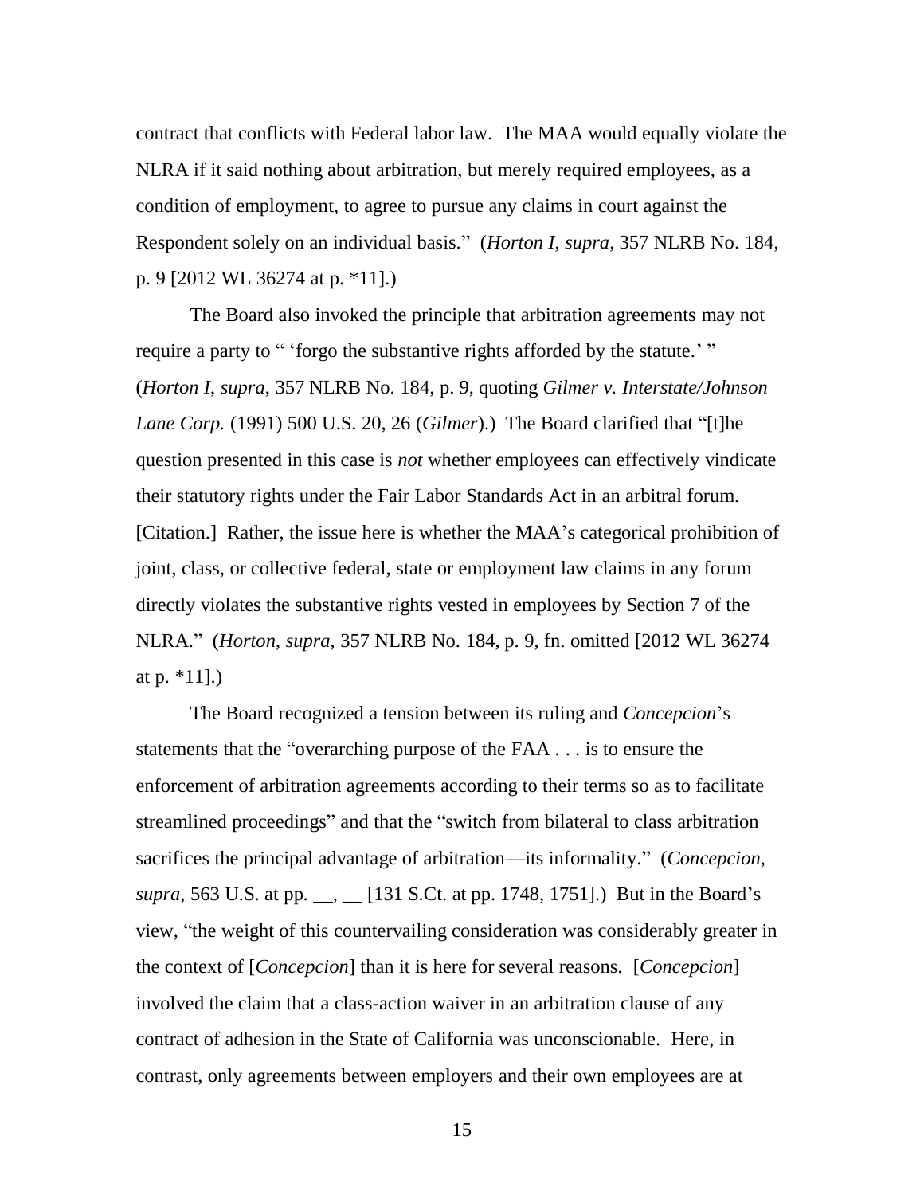contract that conflicts with Federal labor law. The MAA would equally violate the NLRA if it said nothing about arbitration, but merely required employees, as a condition of employment, to agree to pursue any claims in court against the Respondent solely on an individual basis." (*Horton I*, *supra*, 357 NLRB No. 184, p. 9 [2012 WL 36274 at p. *11].)

The Board also invoked the principle that arbitration agreements may not require a party to " 'forgo the substantive rights afforded by the statute.' " (*Horton I*, *supra*, 357 NLRB No. 184, p. 9, quoting *Gilmer v. Interstate/Johnson Lane Corp.* (1991) 500 U.S. 20, 26 (*Gilmer*).) The Board clarified that "[t]he question presented in this case is *not* whether employees can effectively vindicate their statutory rights under the Fair Labor Standards Act in an arbitral forum. [Citation.] Rather, the issue here is whether the MAA's categorical prohibition of joint, class, or collective federal, state or employment law claims in any forum directly violates the substantive rights vested in employees by Section 7 of the NLRA." (*Horton*, *supra*, 357 NLRB No. 184, p. 9, fn. omitted [2012 WL 36274 at p. *11].)

The Board recognized a tension between its ruling and *Concepcion*'s statements that the "overarching purpose of the FAA . . . is to ensure the enforcement of arbitration agreements according to their terms so as to facilitate streamlined proceedings" and that the "switch from bilateral to class arbitration sacrifices the principal advantage of arbitration—its informality." (*Concepcion*, *supra*, 563 U.S. at pp. __, __ [131 S.Ct. at pp. 1748, 1751].) But in the Board's view, "the weight of this countervailing consideration was considerably greater in the context of [*Concepcion*] than it is here for several reasons. [*Concepcion*] involved the claim that a class-action waiver in an arbitration clause of any contract of adhesion in the State of California was unconscionable. Here, in contrast, only agreements between employers and their own employees are at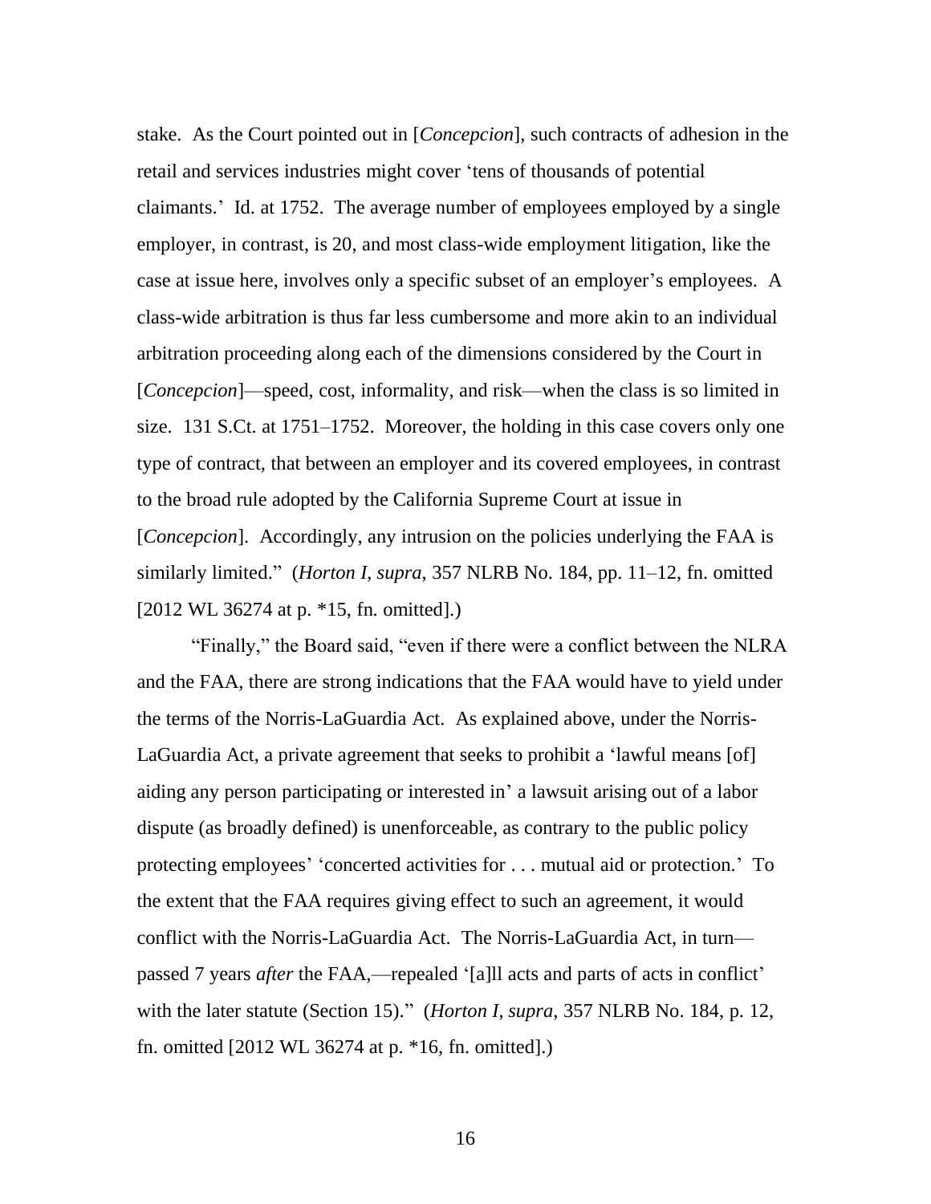stake. As the Court pointed out in [*Concepcion*], such contracts of adhesion in the retail and services industries might cover 'tens of thousands of potential claimants.' Id. at 1752. The average number of employees employed by a single employer, in contrast, is 20, and most class-wide employment litigation, like the case at issue here, involves only a specific subset of an employer's employees. A class-wide arbitration is thus far less cumbersome and more akin to an individual arbitration proceeding along each of the dimensions considered by the Court in [*Concepcion*]—speed, cost, informality, and risk—when the class is so limited in size. 131 S.Ct. at 1751–1752. Moreover, the holding in this case covers only one type of contract, that between an employer and its covered employees, in contrast to the broad rule adopted by the California Supreme Court at issue in [*Concepcion*]. Accordingly, any intrusion on the policies underlying the FAA is similarly limited." (*Horton I*, *supra*, 357 NLRB No. 184, pp. 11–12, fn. omitted [2012 WL 36274 at p. *15, fn. omitted].)

"Finally," the Board said, "even if there were a conflict between the NLRA and the FAA, there are strong indications that the FAA would have to yield under the terms of the Norris-LaGuardia Act. As explained above, under the Norris-LaGuardia Act, a private agreement that seeks to prohibit a 'lawful means [of] aiding any person participating or interested in' a lawsuit arising out of a labor dispute (as broadly defined) is unenforceable, as contrary to the public policy protecting employees' 'concerted activities for . . . mutual aid or protection.' To the extent that the FAA requires giving effect to such an agreement, it would conflict with the Norris-LaGuardia Act. The Norris-LaGuardia Act, in turn—passed 7 years *after* the FAA,—repealed '[a]ll acts and parts of acts in conflict' with the later statute (Section 15)." (*Horton I*, *supra*, 357 NLRB No. 184, p. 12, fn. omitted [2012 WL 36274 at p. *16, fn. omitted].)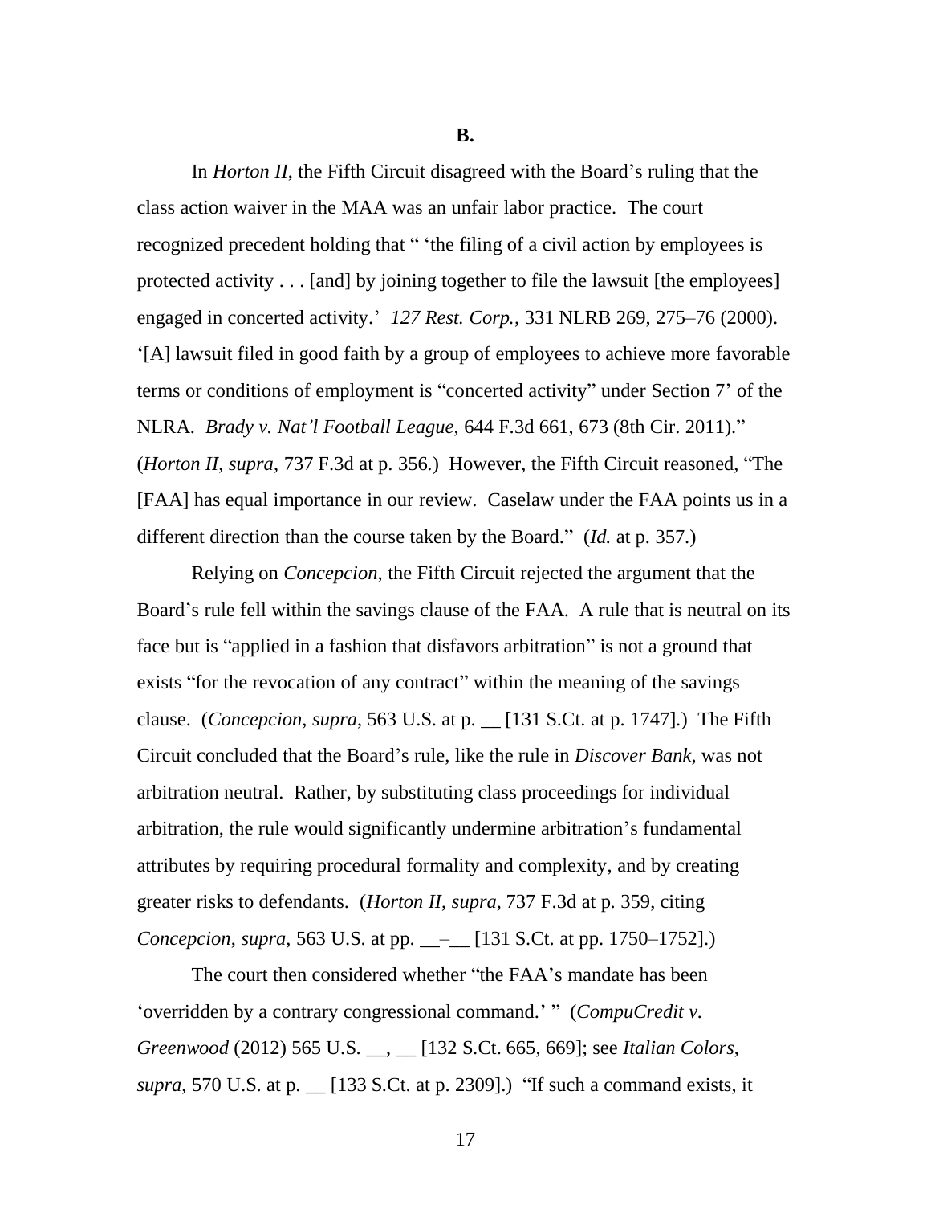**B.**

In *Horton II*, the Fifth Circuit disagreed with the Board's ruling that the class action waiver in the MAA was an unfair labor practice. The court recognized precedent holding that " 'the filing of a civil action by employees is protected activity . . . [and] by joining together to file the lawsuit [the employees] engaged in concerted activity.' *127 Rest. Corp.*, 331 NLRB 269, 275–76 (2000). '[A] lawsuit filed in good faith by a group of employees to achieve more favorable terms or conditions of employment is "concerted activity" under Section 7' of the NLRA. *Brady v. Nat'l Football League*, 644 F.3d 661, 673 (8th Cir. 2011)." (*Horton II*, *supra*, 737 F.3d at p. 356.) However, the Fifth Circuit reasoned, "The [FAA] has equal importance in our review. Caselaw under the FAA points us in a different direction than the course taken by the Board." (*Id.* at p. 357.)

Relying on *Concepcion*, the Fifth Circuit rejected the argument that the Board's rule fell within the savings clause of the FAA. A rule that is neutral on its face but is "applied in a fashion that disfavors arbitration" is not a ground that exists "for the revocation of any contract" within the meaning of the savings clause. (*Concepcion*, *supra*, 563 U.S. at p. __ [131 S.Ct. at p. 1747].) The Fifth Circuit concluded that the Board's rule, like the rule in *Discover Bank*, was not arbitration neutral. Rather, by substituting class proceedings for individual arbitration, the rule would significantly undermine arbitration's fundamental attributes by requiring procedural formality and complexity, and by creating greater risks to defendants. (*Horton II*, *supra*, 737 F.3d at p. 359, citing *Concepcion*, *supra*, 563 U.S. at pp. __–__ [131 S.Ct. at pp. 1750–1752].)

The court then considered whether "the FAA's mandate has been 'overridden by a contrary congressional command.' " (*CompuCredit v. Greenwood* (2012) 565 U.S. __, __ [132 S.Ct. 665, 669]; see *Italian Colors*, *supra*, 570 U.S. at p. __ [133 S.Ct. at p. 2309].) "If such a command exists, it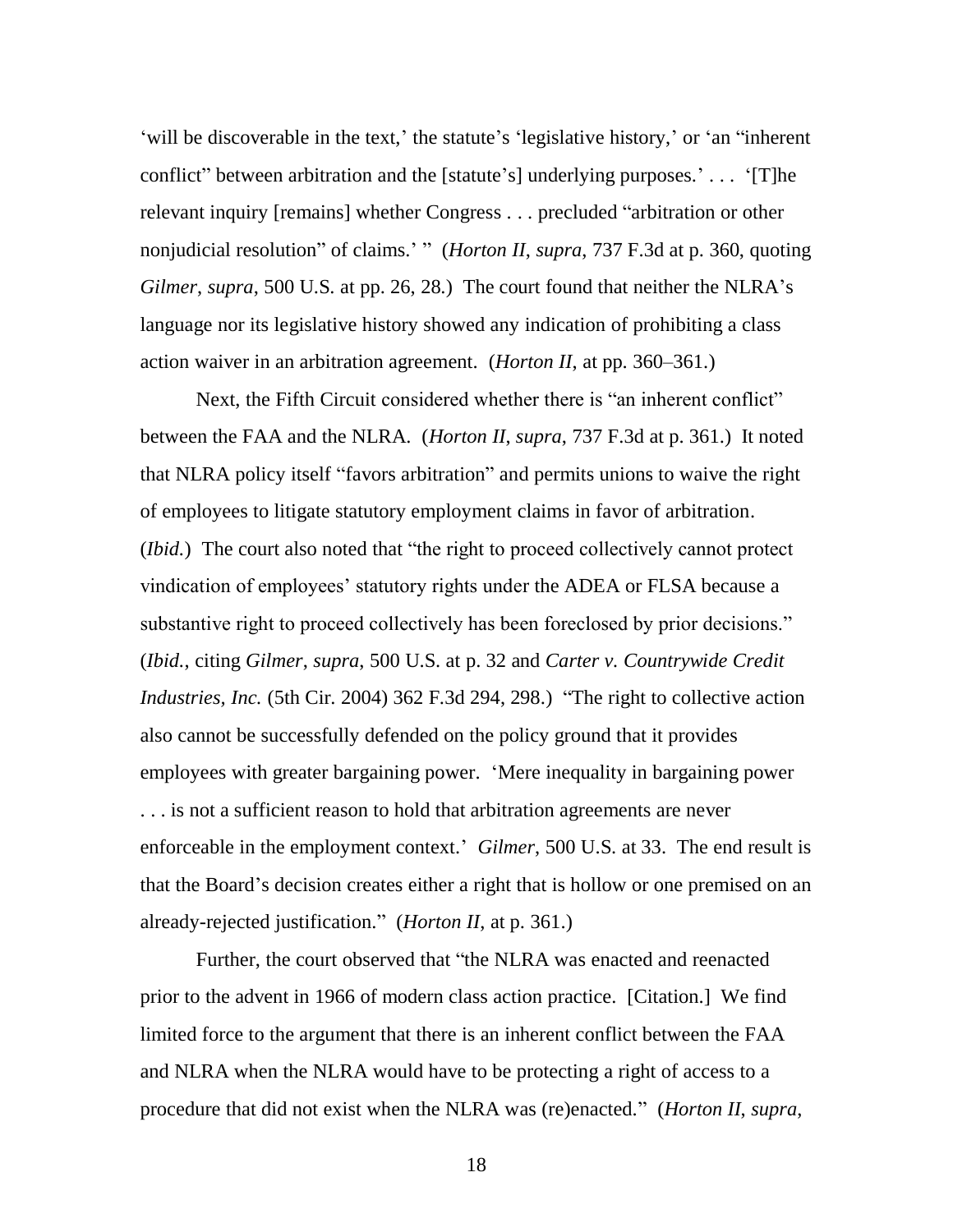'will be discoverable in the text,' the statute's 'legislative history,' or 'an "inherent conflict" between arbitration and the [statute's] underlying purposes.' . . . '[T]he relevant inquiry [remains] whether Congress . . . precluded "arbitration or other nonjudicial resolution" of claims.' " (*Horton II*, *supra*, 737 F.3d at p. 360, quoting *Gilmer*, *supra*, 500 U.S. at pp. 26, 28.) The court found that neither the NLRA's language nor its legislative history showed any indication of prohibiting a class action waiver in an arbitration agreement. (*Horton II*, at pp. 360–361.)

Next, the Fifth Circuit considered whether there is "an inherent conflict" between the FAA and the NLRA. (*Horton II*, *supra*, 737 F.3d at p. 361.) It noted that NLRA policy itself "favors arbitration" and permits unions to waive the right of employees to litigate statutory employment claims in favor of arbitration. (*Ibid.*) The court also noted that "the right to proceed collectively cannot protect vindication of employees' statutory rights under the ADEA or FLSA because a substantive right to proceed collectively has been foreclosed by prior decisions." (*Ibid.*, citing *Gilmer*, *supra*, 500 U.S. at p. 32 and *Carter v. Countrywide Credit Industries, Inc.* (5th Cir. 2004) 362 F.3d 294, 298.) "The right to collective action also cannot be successfully defended on the policy ground that it provides employees with greater bargaining power. 'Mere inequality in bargaining power . . . is not a sufficient reason to hold that arbitration agreements are never enforceable in the employment context.' *Gilmer*, 500 U.S. at 33. The end result is that the Board's decision creates either a right that is hollow or one premised on an already-rejected justification." (*Horton II*, at p. 361.)

Further, the court observed that "the NLRA was enacted and reenacted prior to the advent in 1966 of modern class action practice. [Citation.] We find limited force to the argument that there is an inherent conflict between the FAA and NLRA when the NLRA would have to be protecting a right of access to a procedure that did not exist when the NLRA was (re)enacted." (*Horton II*, *supra*,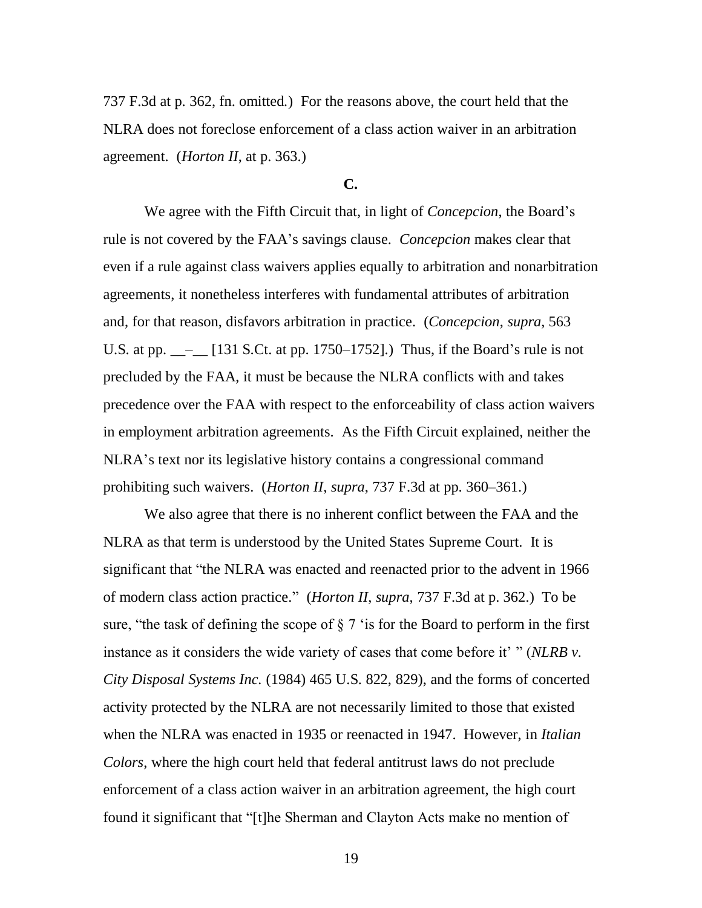737 F.3d at p. 362, fn. omitted.) For the reasons above, the court held that the NLRA does not foreclose enforcement of a class action waiver in an arbitration agreement. (*Horton II*, at p. 363.)

**C.**

We agree with the Fifth Circuit that, in light of *Concepcion*, the Board's rule is not covered by the FAA's savings clause. *Concepcion* makes clear that even if a rule against class waivers applies equally to arbitration and nonarbitration agreements, it nonetheless interferes with fundamental attributes of arbitration and, for that reason, disfavors arbitration in practice. (*Concepcion*, *supra*, 563 U.S. at pp. \_\_–\_\_ [131 S.Ct. at pp. 1750–1752].) Thus, if the Board's rule is not precluded by the FAA, it must be because the NLRA conflicts with and takes precedence over the FAA with respect to the enforceability of class action waivers in employment arbitration agreements. As the Fifth Circuit explained, neither the NLRA's text nor its legislative history contains a congressional command prohibiting such waivers. (*Horton II*, *supra*, 737 F.3d at pp. 360–361.)

We also agree that there is no inherent conflict between the FAA and the NLRA as that term is understood by the United States Supreme Court. It is significant that "the NLRA was enacted and reenacted prior to the advent in 1966 of modern class action practice." (*Horton II*, *supra*, 737 F.3d at p. 362.) To be sure, "the task of defining the scope of § 7 'is for the Board to perform in the first instance as it considers the wide variety of cases that come before it' " (*NLRB v. City Disposal Systems Inc.* (1984) 465 U.S. 822, 829), and the forms of concerted activity protected by the NLRA are not necessarily limited to those that existed when the NLRA was enacted in 1935 or reenacted in 1947. However, in *Italian Colors*, where the high court held that federal antitrust laws do not preclude enforcement of a class action waiver in an arbitration agreement, the high court found it significant that "[t]he Sherman and Clayton Acts make no mention of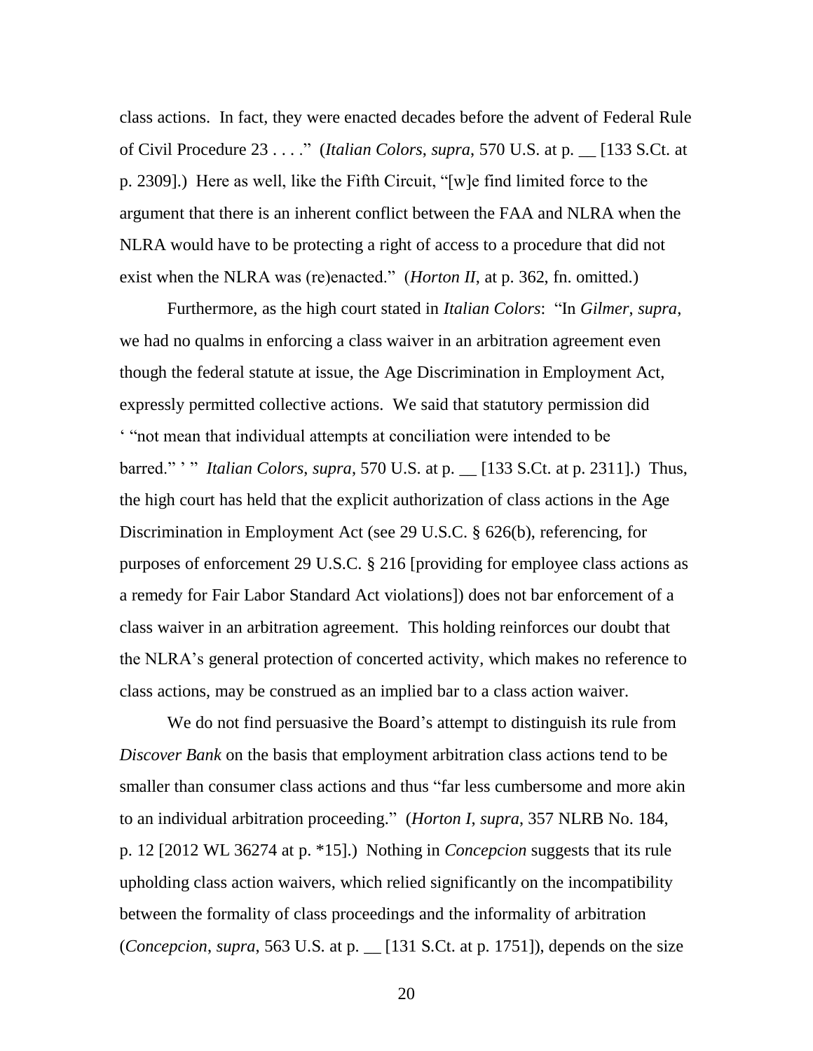class actions. In fact, they were enacted decades before the advent of Federal Rule of Civil Procedure 23 . . . ." (*Italian Colors*, *supra*, 570 U.S. at p. __ [133 S.Ct. at p. 2309].) Here as well, like the Fifth Circuit, "[w]e find limited force to the argument that there is an inherent conflict between the FAA and NLRA when the NLRA would have to be protecting a right of access to a procedure that did not exist when the NLRA was (re)enacted." (*Horton II*, at p. 362, fn. omitted.)

Furthermore, as the high court stated in *Italian Colors*: "In *Gilmer*, *supra*, we had no qualms in enforcing a class waiver in an arbitration agreement even though the federal statute at issue, the Age Discrimination in Employment Act, expressly permitted collective actions. We said that statutory permission did ' "not mean that individual attempts at conciliation were intended to be barred." ' " *Italian Colors*, *supra*, 570 U.S. at p. __ [133 S.Ct. at p. 2311].) Thus, the high court has held that the explicit authorization of class actions in the Age Discrimination in Employment Act (see 29 U.S.C. § 626(b), referencing, for purposes of enforcement 29 U.S.C. § 216 [providing for employee class actions as a remedy for Fair Labor Standard Act violations]) does not bar enforcement of a class waiver in an arbitration agreement. This holding reinforces our doubt that the NLRA's general protection of concerted activity, which makes no reference to class actions, may be construed as an implied bar to a class action waiver.

We do not find persuasive the Board's attempt to distinguish its rule from *Discover Bank* on the basis that employment arbitration class actions tend to be smaller than consumer class actions and thus "far less cumbersome and more akin to an individual arbitration proceeding." (*Horton I*, *supra*, 357 NLRB No. 184, p. 12 [2012 WL 36274 at p. *15].) Nothing in *Concepcion* suggests that its rule upholding class action waivers, which relied significantly on the incompatibility between the formality of class proceedings and the informality of arbitration (*Concepcion*, *supra*, 563 U.S. at p. __ [131 S.Ct. at p. 1751]), depends on the size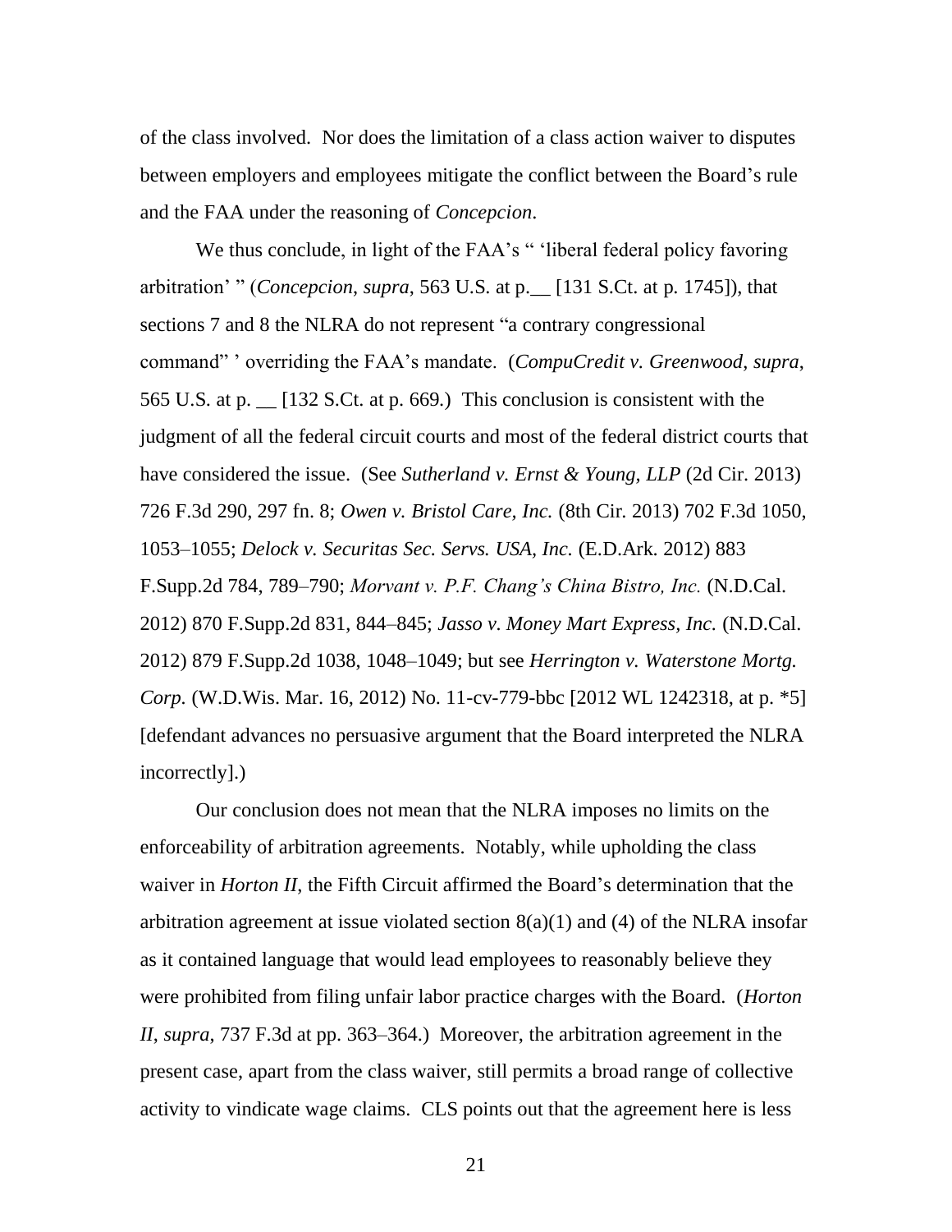of the class involved. Nor does the limitation of a class action waiver to disputes between employers and employees mitigate the conflict between the Board's rule and the FAA under the reasoning of *Concepcion*.

We thus conclude, in light of the FAA's " 'liberal federal policy favoring arbitration' " (*Concepcion*, *supra*, 563 U.S. at p.__ [131 S.Ct. at p. 1745]), that sections 7 and 8 the NLRA do not represent "a contrary congressional command" ' overriding the FAA's mandate. (*CompuCredit v. Greenwood*, *supra*, 565 U.S. at p. __ [132 S.Ct. at p. 669.) This conclusion is consistent with the judgment of all the federal circuit courts and most of the federal district courts that have considered the issue. (See *Sutherland v. Ernst & Young, LLP* (2d Cir. 2013) 726 F.3d 290, 297 fn. 8; *Owen v. Bristol Care, Inc.* (8th Cir. 2013) 702 F.3d 1050, 1053–1055; *Delock v. Securitas Sec. Servs. USA, Inc.* (E.D.Ark. 2012) 883 F.Supp.2d 784, 789–790; *Morvant v. P.F. Chang's China Bistro, Inc.* (N.D.Cal. 2012) 870 F.Supp.2d 831, 844–845; *Jasso v. Money Mart Express, Inc.* (N.D.Cal. 2012) 879 F.Supp.2d 1038, 1048–1049; but see *Herrington v. Waterstone Mortg. Corp.* (W.D.Wis. Mar. 16, 2012) No. 11-cv-779-bbc [2012 WL 1242318, at p. *5] [defendant advances no persuasive argument that the Board interpreted the NLRA incorrectly].)

Our conclusion does not mean that the NLRA imposes no limits on the enforceability of arbitration agreements. Notably, while upholding the class waiver in *Horton II*, the Fifth Circuit affirmed the Board's determination that the arbitration agreement at issue violated section 8(a)(1) and (4) of the NLRA insofar as it contained language that would lead employees to reasonably believe they were prohibited from filing unfair labor practice charges with the Board. (*Horton II*, *supra*, 737 F.3d at pp. 363–364.) Moreover, the arbitration agreement in the present case, apart from the class waiver, still permits a broad range of collective activity to vindicate wage claims. CLS points out that the agreement here is less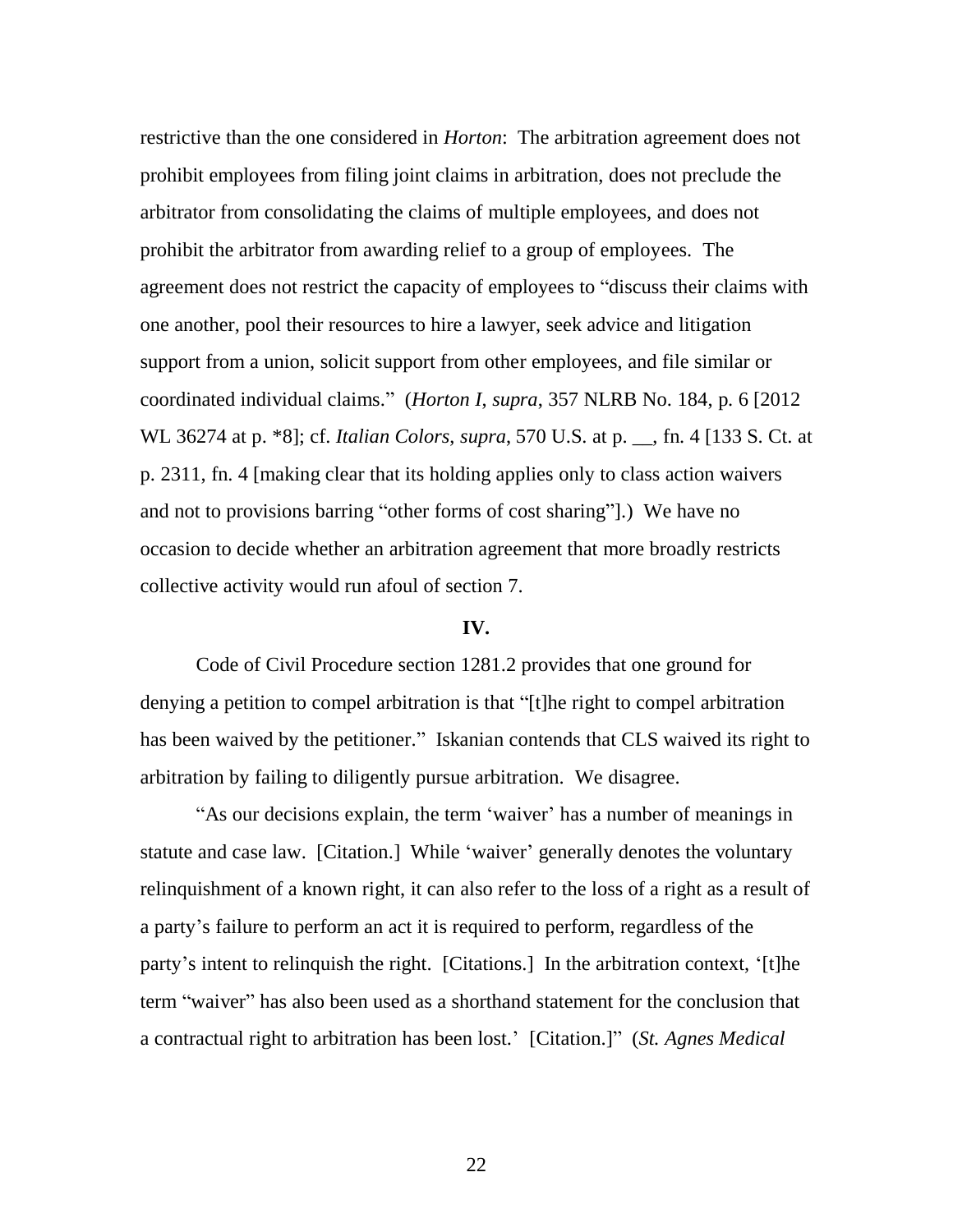restrictive than the one considered in *Horton*: The arbitration agreement does not prohibit employees from filing joint claims in arbitration, does not preclude the arbitrator from consolidating the claims of multiple employees, and does not prohibit the arbitrator from awarding relief to a group of employees. The agreement does not restrict the capacity of employees to "discuss their claims with one another, pool their resources to hire a lawyer, seek advice and litigation support from a union, solicit support from other employees, and file similar or coordinated individual claims." (*Horton I*, *supra*, 357 NLRB No. 184, p. 6 [2012 WL 36274 at p. *8]; cf. *Italian Colors*, *supra*, 570 U.S. at p. __, fn. 4 [133 S. Ct. at p. 2311, fn. 4 [making clear that its holding applies only to class action waivers and not to provisions barring "other forms of cost sharing"].) We have no occasion to decide whether an arbitration agreement that more broadly restricts collective activity would run afoul of section 7.

## IV.

Code of Civil Procedure section 1281.2 provides that one ground for denying a petition to compel arbitration is that "[t]he right to compel arbitration has been waived by the petitioner." Iskanian contends that CLS waived its right to arbitration by failing to diligently pursue arbitration. We disagree.

"As our decisions explain, the term 'waiver' has a number of meanings in statute and case law. [Citation.] While 'waiver' generally denotes the voluntary relinquishment of a known right, it can also refer to the loss of a right as a result of a party's failure to perform an act it is required to perform, regardless of the party's intent to relinquish the right. [Citations.] In the arbitration context, '[t]he term "waiver" has also been used as a shorthand statement for the conclusion that a contractual right to arbitration has been lost.' [Citation.]" (*St. Agnes Medical*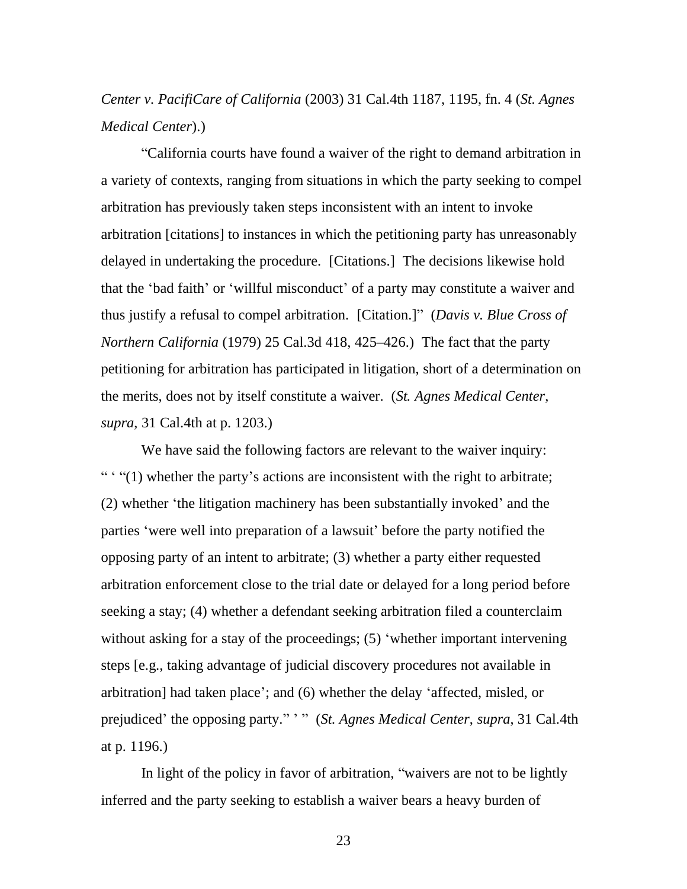*Center v. PacifiCare of California* (2003) 31 Cal.4th 1187, 1195, fn. 4 (*St. Agnes Medical Center*).)

"California courts have found a waiver of the right to demand arbitration in a variety of contexts, ranging from situations in which the party seeking to compel arbitration has previously taken steps inconsistent with an intent to invoke arbitration [citations] to instances in which the petitioning party has unreasonably delayed in undertaking the procedure. [Citations.] The decisions likewise hold that the 'bad faith' or 'willful misconduct' of a party may constitute a waiver and thus justify a refusal to compel arbitration. [Citation.]" (*Davis v. Blue Cross of Northern California* (1979) 25 Cal.3d 418, 425–426.) The fact that the party petitioning for arbitration has participated in litigation, short of a determination on the merits, does not by itself constitute a waiver. (*St. Agnes Medical Center*, *supra*, 31 Cal.4th at p. 1203.)

We have said the following factors are relevant to the waiver inquiry: " ' "(1) whether the party's actions are inconsistent with the right to arbitrate; (2) whether 'the litigation machinery has been substantially invoked' and the parties 'were well into preparation of a lawsuit' before the party notified the opposing party of an intent to arbitrate; (3) whether a party either requested arbitration enforcement close to the trial date or delayed for a long period before seeking a stay; (4) whether a defendant seeking arbitration filed a counterclaim without asking for a stay of the proceedings; (5) 'whether important intervening steps [e.g., taking advantage of judicial discovery procedures not available in arbitration] had taken place'; and (6) whether the delay 'affected, misled, or prejudiced' the opposing party." ' " (*St. Agnes Medical Center*, *supra*, 31 Cal.4th at p. 1196.)

In light of the policy in favor of arbitration, "waivers are not to be lightly inferred and the party seeking to establish a waiver bears a heavy burden of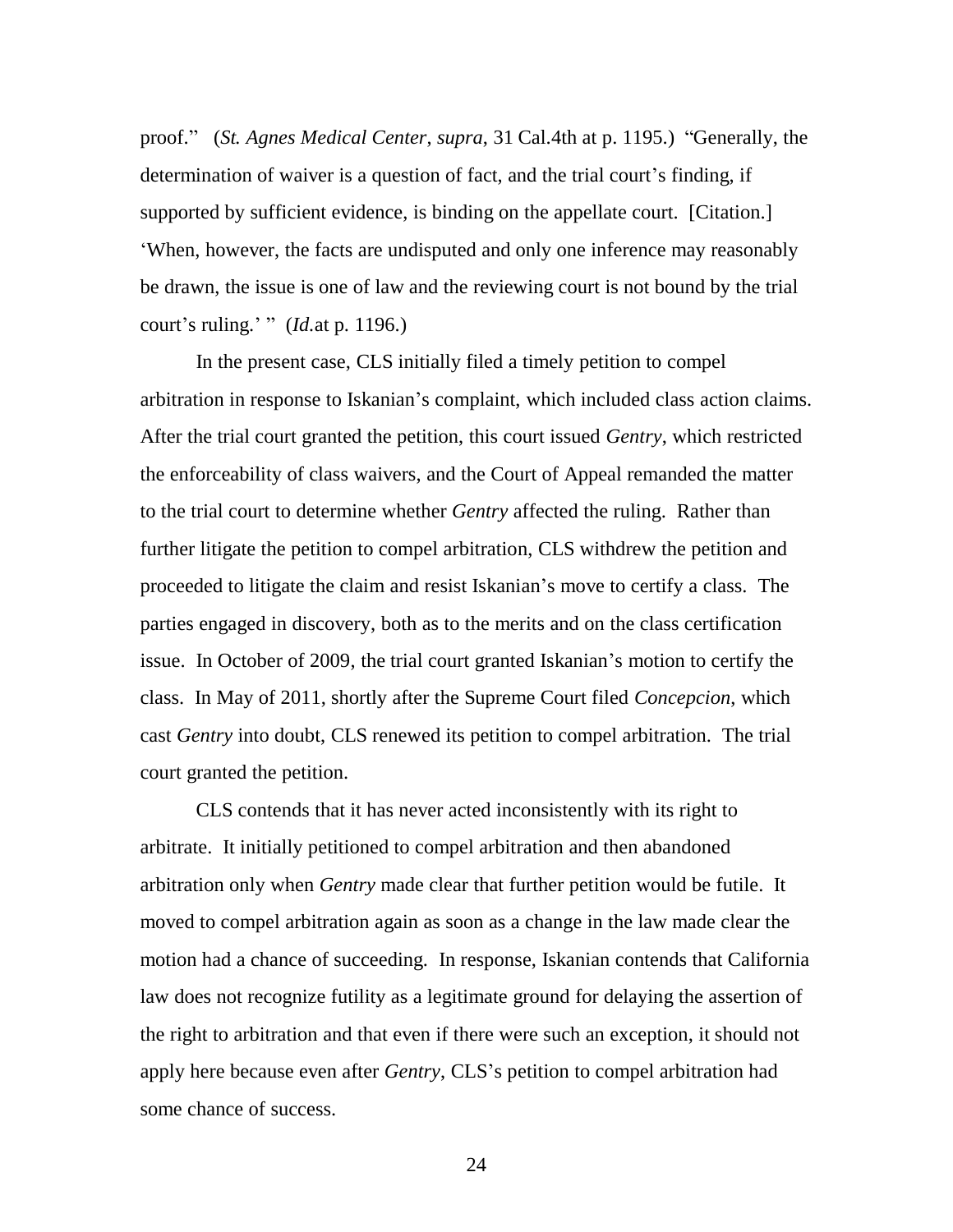proof." (*St. Agnes Medical Center*, *supra*, 31 Cal.4th at p. 1195.) "Generally, the determination of waiver is a question of fact, and the trial court's finding, if supported by sufficient evidence, is binding on the appellate court. [Citation.] 'When, however, the facts are undisputed and only one inference may reasonably be drawn, the issue is one of law and the reviewing court is not bound by the trial court's ruling.' " (*Id.*at p. 1196.)

In the present case, CLS initially filed a timely petition to compel arbitration in response to Iskanian's complaint, which included class action claims. After the trial court granted the petition, this court issued *Gentry*, which restricted the enforceability of class waivers, and the Court of Appeal remanded the matter to the trial court to determine whether *Gentry* affected the ruling. Rather than further litigate the petition to compel arbitration, CLS withdrew the petition and proceeded to litigate the claim and resist Iskanian's move to certify a class. The parties engaged in discovery, both as to the merits and on the class certification issue. In October of 2009, the trial court granted Iskanian's motion to certify the class. In May of 2011, shortly after the Supreme Court filed *Concepcion*, which cast *Gentry* into doubt, CLS renewed its petition to compel arbitration. The trial court granted the petition.

CLS contends that it has never acted inconsistently with its right to arbitrate. It initially petitioned to compel arbitration and then abandoned arbitration only when *Gentry* made clear that further petition would be futile. It moved to compel arbitration again as soon as a change in the law made clear the motion had a chance of succeeding. In response, Iskanian contends that California law does not recognize futility as a legitimate ground for delaying the assertion of the right to arbitration and that even if there were such an exception, it should not apply here because even after *Gentry*, CLS's petition to compel arbitration had some chance of success.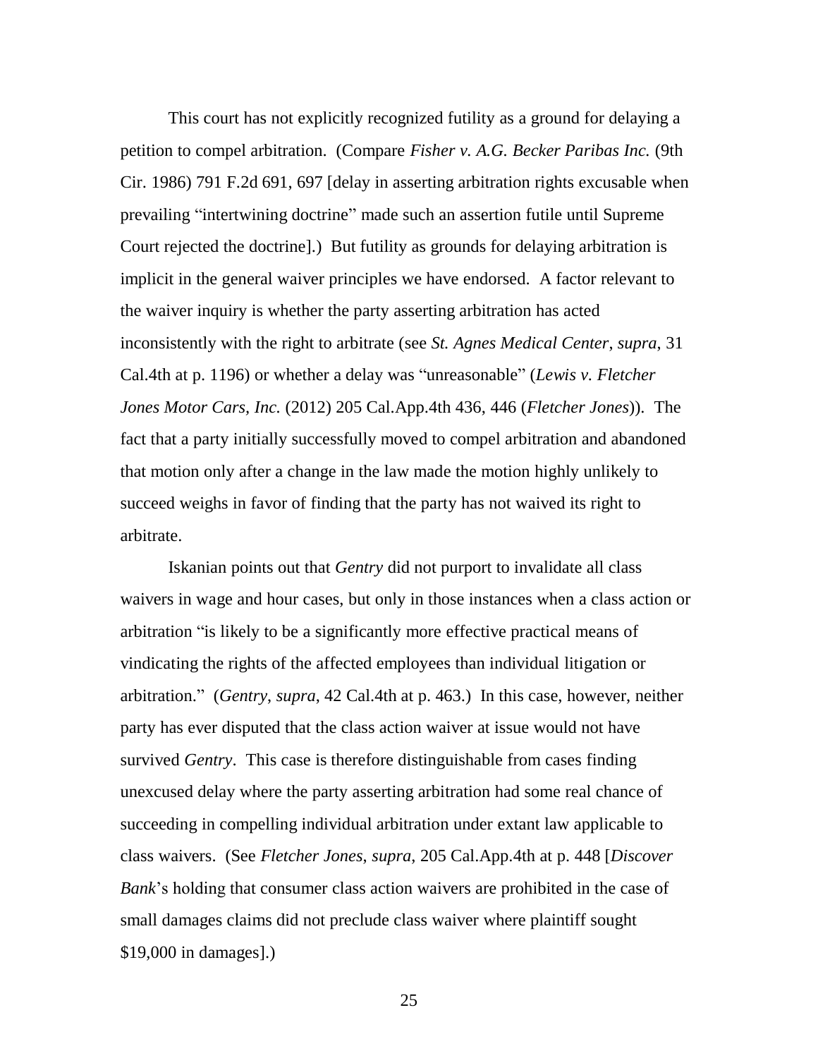This court has not explicitly recognized futility as a ground for delaying a petition to compel arbitration. (Compare *Fisher v. A.G. Becker Paribas Inc.* (9th Cir. 1986) 791 F.2d 691, 697 [delay in asserting arbitration rights excusable when prevailing "intertwining doctrine" made such an assertion futile until Supreme Court rejected the doctrine].) But futility as grounds for delaying arbitration is implicit in the general waiver principles we have endorsed. A factor relevant to the waiver inquiry is whether the party asserting arbitration has acted inconsistently with the right to arbitrate (see *St. Agnes Medical Center*, *supra*, 31 Cal.4th at p. 1196) or whether a delay was "unreasonable" (*Lewis v. Fletcher Jones Motor Cars, Inc.* (2012) 205 Cal.App.4th 436, 446 (*Fletcher Jones*)). The fact that a party initially successfully moved to compel arbitration and abandoned that motion only after a change in the law made the motion highly unlikely to succeed weighs in favor of finding that the party has not waived its right to arbitrate.

Iskanian points out that *Gentry* did not purport to invalidate all class waivers in wage and hour cases, but only in those instances when a class action or arbitration "is likely to be a significantly more effective practical means of vindicating the rights of the affected employees than individual litigation or arbitration." (*Gentry*, *supra*, 42 Cal.4th at p. 463.) In this case, however, neither party has ever disputed that the class action waiver at issue would not have survived *Gentry*. This case is therefore distinguishable from cases finding unexcused delay where the party asserting arbitration had some real chance of succeeding in compelling individual arbitration under extant law applicable to class waivers. (See *Fletcher Jones*, *supra*, 205 Cal.App.4th at p. 448 [*Discover Bank*'s holding that consumer class action waivers are prohibited in the case of small damages claims did not preclude class waiver where plaintiff sought $19,000 in damages].)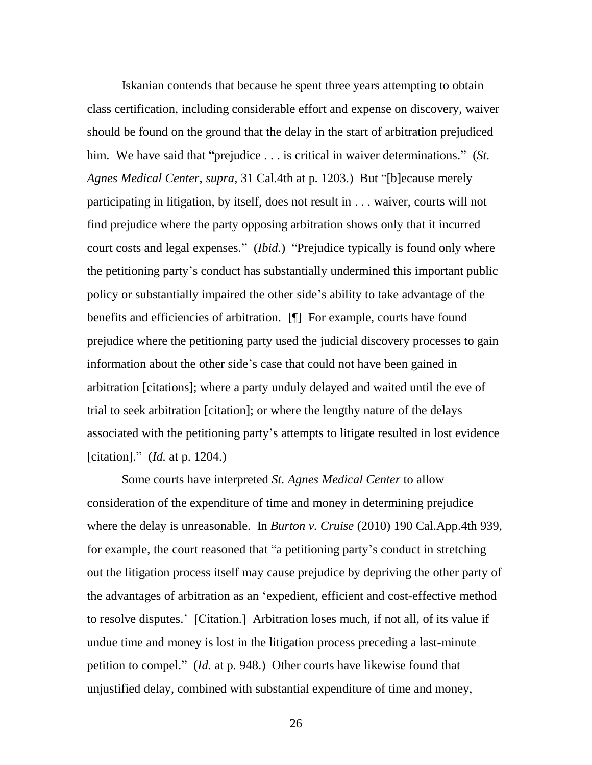Iskanian contends that because he spent three years attempting to obtain class certification, including considerable effort and expense on discovery, waiver should be found on the ground that the delay in the start of arbitration prejudiced him. We have said that "prejudice . . . is critical in waiver determinations." (*St. Agnes Medical Center*, *supra*, 31 Cal.4th at p. 1203.) But "[b]ecause merely participating in litigation, by itself, does not result in . . . waiver, courts will not find prejudice where the party opposing arbitration shows only that it incurred court costs and legal expenses." (*Ibid.*) "Prejudice typically is found only where the petitioning party's conduct has substantially undermined this important public policy or substantially impaired the other side's ability to take advantage of the benefits and efficiencies of arbitration. [¶] For example, courts have found prejudice where the petitioning party used the judicial discovery processes to gain information about the other side's case that could not have been gained in arbitration [citations]; where a party unduly delayed and waited until the eve of trial to seek arbitration [citation]; or where the lengthy nature of the delays associated with the petitioning party's attempts to litigate resulted in lost evidence [citation]." (*Id.* at p. 1204.)

Some courts have interpreted *St. Agnes Medical Center* to allow consideration of the expenditure of time and money in determining prejudice where the delay is unreasonable. In *Burton v. Cruise* (2010) 190 Cal.App.4th 939, for example, the court reasoned that "a petitioning party's conduct in stretching out the litigation process itself may cause prejudice by depriving the other party of the advantages of arbitration as an 'expedient, efficient and cost-effective method to resolve disputes.' [Citation.] Arbitration loses much, if not all, of its value if undue time and money is lost in the litigation process preceding a last-minute petition to compel." (*Id.* at p. 948.) Other courts have likewise found that unjustified delay, combined with substantial expenditure of time and money,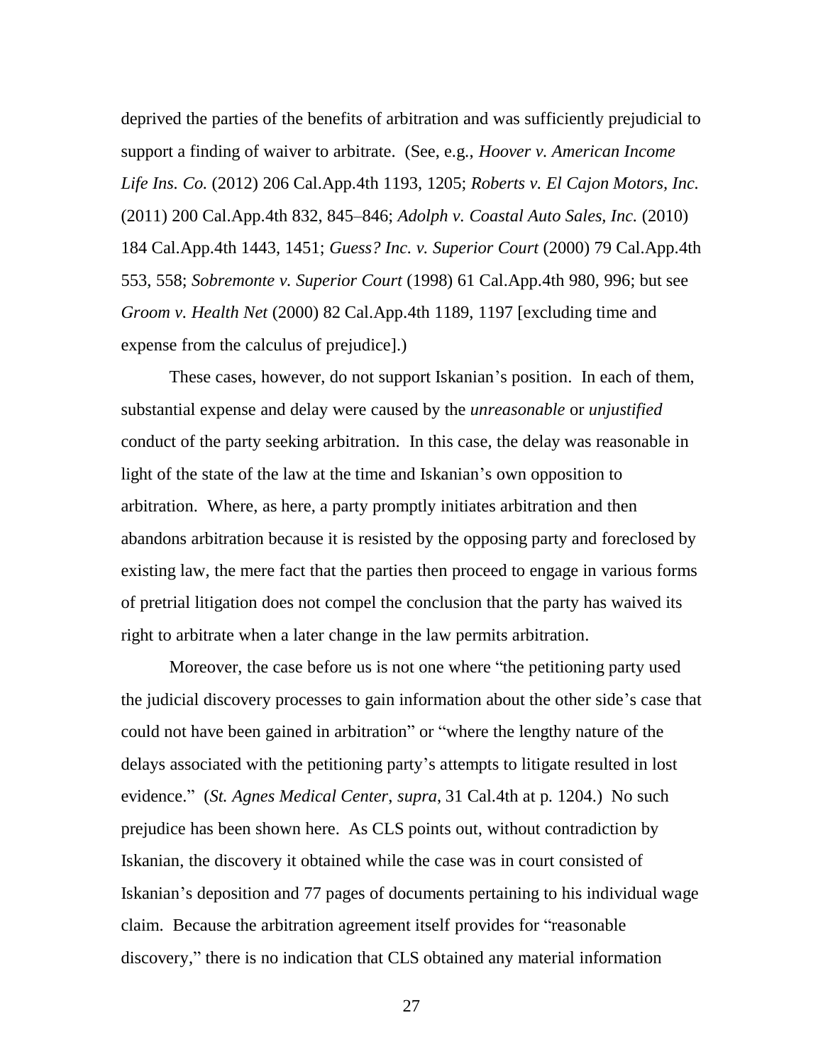deprived the parties of the benefits of arbitration and was sufficiently prejudicial to support a finding of waiver to arbitrate. (See, e.g., *Hoover v. American Income Life Ins. Co.* (2012) 206 Cal.App.4th 1193, 1205; *Roberts v. El Cajon Motors, Inc.* (2011) 200 Cal.App.4th 832, 845–846; *Adolph v. Coastal Auto Sales, Inc.* (2010) 184 Cal.App.4th 1443, 1451; *Guess? Inc. v. Superior Court* (2000) 79 Cal.App.4th 553, 558; *Sobremonte v. Superior Court* (1998) 61 Cal.App.4th 980, 996; but see *Groom v. Health Net* (2000) 82 Cal.App.4th 1189, 1197 [excluding time and expense from the calculus of prejudice].)

These cases, however, do not support Iskanian's position. In each of them, substantial expense and delay were caused by the *unreasonable* or *unjustified* conduct of the party seeking arbitration. In this case, the delay was reasonable in light of the state of the law at the time and Iskanian's own opposition to arbitration. Where, as here, a party promptly initiates arbitration and then abandons arbitration because it is resisted by the opposing party and foreclosed by existing law, the mere fact that the parties then proceed to engage in various forms of pretrial litigation does not compel the conclusion that the party has waived its right to arbitrate when a later change in the law permits arbitration.

Moreover, the case before us is not one where "the petitioning party used the judicial discovery processes to gain information about the other side's case that could not have been gained in arbitration" or "where the lengthy nature of the delays associated with the petitioning party's attempts to litigate resulted in lost evidence." (*St. Agnes Medical Center*, *supra*, 31 Cal.4th at p. 1204.) No such prejudice has been shown here. As CLS points out, without contradiction by Iskanian, the discovery it obtained while the case was in court consisted of Iskanian's deposition and 77 pages of documents pertaining to his individual wage claim. Because the arbitration agreement itself provides for "reasonable discovery," there is no indication that CLS obtained any material information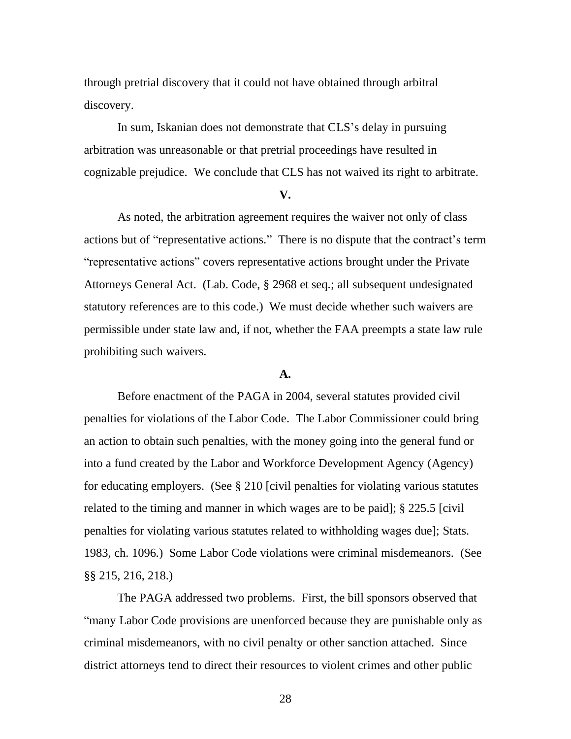through pretrial discovery that it could not have obtained through arbitral discovery.

In sum, Iskanian does not demonstrate that CLS's delay in pursuing arbitration was unreasonable or that pretrial proceedings have resulted in cognizable prejudice. We conclude that CLS has not waived its right to arbitrate.

## V.

As noted, the arbitration agreement requires the waiver not only of class actions but of "representative actions." There is no dispute that the contract's term "representative actions" covers representative actions brought under the Private Attorneys General Act. (Lab. Code, § 2968 et seq.; all subsequent undesignated statutory references are to this code.) We must decide whether such waivers are permissible under state law and, if not, whether the FAA preempts a state law rule prohibiting such waivers.

### A.

Before enactment of the PAGA in 2004, several statutes provided civil penalties for violations of the Labor Code. The Labor Commissioner could bring an action to obtain such penalties, with the money going into the general fund or into a fund created by the Labor and Workforce Development Agency (Agency) for educating employers. (See § 210 [civil penalties for violating various statutes related to the timing and manner in which wages are to be paid]; § 225.5 [civil penalties for violating various statutes related to withholding wages due]; Stats. 1983, ch. 1096.) Some Labor Code violations were criminal misdemeanors. (See §§ 215, 216, 218.)

The PAGA addressed two problems. First, the bill sponsors observed that "many Labor Code provisions are unenforced because they are punishable only as criminal misdemeanors, with no civil penalty or other sanction attached. Since district attorneys tend to direct their resources to violent crimes and other public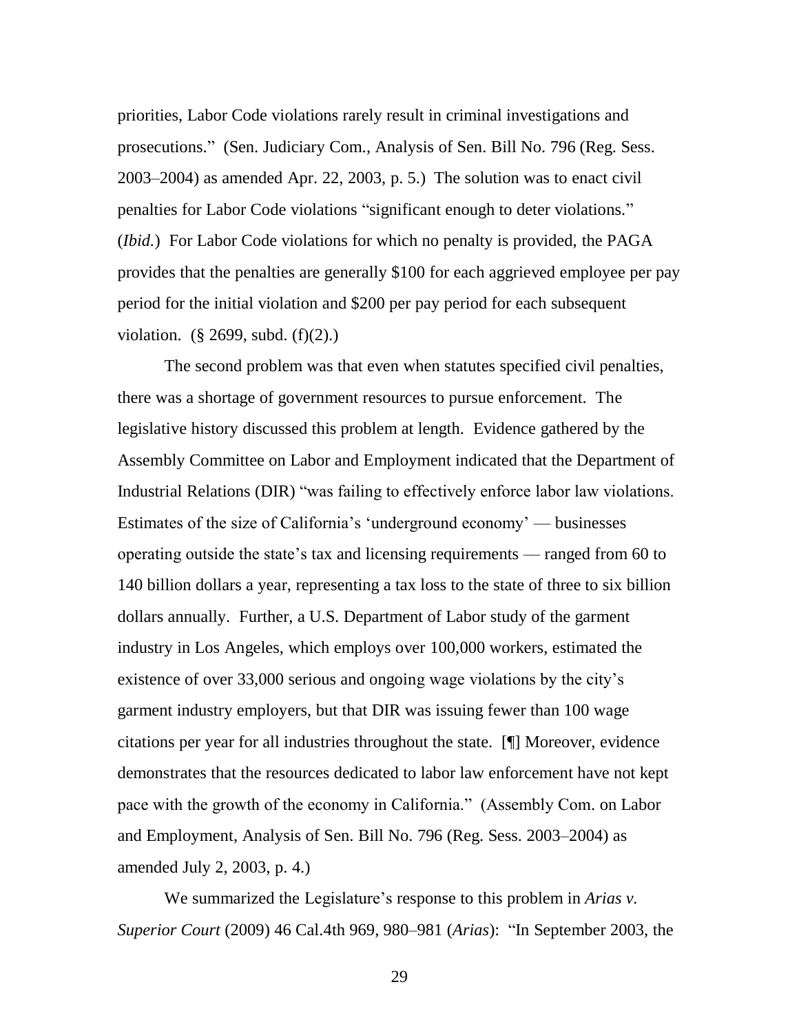priorities, Labor Code violations rarely result in criminal investigations and prosecutions." (Sen. Judiciary Com., Analysis of Sen. Bill No. 796 (Reg. Sess. 2003–2004) as amended Apr. 22, 2003, p. 5.) The solution was to enact civil penalties for Labor Code violations "significant enough to deter violations." (*Ibid.*) For Labor Code violations for which no penalty is provided, the PAGA provides that the penalties are generally $100 for each aggrieved employee per pay period for the initial violation and $200 per pay period for each subsequent violation. (§ 2699, subd. (f)(2).)

The second problem was that even when statutes specified civil penalties, there was a shortage of government resources to pursue enforcement. The legislative history discussed this problem at length. Evidence gathered by the Assembly Committee on Labor and Employment indicated that the Department of Industrial Relations (DIR) "was failing to effectively enforce labor law violations. Estimates of the size of California's 'underground economy' — businesses operating outside the state's tax and licensing requirements — ranged from 60 to 140 billion dollars a year, representing a tax loss to the state of three to six billion dollars annually. Further, a U.S. Department of Labor study of the garment industry in Los Angeles, which employs over 100,000 workers, estimated the existence of over 33,000 serious and ongoing wage violations by the city's garment industry employers, but that DIR was issuing fewer than 100 wage citations per year for all industries throughout the state. [¶] Moreover, evidence demonstrates that the resources dedicated to labor law enforcement have not kept pace with the growth of the economy in California." (Assembly Com. on Labor and Employment, Analysis of Sen. Bill No. 796 (Reg. Sess. 2003–2004) as amended July 2, 2003, p. 4.)

We summarized the Legislature's response to this problem in *Arias v. Superior Court* (2009) 46 Cal.4th 969, 980–981 (*Arias*): "In September 2003, the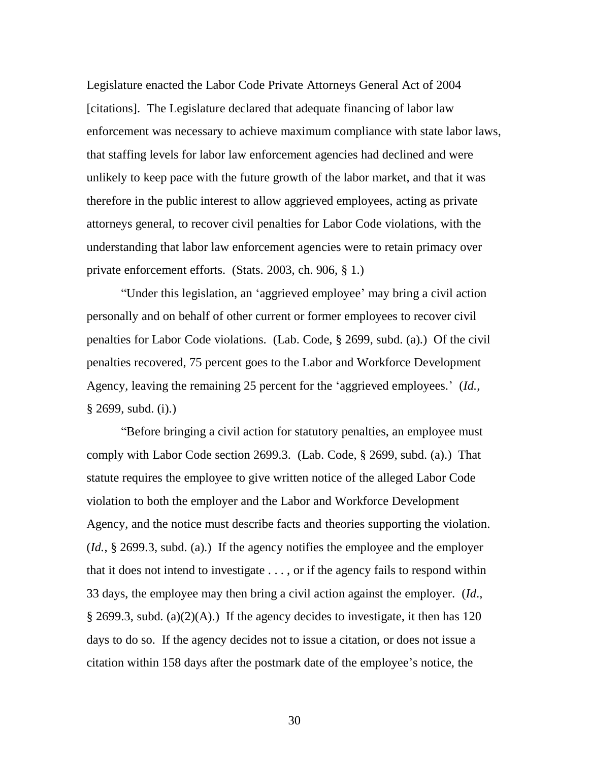Legislature enacted the Labor Code Private Attorneys General Act of 2004 [citations]. The Legislature declared that adequate financing of labor law enforcement was necessary to achieve maximum compliance with state labor laws, that staffing levels for labor law enforcement agencies had declined and were unlikely to keep pace with the future growth of the labor market, and that it was therefore in the public interest to allow aggrieved employees, acting as private attorneys general, to recover civil penalties for Labor Code violations, with the understanding that labor law enforcement agencies were to retain primacy over private enforcement efforts. (Stats. 2003, ch. 906, § 1.)

"Under this legislation, an 'aggrieved employee' may bring a civil action personally and on behalf of other current or former employees to recover civil penalties for Labor Code violations. (Lab. Code, § 2699, subd. (a).) Of the civil penalties recovered, 75 percent goes to the Labor and Workforce Development Agency, leaving the remaining 25 percent for the 'aggrieved employees.' (*Id.*, § 2699, subd. (i).)

"Before bringing a civil action for statutory penalties, an employee must comply with Labor Code section 2699.3. (Lab. Code, § 2699, subd. (a).) That statute requires the employee to give written notice of the alleged Labor Code violation to both the employer and the Labor and Workforce Development Agency, and the notice must describe facts and theories supporting the violation. (*Id.*, § 2699.3, subd. (a).) If the agency notifies the employee and the employer that it does not intend to investigate . . . , or if the agency fails to respond within 33 days, the employee may then bring a civil action against the employer. (*Id.*, § 2699.3, subd. (a)(2)(A).) If the agency decides to investigate, it then has 120 days to do so. If the agency decides not to issue a citation, or does not issue a citation within 158 days after the postmark date of the employee's notice, the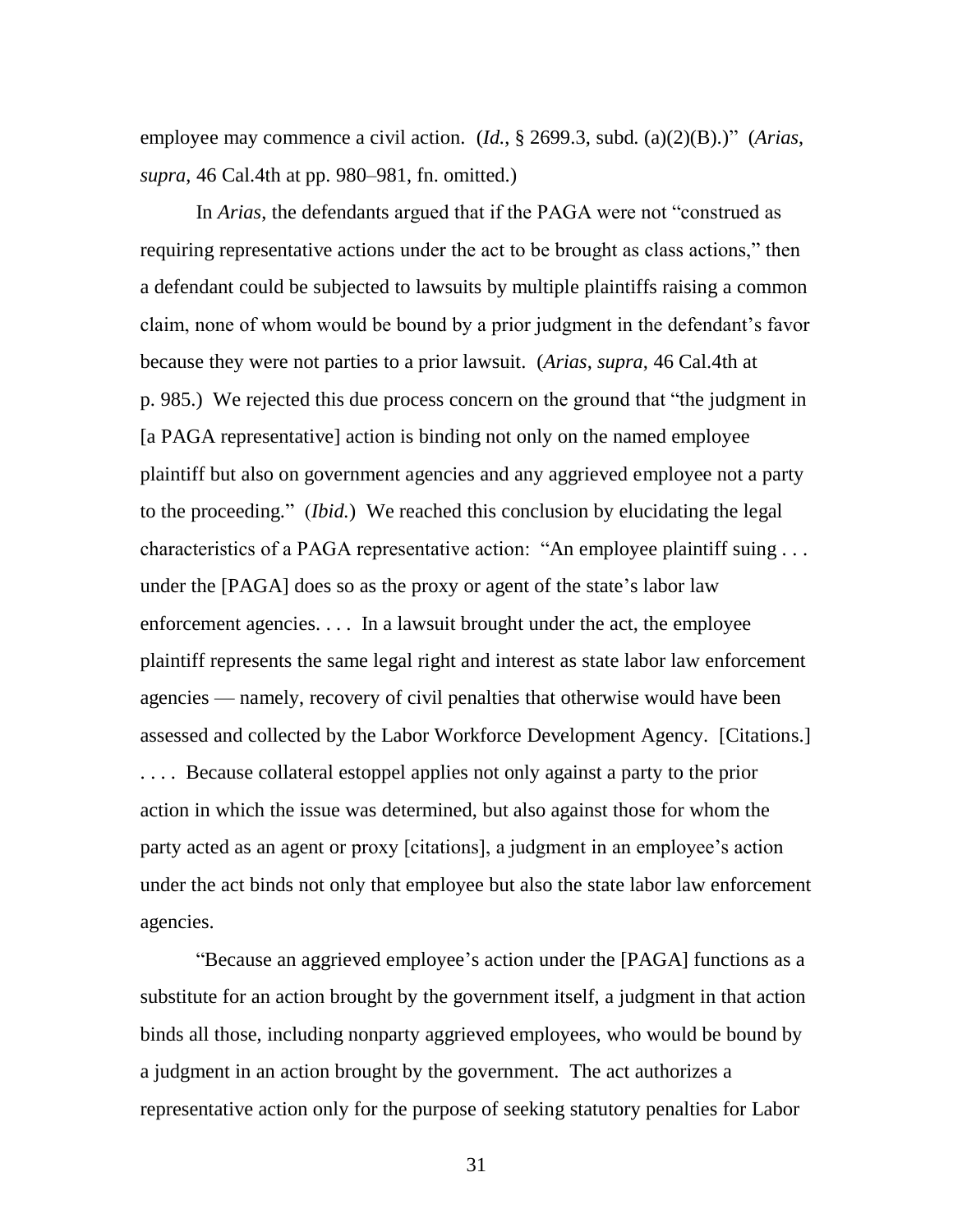employee may commence a civil action. (*Id.*, § 2699.3, subd. (a)(2)(B).)" (*Arias*, *supra*, 46 Cal.4th at pp. 980–981, fn. omitted.)

In *Arias*, the defendants argued that if the PAGA were not "construed as requiring representative actions under the act to be brought as class actions," then a defendant could be subjected to lawsuits by multiple plaintiffs raising a common claim, none of whom would be bound by a prior judgment in the defendant's favor because they were not parties to a prior lawsuit. (*Arias*, *supra*, 46 Cal.4th at p. 985.) We rejected this due process concern on the ground that "the judgment in [a PAGA representative] action is binding not only on the named employee plaintiff but also on government agencies and any aggrieved employee not a party to the proceeding." (*Ibid.*) We reached this conclusion by elucidating the legal characteristics of a PAGA representative action: "An employee plaintiff suing . . . under the [PAGA] does so as the proxy or agent of the state's labor law enforcement agencies. . . . In a lawsuit brought under the act, the employee plaintiff represents the same legal right and interest as state labor law enforcement agencies — namely, recovery of civil penalties that otherwise would have been assessed and collected by the Labor Workforce Development Agency. [Citations.] . . . . Because collateral estoppel applies not only against a party to the prior action in which the issue was determined, but also against those for whom the party acted as an agent or proxy [citations], a judgment in an employee's action under the act binds not only that employee but also the state labor law enforcement agencies.

"Because an aggrieved employee's action under the [PAGA] functions as a substitute for an action brought by the government itself, a judgment in that action binds all those, including nonparty aggrieved employees, who would be bound by a judgment in an action brought by the government. The act authorizes a representative action only for the purpose of seeking statutory penalties for Labor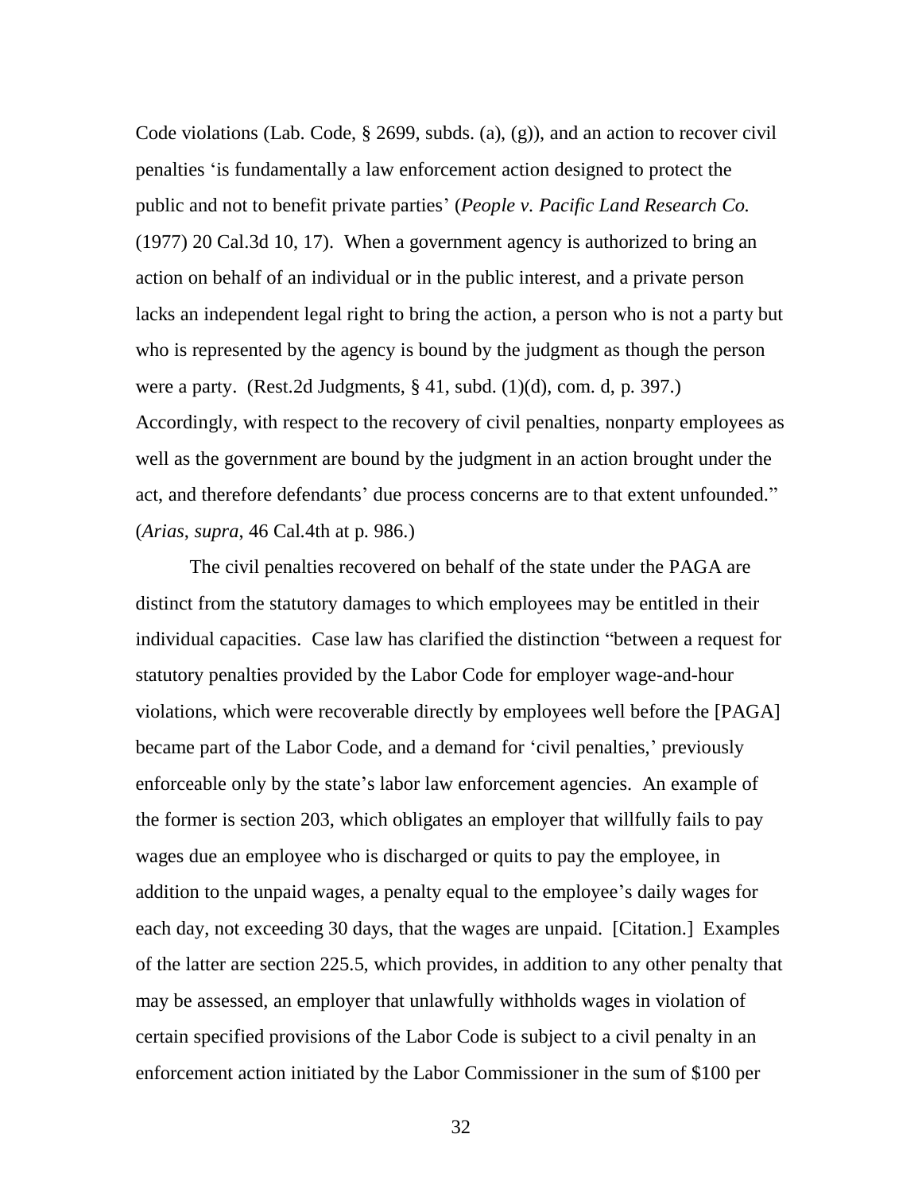Code violations (Lab. Code, § 2699, subds. (a), (g)), and an action to recover civil penalties 'is fundamentally a law enforcement action designed to protect the public and not to benefit private parties' (*People v. Pacific Land Research Co.* (1977) 20 Cal.3d 10, 17). When a government agency is authorized to bring an action on behalf of an individual or in the public interest, and a private person lacks an independent legal right to bring the action, a person who is not a party but who is represented by the agency is bound by the judgment as though the person were a party. (Rest.2d Judgments, § 41, subd. (1)(d), com. d, p. 397.) Accordingly, with respect to the recovery of civil penalties, nonparty employees as well as the government are bound by the judgment in an action brought under the act, and therefore defendants' due process concerns are to that extent unfounded." (*Arias*, *supra*, 46 Cal.4th at p. 986.)

The civil penalties recovered on behalf of the state under the PAGA are distinct from the statutory damages to which employees may be entitled in their individual capacities. Case law has clarified the distinction "between a request for statutory penalties provided by the Labor Code for employer wage-and-hour violations, which were recoverable directly by employees well before the [PAGA] became part of the Labor Code, and a demand for 'civil penalties,' previously enforceable only by the state's labor law enforcement agencies. An example of the former is section 203, which obligates an employer that willfully fails to pay wages due an employee who is discharged or quits to pay the employee, in addition to the unpaid wages, a penalty equal to the employee's daily wages for each day, not exceeding 30 days, that the wages are unpaid. [Citation.] Examples of the latter are section 225.5, which provides, in addition to any other penalty that may be assessed, an employer that unlawfully withholds wages in violation of certain specified provisions of the Labor Code is subject to a civil penalty in an enforcement action initiated by the Labor Commissioner in the sum of $100 per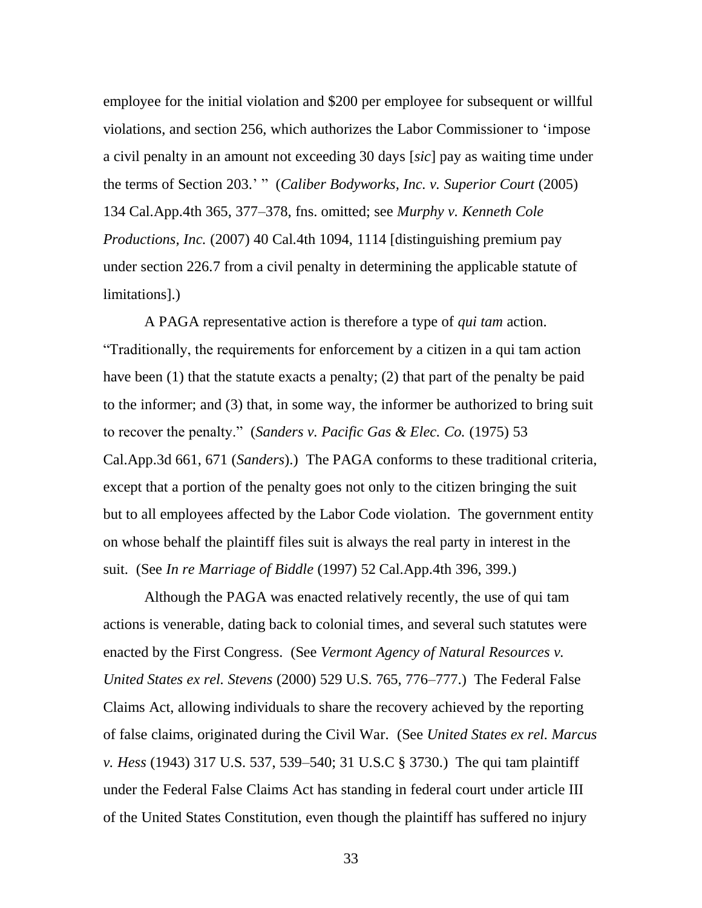employee for the initial violation and $200 per employee for subsequent or willful violations, and section 256, which authorizes the Labor Commissioner to 'impose a civil penalty in an amount not exceeding 30 days [*sic*] pay as waiting time under the terms of Section 203.' " (*Caliber Bodyworks, Inc. v. Superior Court* (2005) 134 Cal.App.4th 365, 377–378, fns. omitted; see *Murphy v. Kenneth Cole Productions, Inc.* (2007) 40 Cal.4th 1094, 1114 [distinguishing premium pay under section 226.7 from a civil penalty in determining the applicable statute of limitations].)

A PAGA representative action is therefore a type of *qui tam* action. "Traditionally, the requirements for enforcement by a citizen in a qui tam action have been (1) that the statute exacts a penalty; (2) that part of the penalty be paid to the informer; and (3) that, in some way, the informer be authorized to bring suit to recover the penalty." (*Sanders v. Pacific Gas & Elec. Co.* (1975) 53 Cal.App.3d 661, 671 (*Sanders*).) The PAGA conforms to these traditional criteria, except that a portion of the penalty goes not only to the citizen bringing the suit but to all employees affected by the Labor Code violation. The government entity on whose behalf the plaintiff files suit is always the real party in interest in the suit. (See *In re Marriage of Biddle* (1997) 52 Cal.App.4th 396, 399.)

Although the PAGA was enacted relatively recently, the use of qui tam actions is venerable, dating back to colonial times, and several such statutes were enacted by the First Congress. (See *Vermont Agency of Natural Resources v. United States ex rel. Stevens* (2000) 529 U.S. 765, 776–777.) The Federal False Claims Act, allowing individuals to share the recovery achieved by the reporting of false claims, originated during the Civil War. (See *United States ex rel. Marcus v. Hess* (1943) 317 U.S. 537, 539–540; 31 U.S.C § 3730.) The qui tam plaintiff under the Federal False Claims Act has standing in federal court under article III of the United States Constitution, even though the plaintiff has suffered no injury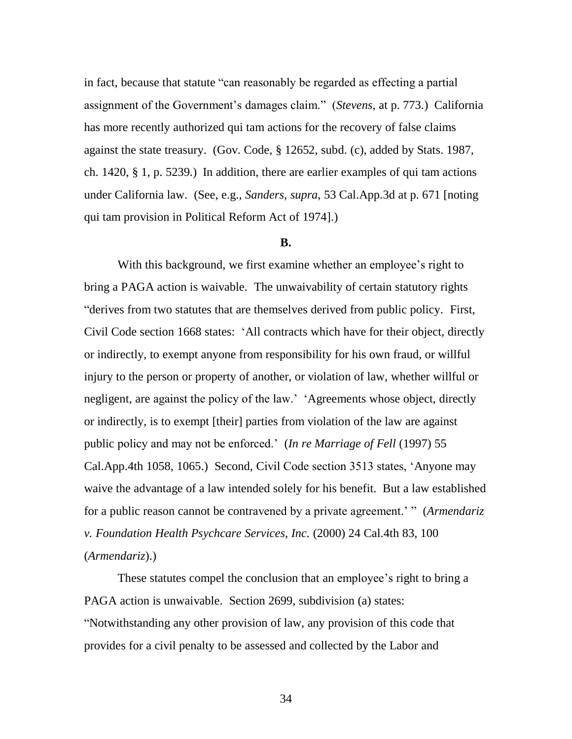in fact, because that statute "can reasonably be regarded as effecting a partial assignment of the Government's damages claim." (*Stevens*, at p. 773.) California has more recently authorized qui tam actions for the recovery of false claims against the state treasury. (Gov. Code, § 12652, subd. (c), added by Stats. 1987, ch. 1420, § 1, p. 5239.) In addition, there are earlier examples of qui tam actions under California law. (See, e.g., *Sanders*, *supra*, 53 Cal.App.3d at p. 671 [noting qui tam provision in Political Reform Act of 1974].)

**B.**

With this background, we first examine whether an employee's right to bring a PAGA action is waivable. The unwaivability of certain statutory rights "derives from two statutes that are themselves derived from public policy. First, Civil Code section 1668 states: 'All contracts which have for their object, directly or indirectly, to exempt anyone from responsibility for his own fraud, or willful injury to the person or property of another, or violation of law, whether willful or negligent, are against the policy of the law.' 'Agreements whose object, directly or indirectly, is to exempt [their] parties from violation of the law are against public policy and may not be enforced.' (*In re Marriage of Fell* (1997) 55 Cal.App.4th 1058, 1065.) Second, Civil Code section 3513 states, 'Anyone may waive the advantage of a law intended solely for his benefit. But a law established for a public reason cannot be contravened by a private agreement.' " (*Armendariz v. Foundation Health Psychcare Services, Inc.* (2000) 24 Cal.4th 83, 100 (*Armendariz*).)

These statutes compel the conclusion that an employee's right to bring a PAGA action is unwaivable. Section 2699, subdivision (a) states: "Notwithstanding any other provision of law, any provision of this code that provides for a civil penalty to be assessed and collected by the Labor and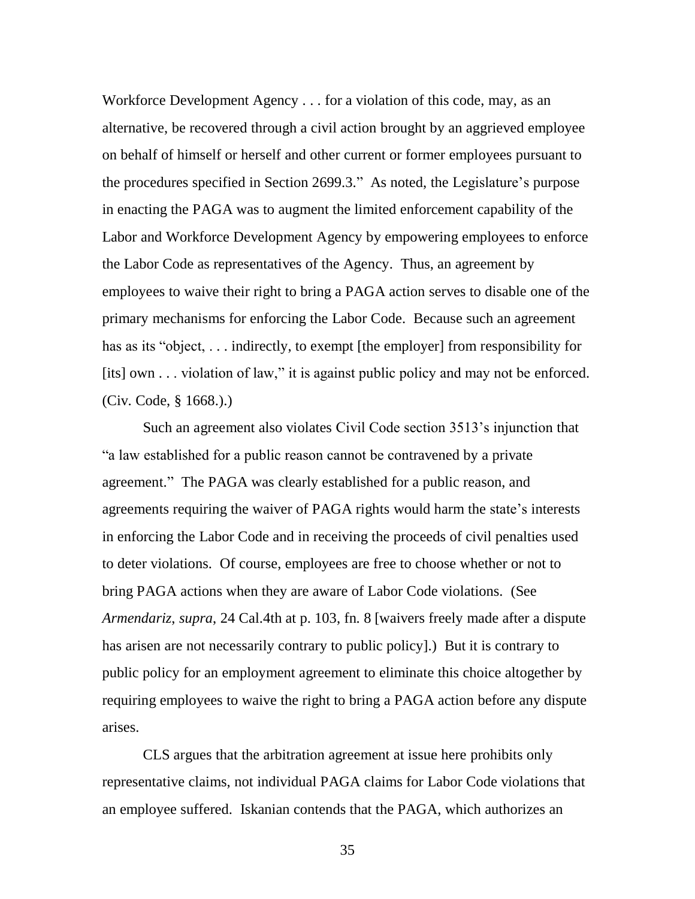Workforce Development Agency . . . for a violation of this code, may, as an alternative, be recovered through a civil action brought by an aggrieved employee on behalf of himself or herself and other current or former employees pursuant to the procedures specified in Section 2699.3." As noted, the Legislature's purpose in enacting the PAGA was to augment the limited enforcement capability of the Labor and Workforce Development Agency by empowering employees to enforce the Labor Code as representatives of the Agency. Thus, an agreement by employees to waive their right to bring a PAGA action serves to disable one of the primary mechanisms for enforcing the Labor Code. Because such an agreement has as its "object, . . . indirectly, to exempt [the employer] from responsibility for [its] own . . . violation of law," it is against public policy and may not be enforced. (Civ. Code, § 1668.).)

Such an agreement also violates Civil Code section 3513's injunction that "a law established for a public reason cannot be contravened by a private agreement." The PAGA was clearly established for a public reason, and agreements requiring the waiver of PAGA rights would harm the state's interests in enforcing the Labor Code and in receiving the proceeds of civil penalties used to deter violations. Of course, employees are free to choose whether or not to bring PAGA actions when they are aware of Labor Code violations. (See *Armendariz*, *supra*, 24 Cal.4th at p. 103, fn. 8 [waivers freely made after a dispute has arisen are not necessarily contrary to public policy].) But it is contrary to public policy for an employment agreement to eliminate this choice altogether by requiring employees to waive the right to bring a PAGA action before any dispute arises.

CLS argues that the arbitration agreement at issue here prohibits only representative claims, not individual PAGA claims for Labor Code violations that an employee suffered. Iskanian contends that the PAGA, which authorizes an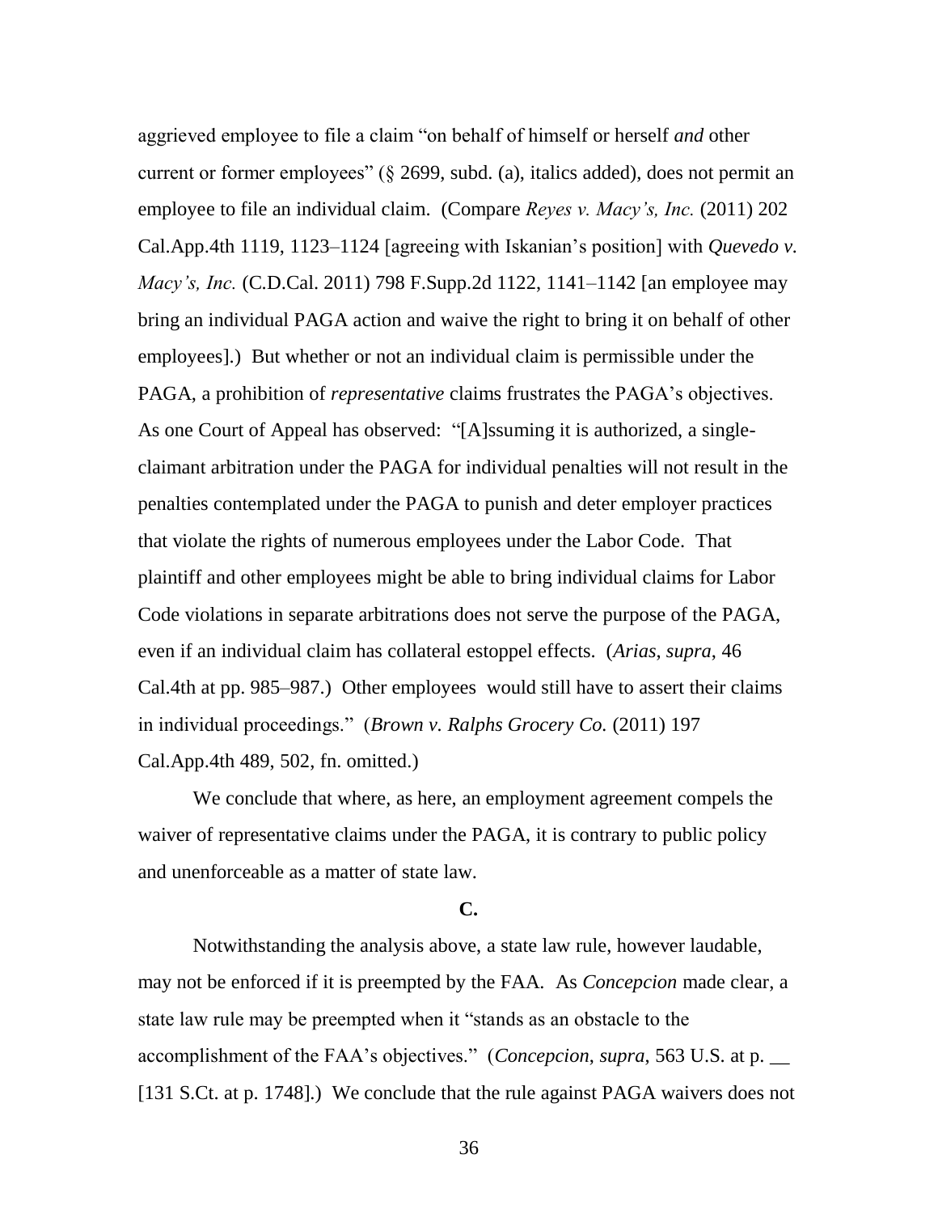aggrieved employee to file a claim "on behalf of himself or herself *and* other current or former employees" (§ 2699, subd. (a), italics added), does not permit an employee to file an individual claim. (Compare *Reyes v. Macy's, Inc.* (2011) 202 Cal.App.4th 1119, 1123–1124 [agreeing with Iskanian's position] with *Quevedo v. Macy's, Inc.* (C.D.Cal. 2011) 798 F.Supp.2d 1122, 1141–1142 [an employee may bring an individual PAGA action and waive the right to bring it on behalf of other employees].) But whether or not an individual claim is permissible under the PAGA, a prohibition of *representative* claims frustrates the PAGA's objectives. As one Court of Appeal has observed: "[A]ssuming it is authorized, a single-claimant arbitration under the PAGA for individual penalties will not result in the penalties contemplated under the PAGA to punish and deter employer practices that violate the rights of numerous employees under the Labor Code. That plaintiff and other employees might be able to bring individual claims for Labor Code violations in separate arbitrations does not serve the purpose of the PAGA, even if an individual claim has collateral estoppel effects. (*Arias*, *supra*, 46 Cal.4th at pp. 985–987.) Other employees would still have to assert their claims in individual proceedings." (*Brown v. Ralphs Grocery Co.* (2011) 197 Cal.App.4th 489, 502, fn. omitted.)

We conclude that where, as here, an employment agreement compels the waiver of representative claims under the PAGA, it is contrary to public policy and unenforceable as a matter of state law.

**C.**

Notwithstanding the analysis above, a state law rule, however laudable, may not be enforced if it is preempted by the FAA. As *Concepcion* made clear, a state law rule may be preempted when it "stands as an obstacle to the accomplishment of the FAA's objectives." (*Concepcion*, *supra*, 563 U.S. at p. __ [131 S.Ct. at p. 1748].) We conclude that the rule against PAGA waivers does not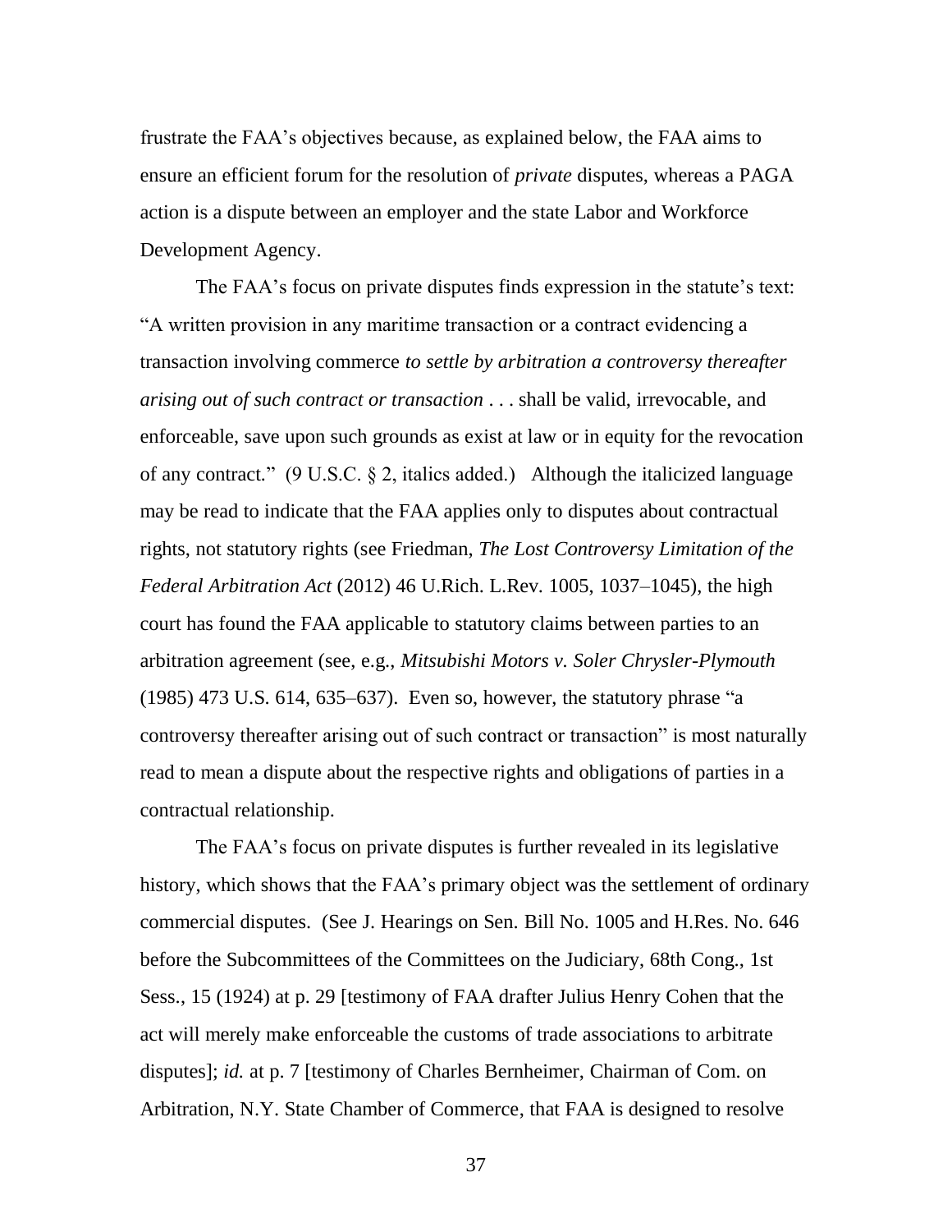frustrate the FAA's objectives because, as explained below, the FAA aims to ensure an efficient forum for the resolution of *private* disputes, whereas a PAGA action is a dispute between an employer and the state Labor and Workforce Development Agency.

The FAA's focus on private disputes finds expression in the statute's text: "A written provision in any maritime transaction or a contract evidencing a transaction involving commerce *to settle by arbitration a controversy thereafter arising out of such contract or transaction* . . . shall be valid, irrevocable, and enforceable, save upon such grounds as exist at law or in equity for the revocation of any contract." (9 U.S.C. § 2, italics added.) Although the italicized language may be read to indicate that the FAA applies only to disputes about contractual rights, not statutory rights (see Friedman, *The Lost Controversy Limitation of the Federal Arbitration Act* (2012) 46 U.Rich. L.Rev. 1005, 1037–1045), the high court has found the FAA applicable to statutory claims between parties to an arbitration agreement (see, e.g., *Mitsubishi Motors v. Soler Chrysler-Plymouth* (1985) 473 U.S. 614, 635–637). Even so, however, the statutory phrase "a controversy thereafter arising out of such contract or transaction" is most naturally read to mean a dispute about the respective rights and obligations of parties in a contractual relationship.

The FAA's focus on private disputes is further revealed in its legislative history, which shows that the FAA's primary object was the settlement of ordinary commercial disputes. (See J. Hearings on Sen. Bill No. 1005 and H.Res. No. 646 before the Subcommittees of the Committees on the Judiciary, 68th Cong., 1st Sess., 15 (1924) at p. 29 [testimony of FAA drafter Julius Henry Cohen that the act will merely make enforceable the customs of trade associations to arbitrate disputes]; *id.* at p. 7 [testimony of Charles Bernheimer, Chairman of Com. on Arbitration, N.Y. State Chamber of Commerce, that FAA is designed to resolve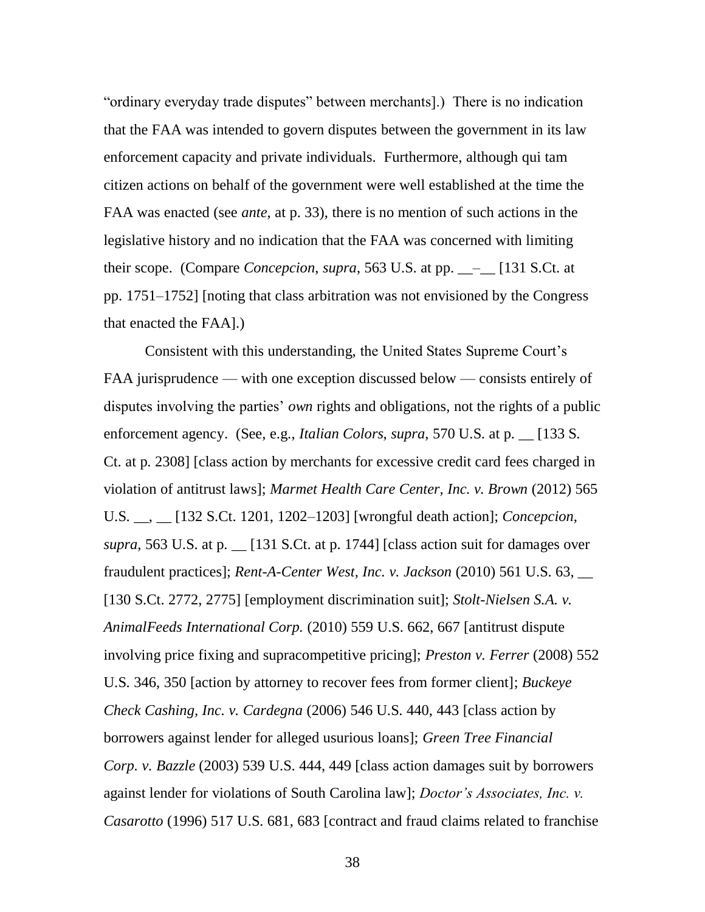"ordinary everyday trade disputes" between merchants].) There is no indication that the FAA was intended to govern disputes between the government in its law enforcement capacity and private individuals. Furthermore, although qui tam citizen actions on behalf of the government were well established at the time the FAA was enacted (see *ante*, at p. 33), there is no mention of such actions in the legislative history and no indication that the FAA was concerned with limiting their scope. (Compare *Concepcion*, *supra*, 563 U.S. at pp. \_\_–\_\_ [131 S.Ct. at pp. 1751–1752] [noting that class arbitration was not envisioned by the Congress that enacted the FAA].)

Consistent with this understanding, the United States Supreme Court's FAA jurisprudence — with one exception discussed below — consists entirely of disputes involving the parties' *own* rights and obligations, not the rights of a public enforcement agency. (See, e.g., *Italian Colors*, *supra*, 570 U.S. at p. \_\_ [133 S. Ct. at p. 2308] [class action by merchants for excessive credit card fees charged in violation of antitrust laws]; *Marmet Health Care Center, Inc. v. Brown* (2012) 565 U.S. \_\_, \_\_ [132 S.Ct. 1201, 1202–1203] [wrongful death action]; *Concepcion*, *supra*, 563 U.S. at p. \_\_ [131 S.Ct. at p. 1744] [class action suit for damages over fraudulent practices]; *Rent-A-Center West, Inc. v. Jackson* (2010) 561 U.S. 63, \_\_ [130 S.Ct. 2772, 2775] [employment discrimination suit]; *Stolt-Nielsen S.A. v. AnimalFeeds International Corp.* (2010) 559 U.S. 662, 667 [antitrust dispute involving price fixing and supracompetitive pricing]; *Preston v. Ferrer* (2008) 552 U.S. 346, 350 [action by attorney to recover fees from former client]; *Buckeye Check Cashing, Inc. v. Cardegna* (2006) 546 U.S. 440, 443 [class action by borrowers against lender for alleged usurious loans]; *Green Tree Financial Corp. v. Bazzle* (2003) 539 U.S. 444, 449 [class action damages suit by borrowers against lender for violations of South Carolina law]; *Doctor's Associates, Inc. v. Casarotto* (1996) 517 U.S. 681, 683 [contract and fraud claims related to franchise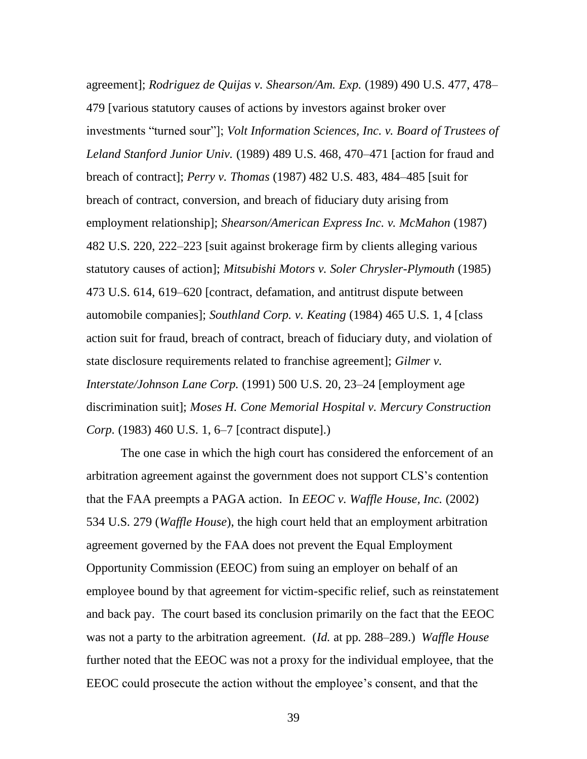agreement]; *Rodriguez de Quijas v. Shearson/Am. Exp.* (1989) 490 U.S. 477, 478–479 [various statutory causes of actions by investors against broker over investments "turned sour"]; *Volt Information Sciences, Inc. v. Board of Trustees of Leland Stanford Junior Univ.* (1989) 489 U.S. 468, 470–471 [action for fraud and breach of contract]; *Perry v. Thomas* (1987) 482 U.S. 483, 484–485 [suit for breach of contract, conversion, and breach of fiduciary duty arising from employment relationship]; *Shearson/American Express Inc. v. McMahon* (1987) 482 U.S. 220, 222–223 [suit against brokerage firm by clients alleging various statutory causes of action]; *Mitsubishi Motors v. Soler Chrysler-Plymouth* (1985) 473 U.S. 614, 619–620 [contract, defamation, and antitrust dispute between automobile companies]; *Southland Corp. v. Keating* (1984) 465 U.S. 1, 4 [class action suit for fraud, breach of contract, breach of fiduciary duty, and violation of state disclosure requirements related to franchise agreement]; *Gilmer v. Interstate/Johnson Lane Corp.* (1991) 500 U.S. 20, 23–24 [employment age discrimination suit]; *Moses H. Cone Memorial Hospital v. Mercury Construction Corp.* (1983) 460 U.S. 1, 6–7 [contract dispute].)

The one case in which the high court has considered the enforcement of an arbitration agreement against the government does not support CLS's contention that the FAA preempts a PAGA action. In *EEOC v. Waffle House, Inc.* (2002) 534 U.S. 279 (*Waffle House*), the high court held that an employment arbitration agreement governed by the FAA does not prevent the Equal Employment Opportunity Commission (EEOC) from suing an employer on behalf of an employee bound by that agreement for victim-specific relief, such as reinstatement and back pay. The court based its conclusion primarily on the fact that the EEOC was not a party to the arbitration agreement. (*Id.* at pp. 288–289.) *Waffle House* further noted that the EEOC was not a proxy for the individual employee, that the EEOC could prosecute the action without the employee's consent, and that the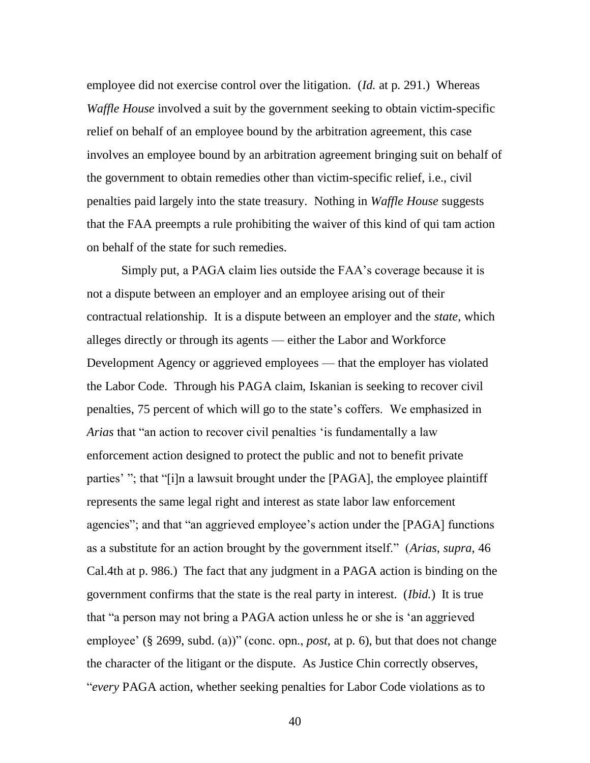employee did not exercise control over the litigation. (*Id.* at p. 291.) Whereas *Waffle House* involved a suit by the government seeking to obtain victim-specific relief on behalf of an employee bound by the arbitration agreement, this case involves an employee bound by an arbitration agreement bringing suit on behalf of the government to obtain remedies other than victim-specific relief, i.e., civil penalties paid largely into the state treasury. Nothing in *Waffle House* suggests that the FAA preempts a rule prohibiting the waiver of this kind of qui tam action on behalf of the state for such remedies.

Simply put, a PAGA claim lies outside the FAA's coverage because it is not a dispute between an employer and an employee arising out of their contractual relationship. It is a dispute between an employer and the *state*, which alleges directly or through its agents — either the Labor and Workforce Development Agency or aggrieved employees — that the employer has violated the Labor Code. Through his PAGA claim, Iskanian is seeking to recover civil penalties, 75 percent of which will go to the state's coffers. We emphasized in *Arias* that "an action to recover civil penalties 'is fundamentally a law enforcement action designed to protect the public and not to benefit private parties' "; that "[i]n a lawsuit brought under the [PAGA], the employee plaintiff represents the same legal right and interest as state labor law enforcement agencies"; and that "an aggrieved employee's action under the [PAGA] functions as a substitute for an action brought by the government itself." (*Arias*, *supra*, 46 Cal.4th at p. 986.) The fact that any judgment in a PAGA action is binding on the government confirms that the state is the real party in interest. (*Ibid.*) It is true that "a person may not bring a PAGA action unless he or she is 'an aggrieved employee' (§ 2699, subd. (a))" (conc. opn., *post*, at p. 6), but that does not change the character of the litigant or the dispute. As Justice Chin correctly observes, "*every* PAGA action, whether seeking penalties for Labor Code violations as to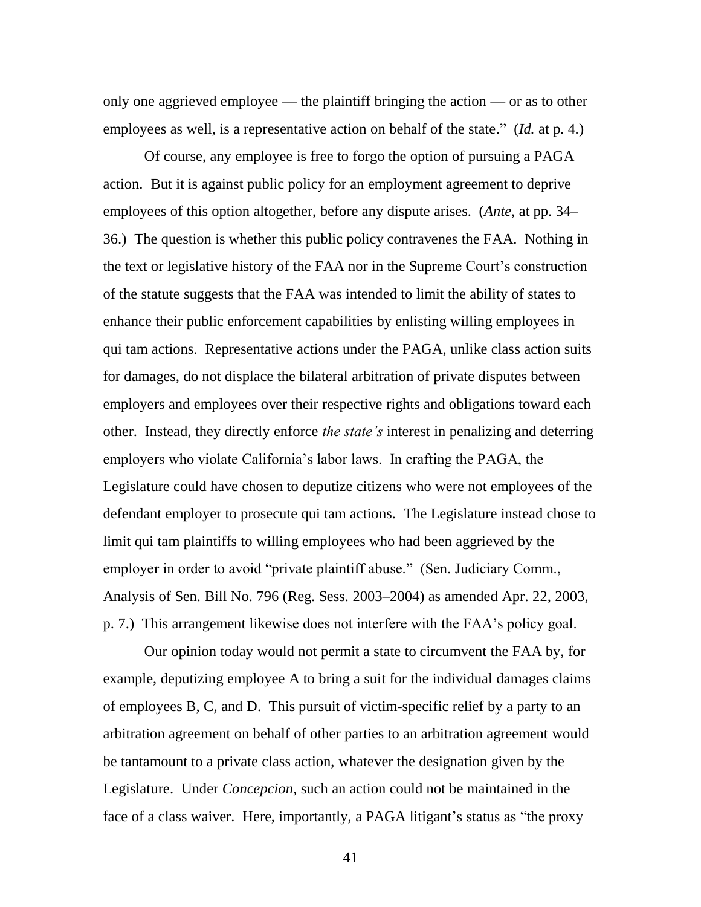only one aggrieved employee — the plaintiff bringing the action — or as to other employees as well, is a representative action on behalf of the state." (*Id.* at p. 4.)

Of course, any employee is free to forgo the option of pursuing a PAGA action. But it is against public policy for an employment agreement to deprive employees of this option altogether, before any dispute arises. (*Ante*, at pp. 34–36.) The question is whether this public policy contravenes the FAA. Nothing in the text or legislative history of the FAA nor in the Supreme Court's construction of the statute suggests that the FAA was intended to limit the ability of states to enhance their public enforcement capabilities by enlisting willing employees in qui tam actions. Representative actions under the PAGA, unlike class action suits for damages, do not displace the bilateral arbitration of private disputes between employers and employees over their respective rights and obligations toward each other. Instead, they directly enforce *the state's* interest in penalizing and deterring employers who violate California's labor laws. In crafting the PAGA, the Legislature could have chosen to deputize citizens who were not employees of the defendant employer to prosecute qui tam actions. The Legislature instead chose to limit qui tam plaintiffs to willing employees who had been aggrieved by the employer in order to avoid "private plaintiff abuse." (Sen. Judiciary Comm., Analysis of Sen. Bill No. 796 (Reg. Sess. 2003–2004) as amended Apr. 22, 2003, p. 7.) This arrangement likewise does not interfere with the FAA's policy goal.

Our opinion today would not permit a state to circumvent the FAA by, for example, deputizing employee A to bring a suit for the individual damages claims of employees B, C, and D. This pursuit of victim-specific relief by a party to an arbitration agreement on behalf of other parties to an arbitration agreement would be tantamount to a private class action, whatever the designation given by the Legislature. Under *Concepcion*, such an action could not be maintained in the face of a class waiver. Here, importantly, a PAGA litigant's status as "the proxy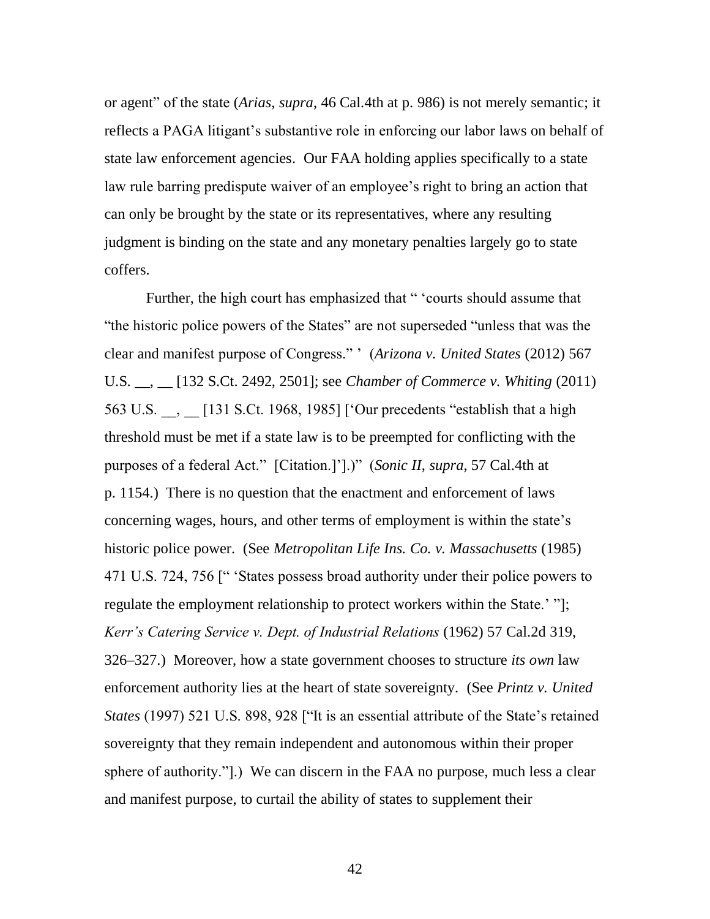or agent" of the state (*Arias*, *supra*, 46 Cal.4th at p. 986) is not merely semantic; it reflects a PAGA litigant's substantive role in enforcing our labor laws on behalf of state law enforcement agencies. Our FAA holding applies specifically to a state law rule barring predispute waiver of an employee's right to bring an action that can only be brought by the state or its representatives, where any resulting judgment is binding on the state and any monetary penalties largely go to state coffers.

Further, the high court has emphasized that " 'courts should assume that "the historic police powers of the States" are not superseded "unless that was the clear and manifest purpose of Congress." ' (*Arizona v. United States* (2012) 567 U.S. __, __ [132 S.Ct. 2492, 2501]; see *Chamber of Commerce v. Whiting* (2011) 563 U.S. __, __ [131 S.Ct. 1968, 1985] ['Our precedents "establish that a high threshold must be met if a state law is to be preempted for conflicting with the purposes of a federal Act." [Citation.]'].)" (*Sonic II*, *supra*, 57 Cal.4th at p. 1154.) There is no question that the enactment and enforcement of laws concerning wages, hours, and other terms of employment is within the state's historic police power. (See *Metropolitan Life Ins. Co. v. Massachusetts* (1985) 471 U.S. 724, 756 [" 'States possess broad authority under their police powers to regulate the employment relationship to protect workers within the State.' "]; *Kerr's Catering Service v. Dept. of Industrial Relations* (1962) 57 Cal.2d 319, 326–327.) Moreover, how a state government chooses to structure *its own* law enforcement authority lies at the heart of state sovereignty. (See *Printz v. United States* (1997) 521 U.S. 898, 928 ["It is an essential attribute of the State's retained sovereignty that they remain independent and autonomous within their proper sphere of authority."].) We can discern in the FAA no purpose, much less a clear and manifest purpose, to curtail the ability of states to supplement their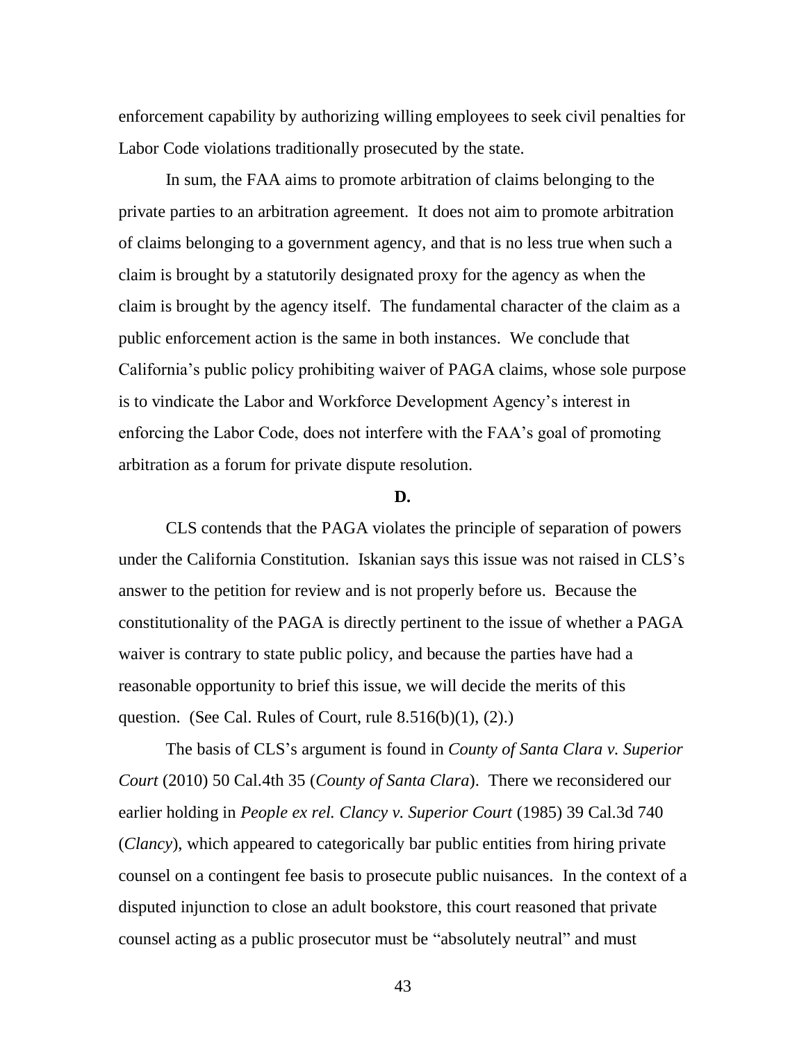enforcement capability by authorizing willing employees to seek civil penalties for Labor Code violations traditionally prosecuted by the state.

In sum, the FAA aims to promote arbitration of claims belonging to the private parties to an arbitration agreement. It does not aim to promote arbitration of claims belonging to a government agency, and that is no less true when such a claim is brought by a statutorily designated proxy for the agency as when the claim is brought by the agency itself. The fundamental character of the claim as a public enforcement action is the same in both instances. We conclude that California's public policy prohibiting waiver of PAGA claims, whose sole purpose is to vindicate the Labor and Workforce Development Agency's interest in enforcing the Labor Code, does not interfere with the FAA's goal of promoting arbitration as a forum for private dispute resolution.

**D.**

CLS contends that the PAGA violates the principle of separation of powers under the California Constitution. Iskanian says this issue was not raised in CLS's answer to the petition for review and is not properly before us. Because the constitutionality of the PAGA is directly pertinent to the issue of whether a PAGA waiver is contrary to state public policy, and because the parties have had a reasonable opportunity to brief this issue, we will decide the merits of this question. (See Cal. Rules of Court, rule 8.516(b)(1), (2).)

The basis of CLS's argument is found in *County of Santa Clara v. Superior Court* (2010) 50 Cal.4th 35 (*County of Santa Clara*). There we reconsidered our earlier holding in *People ex rel. Clancy v. Superior Court* (1985) 39 Cal.3d 740 (*Clancy*), which appeared to categorically bar public entities from hiring private counsel on a contingent fee basis to prosecute public nuisances. In the context of a disputed injunction to close an adult bookstore, this court reasoned that private counsel acting as a public prosecutor must be "absolutely neutral" and must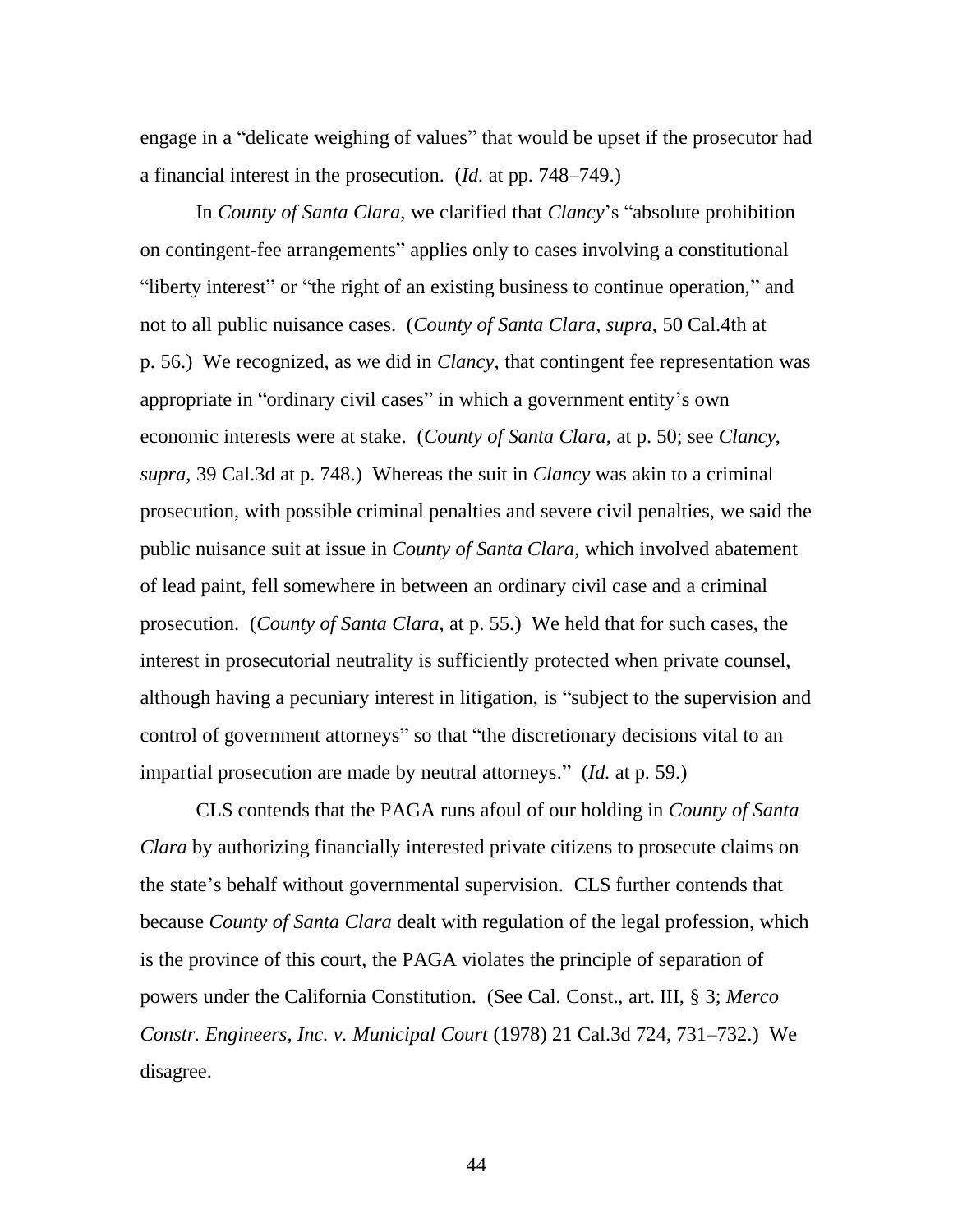engage in a "delicate weighing of values" that would be upset if the prosecutor had a financial interest in the prosecution. (*Id.* at pp. 748–749.)

In *County of Santa Clara*, we clarified that *Clancy*'s "absolute prohibition on contingent-fee arrangements" applies only to cases involving a constitutional "liberty interest" or "the right of an existing business to continue operation," and not to all public nuisance cases. (*County of Santa Clara*, *supra*, 50 Cal.4th at p. 56.) We recognized, as we did in *Clancy*, that contingent fee representation was appropriate in "ordinary civil cases" in which a government entity's own economic interests were at stake. (*County of Santa Clara*, at p. 50; see *Clancy*, *supra*, 39 Cal.3d at p. 748.) Whereas the suit in *Clancy* was akin to a criminal prosecution, with possible criminal penalties and severe civil penalties, we said the public nuisance suit at issue in *County of Santa Clara*, which involved abatement of lead paint, fell somewhere in between an ordinary civil case and a criminal prosecution. (*County of Santa Clara*, at p. 55.) We held that for such cases, the interest in prosecutorial neutrality is sufficiently protected when private counsel, although having a pecuniary interest in litigation, is "subject to the supervision and control of government attorneys" so that "the discretionary decisions vital to an impartial prosecution are made by neutral attorneys." (*Id.* at p. 59.)

CLS contends that the PAGA runs afoul of our holding in *County of Santa Clara* by authorizing financially interested private citizens to prosecute claims on the state's behalf without governmental supervision. CLS further contends that because *County of Santa Clara* dealt with regulation of the legal profession, which is the province of this court, the PAGA violates the principle of separation of powers under the California Constitution. (See Cal. Const., art. III, § 3; *Merco Constr. Engineers, Inc. v. Municipal Court* (1978) 21 Cal.3d 724, 731–732.) We disagree.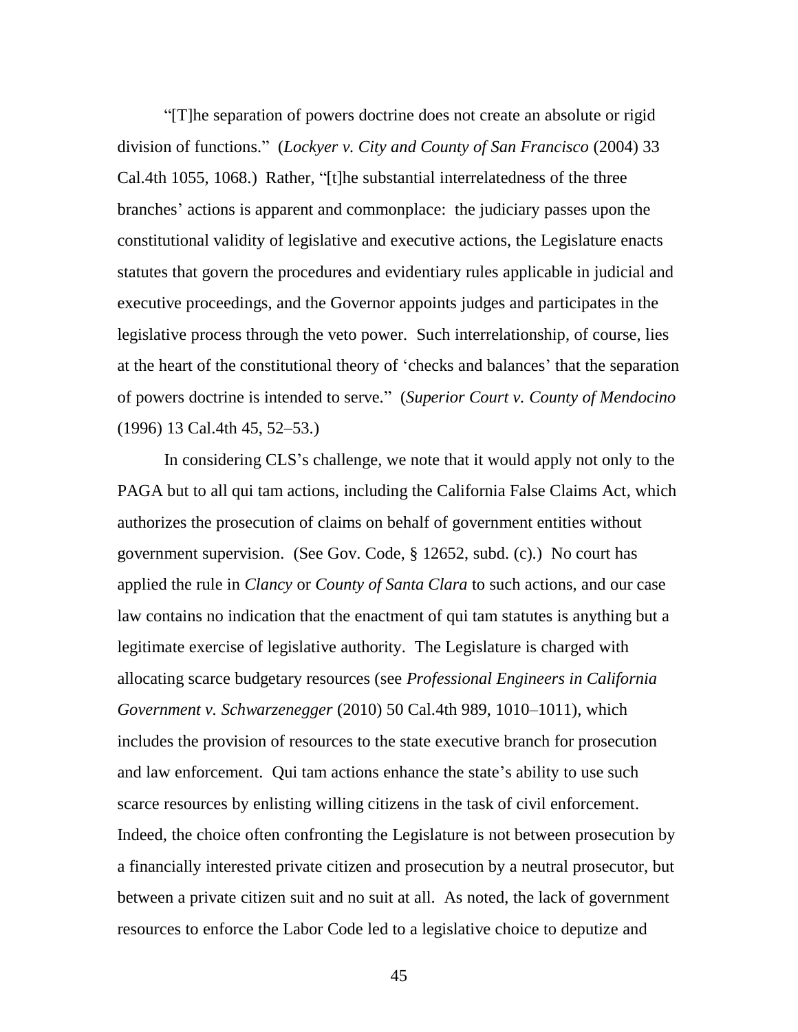"[T]he separation of powers doctrine does not create an absolute or rigid division of functions." (*Lockyer v. City and County of San Francisco* (2004) 33 Cal.4th 1055, 1068.) Rather, "[t]he substantial interrelatedness of the three branches' actions is apparent and commonplace: the judiciary passes upon the constitutional validity of legislative and executive actions, the Legislature enacts statutes that govern the procedures and evidentiary rules applicable in judicial and executive proceedings, and the Governor appoints judges and participates in the legislative process through the veto power. Such interrelationship, of course, lies at the heart of the constitutional theory of 'checks and balances' that the separation of powers doctrine is intended to serve." (*Superior Court v. County of Mendocino* (1996) 13 Cal.4th 45, 52–53.)

In considering CLS's challenge, we note that it would apply not only to the PAGA but to all qui tam actions, including the California False Claims Act, which authorizes the prosecution of claims on behalf of government entities without government supervision. (See Gov. Code, § 12652, subd. (c).) No court has applied the rule in *Clancy* or *County of Santa Clara* to such actions, and our case law contains no indication that the enactment of qui tam statutes is anything but a legitimate exercise of legislative authority. The Legislature is charged with allocating scarce budgetary resources (see *Professional Engineers in California Government v. Schwarzenegger* (2010) 50 Cal.4th 989, 1010–1011), which includes the provision of resources to the state executive branch for prosecution and law enforcement. Qui tam actions enhance the state's ability to use such scarce resources by enlisting willing citizens in the task of civil enforcement. Indeed, the choice often confronting the Legislature is not between prosecution by a financially interested private citizen and prosecution by a neutral prosecutor, but between a private citizen suit and no suit at all. As noted, the lack of government resources to enforce the Labor Code led to a legislative choice to deputize and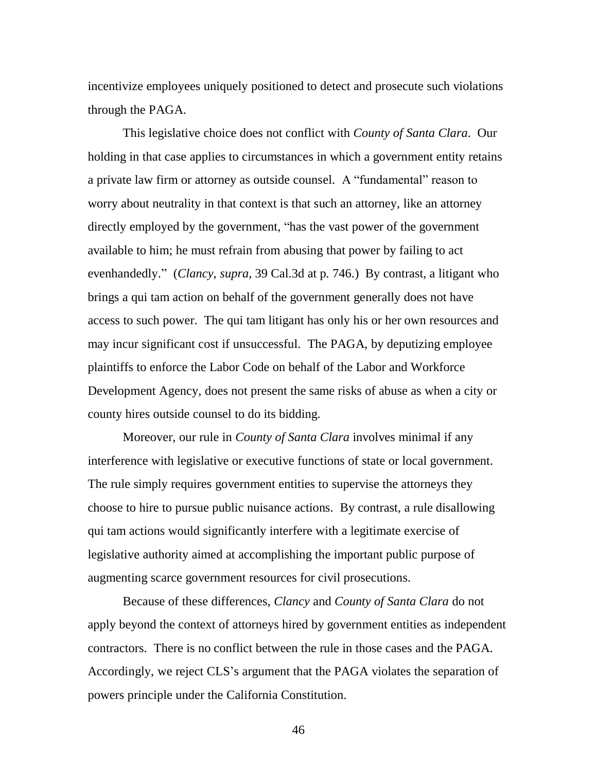incentivize employees uniquely positioned to detect and prosecute such violations through the PAGA.

This legislative choice does not conflict with *County of Santa Clara*. Our holding in that case applies to circumstances in which a government entity retains a private law firm or attorney as outside counsel. A "fundamental" reason to worry about neutrality in that context is that such an attorney, like an attorney directly employed by the government, "has the vast power of the government available to him; he must refrain from abusing that power by failing to act evenhandedly." (*Clancy*, *supra*, 39 Cal.3d at p. 746.) By contrast, a litigant who brings a qui tam action on behalf of the government generally does not have access to such power. The qui tam litigant has only his or her own resources and may incur significant cost if unsuccessful. The PAGA, by deputizing employee plaintiffs to enforce the Labor Code on behalf of the Labor and Workforce Development Agency, does not present the same risks of abuse as when a city or county hires outside counsel to do its bidding.

Moreover, our rule in *County of Santa Clara* involves minimal if any interference with legislative or executive functions of state or local government. The rule simply requires government entities to supervise the attorneys they choose to hire to pursue public nuisance actions. By contrast, a rule disallowing qui tam actions would significantly interfere with a legitimate exercise of legislative authority aimed at accomplishing the important public purpose of augmenting scarce government resources for civil prosecutions.

Because of these differences, *Clancy* and *County of Santa Clara* do not apply beyond the context of attorneys hired by government entities as independent contractors. There is no conflict between the rule in those cases and the PAGA. Accordingly, we reject CLS's argument that the PAGA violates the separation of powers principle under the California Constitution.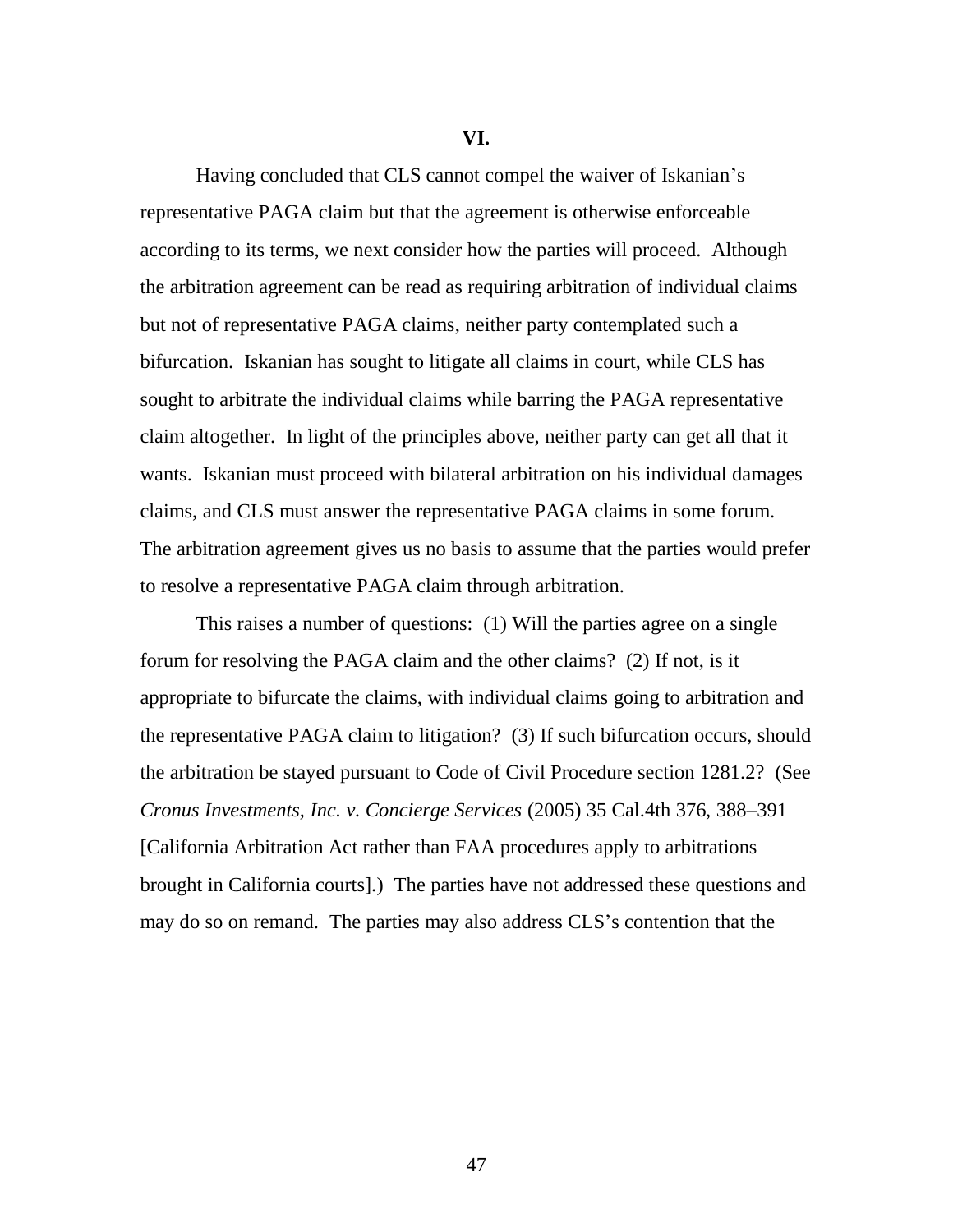## VI.

Having concluded that CLS cannot compel the waiver of Iskanian's representative PAGA claim but that the agreement is otherwise enforceable according to its terms, we next consider how the parties will proceed. Although the arbitration agreement can be read as requiring arbitration of individual claims but not of representative PAGA claims, neither party contemplated such a bifurcation. Iskanian has sought to litigate all claims in court, while CLS has sought to arbitrate the individual claims while barring the PAGA representative claim altogether. In light of the principles above, neither party can get all that it wants. Iskanian must proceed with bilateral arbitration on his individual damages claims, and CLS must answer the representative PAGA claims in some forum. The arbitration agreement gives us no basis to assume that the parties would prefer to resolve a representative PAGA claim through arbitration.

This raises a number of questions: (1) Will the parties agree on a single forum for resolving the PAGA claim and the other claims? (2) If not, is it appropriate to bifurcate the claims, with individual claims going to arbitration and the representative PAGA claim to litigation? (3) If such bifurcation occurs, should the arbitration be stayed pursuant to Code of Civil Procedure section 1281.2? (See *Cronus Investments, Inc. v. Concierge Services* (2005) 35 Cal.4th 376, 388–391 [California Arbitration Act rather than FAA procedures apply to arbitrations brought in California courts].) The parties have not addressed these questions and may do so on remand. The parties may also address CLS's contention that the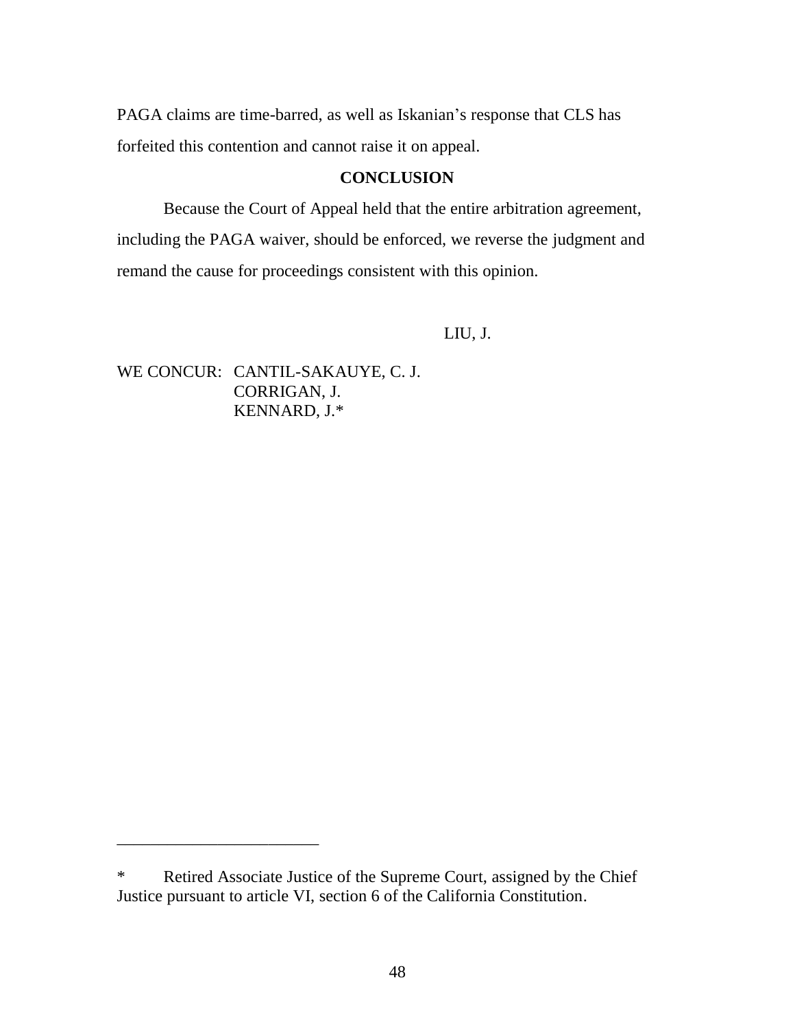PAGA claims are time-barred, as well as Iskanian's response that CLS has forfeited this contention and cannot raise it on appeal.

## CONCLUSION

Because the Court of Appeal held that the entire arbitration agreement, including the PAGA waiver, should be enforced, we reverse the judgment and remand the cause for proceedings consistent with this opinion.

LIU, J.

WE CONCUR: CANTIL-SAKAUYE, C. J.
CORRIGAN, J.
KENNARD, J.*

---

\* Retired Associate Justice of the Supreme Court, assigned by the Chief Justice pursuant to article VI, section 6 of the California Constitution.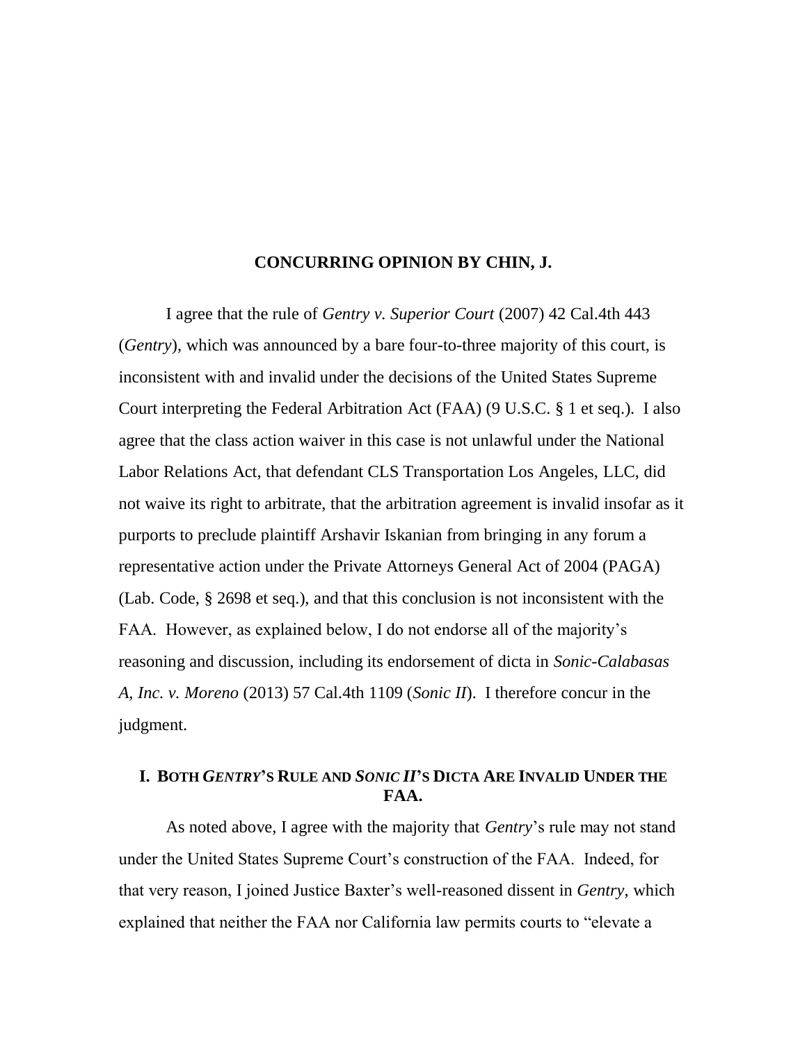**CONCURRING OPINION BY CHIN, J.**

I agree that the rule of *Gentry v. Superior Court* (2007) 42 Cal.4th 443 (*Gentry*), which was announced by a bare four-to-three majority of this court, is inconsistent with and invalid under the decisions of the United States Supreme Court interpreting the Federal Arbitration Act (FAA) (9 U.S.C. § 1 et seq.). I also agree that the class action waiver in this case is not unlawful under the National Labor Relations Act, that defendant CLS Transportation Los Angeles, LLC, did not waive its right to arbitrate, that the arbitration agreement is invalid insofar as it purports to preclude plaintiff Arshavir Iskanian from bringing in any forum a representative action under the Private Attorneys General Act of 2004 (PAGA) (Lab. Code, § 2698 et seq.), and that this conclusion is not inconsistent with the FAA. However, as explained below, I do not endorse all of the majority's reasoning and discussion, including its endorsement of dicta in *Sonic-Calabasas A, Inc. v. Moreno* (2013) 57 Cal.4th 1109 (*Sonic II*). I therefore concur in the judgment.

## I. BOTH *GENTRY*'S RULE AND *SONIC II*'S DICTA ARE INVALID UNDER THE FAA.

As noted above, I agree with the majority that *Gentry*'s rule may not stand under the United States Supreme Court's construction of the FAA. Indeed, for that very reason, I joined Justice Baxter's well-reasoned dissent in *Gentry*, which explained that neither the FAA nor California law permits courts to "elevate a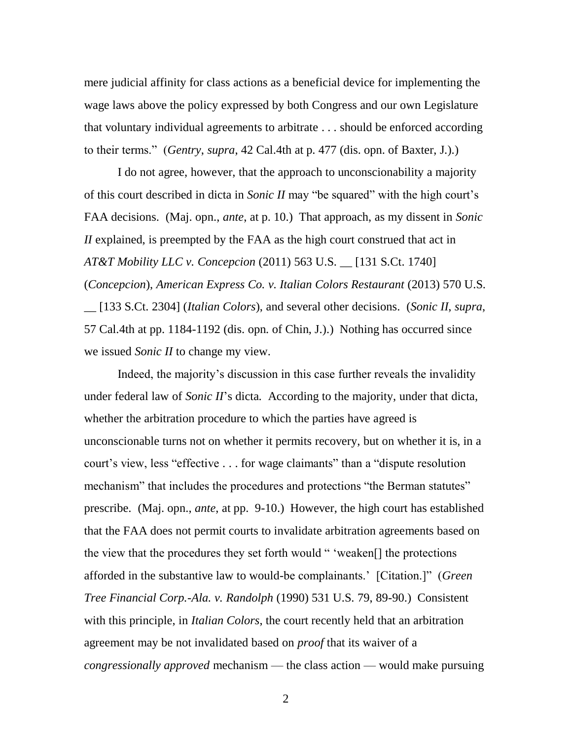mere judicial affinity for class actions as a beneficial device for implementing the wage laws above the policy expressed by both Congress and our own Legislature that voluntary individual agreements to arbitrate . . . should be enforced according to their terms." (*Gentry*, *supra*, 42 Cal.4th at p. 477 (dis. opn. of Baxter, J.).)

I do not agree, however, that the approach to unconscionability a majority of this court described in dicta in *Sonic II* may "be squared" with the high court's FAA decisions. (Maj. opn., *ante*, at p. 10.) That approach, as my dissent in *Sonic II* explained, is preempted by the FAA as the high court construed that act in *AT&T Mobility LLC v. Concepcion* (2011) 563 U.S. __ [131 S.Ct. 1740] (*Concepcion*), *American Express Co. v. Italian Colors Restaurant* (2013) 570 U.S. __ [133 S.Ct. 2304] (*Italian Colors*), and several other decisions. (*Sonic II*, *supra*, 57 Cal.4th at pp. 1184-1192 (dis. opn. of Chin, J.).) Nothing has occurred since we issued *Sonic II* to change my view.

Indeed, the majority's discussion in this case further reveals the invalidity under federal law of *Sonic II*'s dicta. According to the majority, under that dicta, whether the arbitration procedure to which the parties have agreed is unconscionable turns not on whether it permits recovery, but on whether it is, in a court's view, less "effective . . . for wage claimants" than a "dispute resolution mechanism" that includes the procedures and protections "the Berman statutes" prescribe. (Maj. opn., *ante*, at pp. 9-10.) However, the high court has established that the FAA does not permit courts to invalidate arbitration agreements based on the view that the procedures they set forth would " 'weaken[] the protections afforded in the substantive law to would-be complainants.' [Citation.]" (*Green Tree Financial Corp.-Ala. v. Randolph* (1990) 531 U.S. 79, 89-90.) Consistent with this principle, in *Italian Colors*, the court recently held that an arbitration agreement may be not invalidated based on *proof* that its waiver of a *congressionally approved* mechanism — the class action — would make pursuing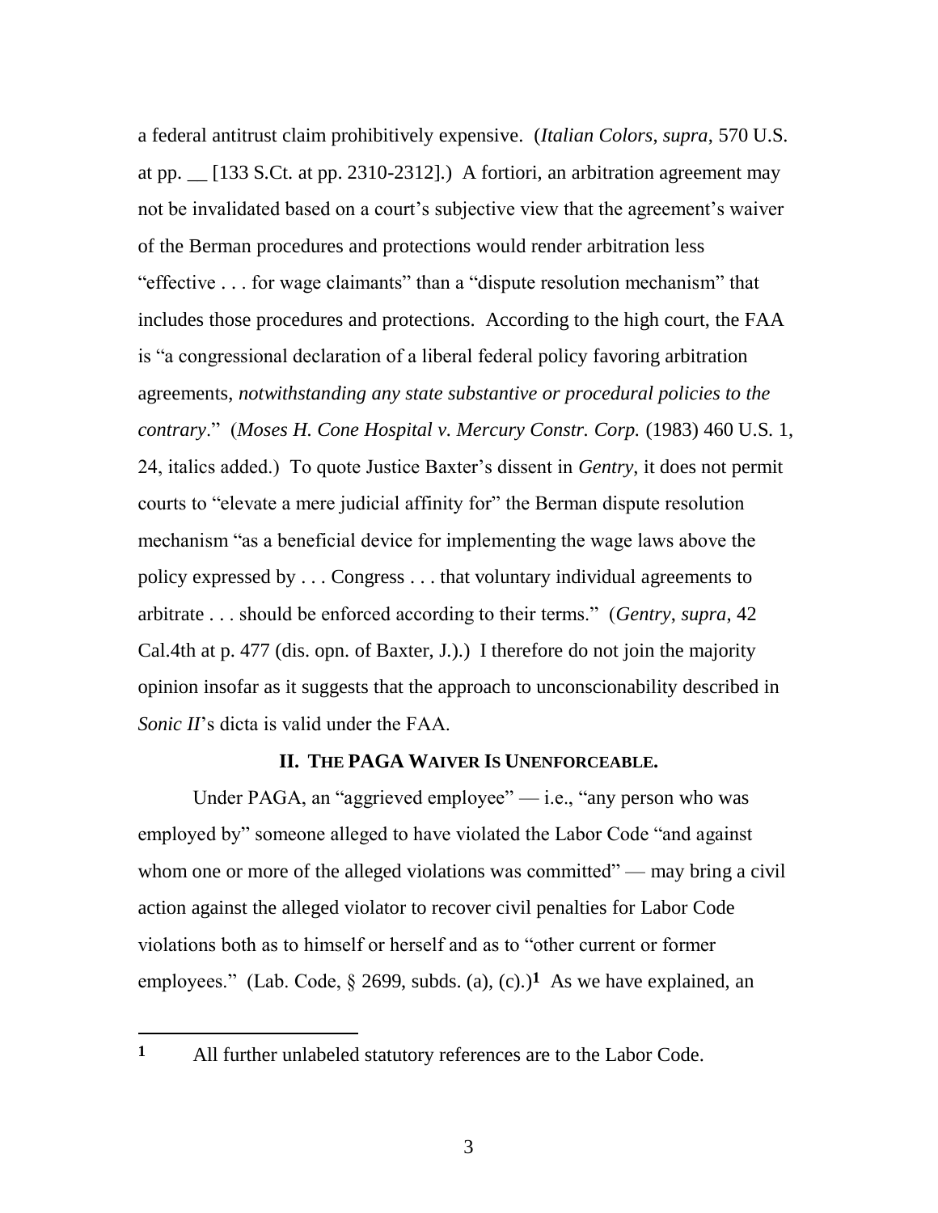a federal antitrust claim prohibitively expensive. (*Italian Colors*, *supra*, 570 U.S. at pp. __ [133 S.Ct. at pp. 2310-2312].) A fortiori, an arbitration agreement may not be invalidated based on a court's subjective view that the agreement's waiver of the Berman procedures and protections would render arbitration less "effective . . . for wage claimants" than a "dispute resolution mechanism" that includes those procedures and protections. According to the high court, the FAA is "a congressional declaration of a liberal federal policy favoring arbitration agreements, *notwithstanding any state substantive or procedural policies to the contrary*." (*Moses H. Cone Hospital v. Mercury Constr. Corp.* (1983) 460 U.S. 1, 24, italics added.) To quote Justice Baxter's dissent in *Gentry*, it does not permit courts to "elevate a mere judicial affinity for" the Berman dispute resolution mechanism "as a beneficial device for implementing the wage laws above the policy expressed by . . . Congress . . . that voluntary individual agreements to arbitrate . . . should be enforced according to their terms." (*Gentry*, *supra*, 42 Cal.4th at p. 477 (dis. opn. of Baxter, J.).) I therefore do not join the majority opinion insofar as it suggests that the approach to unconscionability described in *Sonic II*'s dicta is valid under the FAA.

## II. THE PAGA WAIVER IS UNENFORCEABLE.

Under PAGA, an "aggrieved employee" — i.e., "any person who was employed by" someone alleged to have violated the Labor Code "and against whom one or more of the alleged violations was committed" — may bring a civil action against the alleged violator to recover civil penalties for Labor Code violations both as to himself or herself and as to "other current or former employees." (Lab. Code, § 2699, subds. (a), (c).)[1] As we have explained, an

---

[1] All further unlabeled statutory references are to the Labor Code.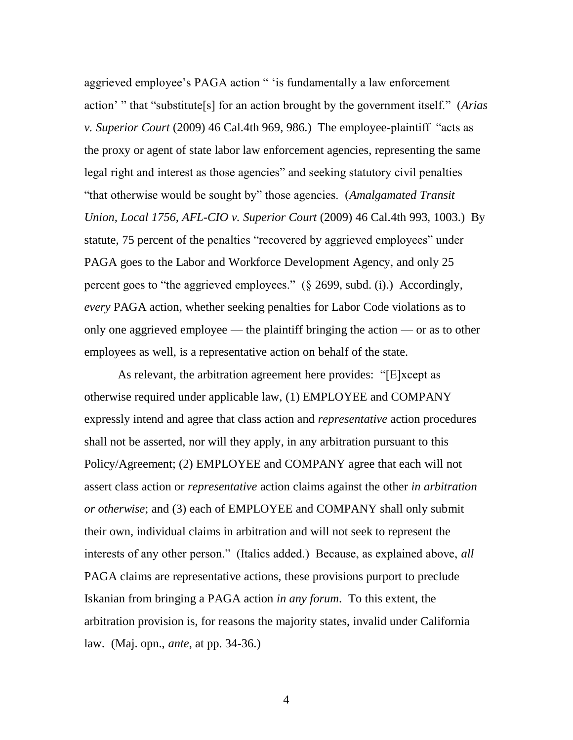aggrieved employee's PAGA action " 'is fundamentally a law enforcement action' " that "substitute[s] for an action brought by the government itself." (*Arias v. Superior Court* (2009) 46 Cal.4th 969, 986.) The employee-plaintiff "acts as the proxy or agent of state labor law enforcement agencies, representing the same legal right and interest as those agencies" and seeking statutory civil penalties "that otherwise would be sought by" those agencies. (*Amalgamated Transit Union, Local 1756, AFL-CIO v. Superior Court* (2009) 46 Cal.4th 993, 1003.) By statute, 75 percent of the penalties "recovered by aggrieved employees" under PAGA goes to the Labor and Workforce Development Agency, and only 25 percent goes to "the aggrieved employees." (§ 2699, subd. (i).) Accordingly, *every* PAGA action, whether seeking penalties for Labor Code violations as to only one aggrieved employee — the plaintiff bringing the action — or as to other employees as well, is a representative action on behalf of the state.

As relevant, the arbitration agreement here provides: "[E]xcept as otherwise required under applicable law, (1) EMPLOYEE and COMPANY expressly intend and agree that class action and *representative* action procedures shall not be asserted, nor will they apply, in any arbitration pursuant to this Policy/Agreement; (2) EMPLOYEE and COMPANY agree that each will not assert class action or *representative* action claims against the other *in arbitration or otherwise*; and (3) each of EMPLOYEE and COMPANY shall only submit their own, individual claims in arbitration and will not seek to represent the interests of any other person." (Italics added.) Because, as explained above, *all* PAGA claims are representative actions, these provisions purport to preclude Iskanian from bringing a PAGA action *in any forum*. To this extent, the arbitration provision is, for reasons the majority states, invalid under California law. (Maj. opn., *ante*, at pp. 34-36.)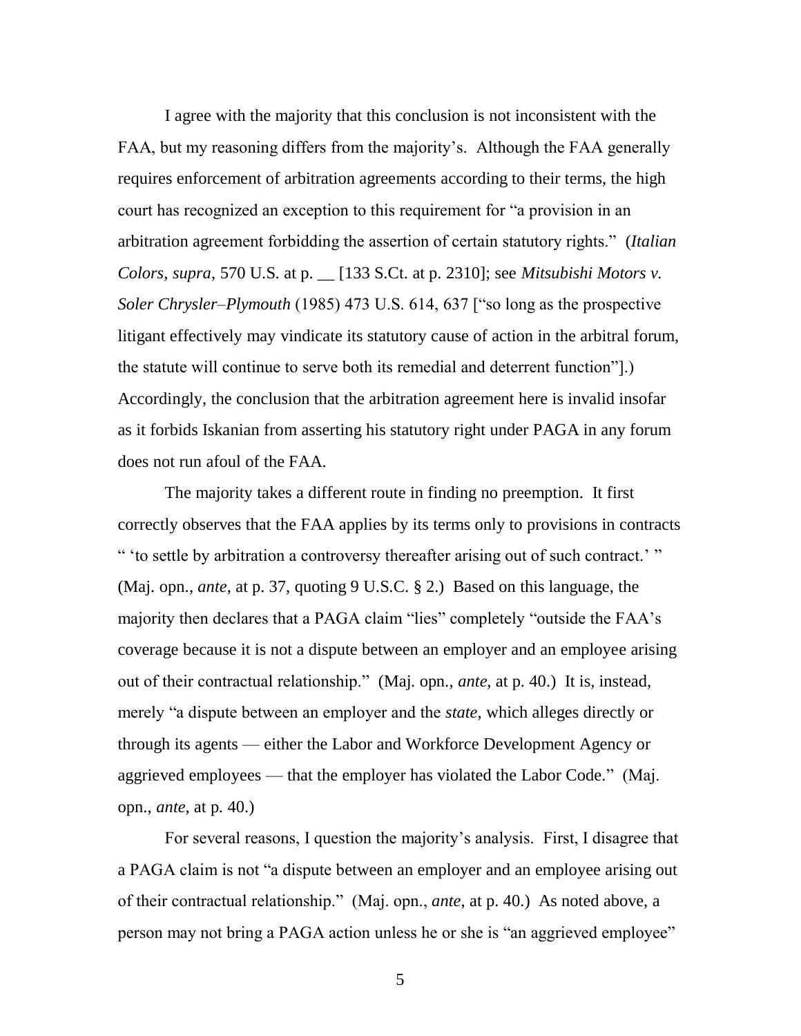I agree with the majority that this conclusion is not inconsistent with the FAA, but my reasoning differs from the majority's. Although the FAA generally requires enforcement of arbitration agreements according to their terms, the high court has recognized an exception to this requirement for "a provision in an arbitration agreement forbidding the assertion of certain statutory rights." (*Italian Colors*, *supra*, 570 U.S. at p. __ [133 S.Ct. at p. 2310]; see *Mitsubishi Motors v. Soler Chrysler–Plymouth* (1985) 473 U.S. 614, 637 ["so long as the prospective litigant effectively may vindicate its statutory cause of action in the arbitral forum, the statute will continue to serve both its remedial and deterrent function"].) Accordingly, the conclusion that the arbitration agreement here is invalid insofar as it forbids Iskanian from asserting his statutory right under PAGA in any forum does not run afoul of the FAA.

The majority takes a different route in finding no preemption. It first correctly observes that the FAA applies by its terms only to provisions in contracts " 'to settle by arbitration a controversy thereafter arising out of such contract.' " (Maj. opn., *ante*, at p. 37, quoting 9 U.S.C. § 2.) Based on this language, the majority then declares that a PAGA claim "lies" completely "outside the FAA's coverage because it is not a dispute between an employer and an employee arising out of their contractual relationship." (Maj. opn., *ante*, at p. 40.) It is, instead, merely "a dispute between an employer and the *state*, which alleges directly or through its agents — either the Labor and Workforce Development Agency or aggrieved employees — that the employer has violated the Labor Code." (Maj. opn., *ante*, at p. 40.)

For several reasons, I question the majority's analysis. First, I disagree that a PAGA claim is not "a dispute between an employer and an employee arising out of their contractual relationship." (Maj. opn., *ante*, at p. 40.) As noted above, a person may not bring a PAGA action unless he or she is "an aggrieved employee"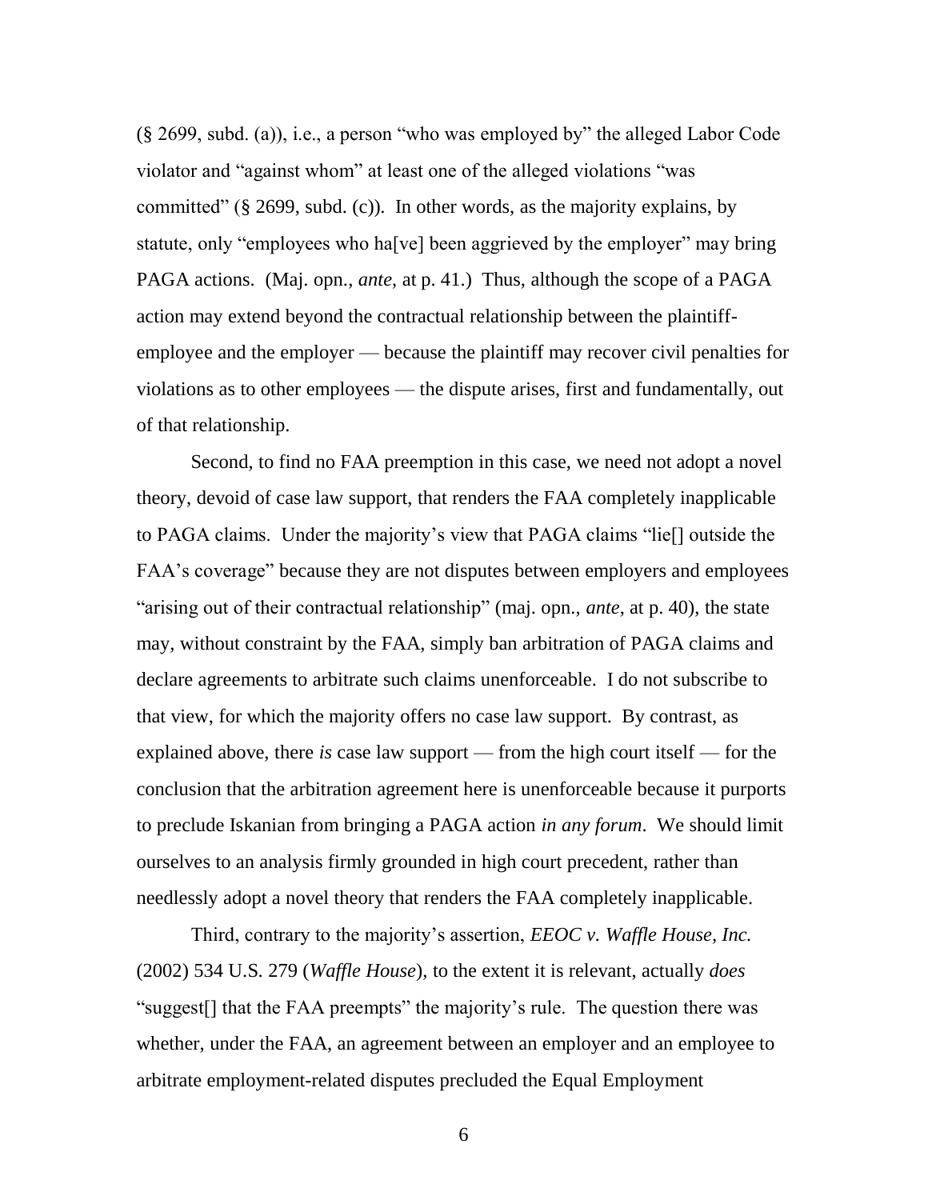(§ 2699, subd. (a)), i.e., a person "who was employed by" the alleged Labor Code violator and "against whom" at least one of the alleged violations "was committed" (§ 2699, subd. (c)). In other words, as the majority explains, by statute, only "employees who ha[ve] been aggrieved by the employer" may bring PAGA actions. (Maj. opn., *ante*, at p. 41.) Thus, although the scope of a PAGA action may extend beyond the contractual relationship between the plaintiff-employee and the employer — because the plaintiff may recover civil penalties for violations as to other employees — the dispute arises, first and fundamentally, out of that relationship.

Second, to find no FAA preemption in this case, we need not adopt a novel theory, devoid of case law support, that renders the FAA completely inapplicable to PAGA claims. Under the majority's view that PAGA claims "lie[] outside the FAA's coverage" because they are not disputes between employers and employees "arising out of their contractual relationship" (maj. opn., *ante*, at p. 40), the state may, without constraint by the FAA, simply ban arbitration of PAGA claims and declare agreements to arbitrate such claims unenforceable. I do not subscribe to that view, for which the majority offers no case law support. By contrast, as explained above, there *is* case law support — from the high court itself — for the conclusion that the arbitration agreement here is unenforceable because it purports to preclude Iskanian from bringing a PAGA action *in any forum*. We should limit ourselves to an analysis firmly grounded in high court precedent, rather than needlessly adopt a novel theory that renders the FAA completely inapplicable.

Third, contrary to the majority's assertion, *EEOC v. Waffle House, Inc.* (2002) 534 U.S. 279 (*Waffle House*), to the extent it is relevant, actually *does* "suggest[] that the FAA preempts" the majority's rule. The question there was whether, under the FAA, an agreement between an employer and an employee to arbitrate employment-related disputes precluded the Equal Employment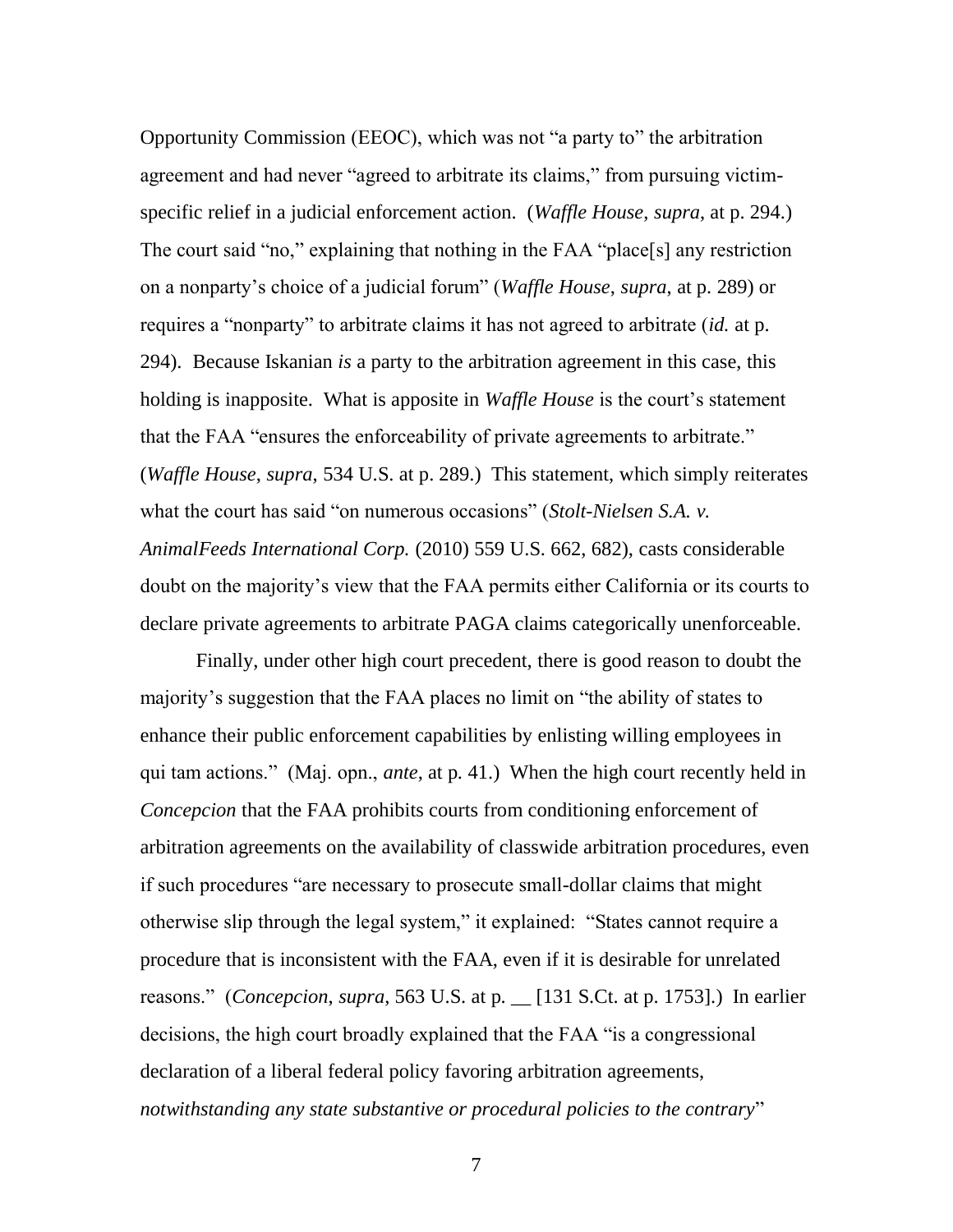Opportunity Commission (EEOC), which was not "a party to" the arbitration agreement and had never "agreed to arbitrate its claims," from pursuing victim-specific relief in a judicial enforcement action. (*Waffle House*, *supra*, at p. 294.) The court said "no," explaining that nothing in the FAA "place[s] any restriction on a nonparty's choice of a judicial forum" (*Waffle House*, *supra*, at p. 289) or requires a "nonparty" to arbitrate claims it has not agreed to arbitrate (*id.* at p. 294). Because Iskanian *is* a party to the arbitration agreement in this case, this holding is inapposite. What is apposite in *Waffle House* is the court's statement that the FAA "ensures the enforceability of private agreements to arbitrate." (*Waffle House*, *supra*, 534 U.S. at p. 289.) This statement, which simply reiterates what the court has said "on numerous occasions" (*Stolt-Nielsen S.A. v. AnimalFeeds International Corp.* (2010) 559 U.S. 662, 682), casts considerable doubt on the majority's view that the FAA permits either California or its courts to declare private agreements to arbitrate PAGA claims categorically unenforceable.

Finally, under other high court precedent, there is good reason to doubt the majority's suggestion that the FAA places no limit on "the ability of states to enhance their public enforcement capabilities by enlisting willing employees in qui tam actions." (Maj. opn., *ante*, at p. 41.) When the high court recently held in *Concepcion* that the FAA prohibits courts from conditioning enforcement of arbitration agreements on the availability of classwide arbitration procedures, even if such procedures "are necessary to prosecute small-dollar claims that might otherwise slip through the legal system," it explained: "States cannot require a procedure that is inconsistent with the FAA, even if it is desirable for unrelated reasons." (*Concepcion*, *supra*, 563 U.S. at p. __ [131 S.Ct. at p. 1753].) In earlier decisions, the high court broadly explained that the FAA "is a congressional declaration of a liberal federal policy favoring arbitration agreements, *notwithstanding any state substantive or procedural policies to the contrary*"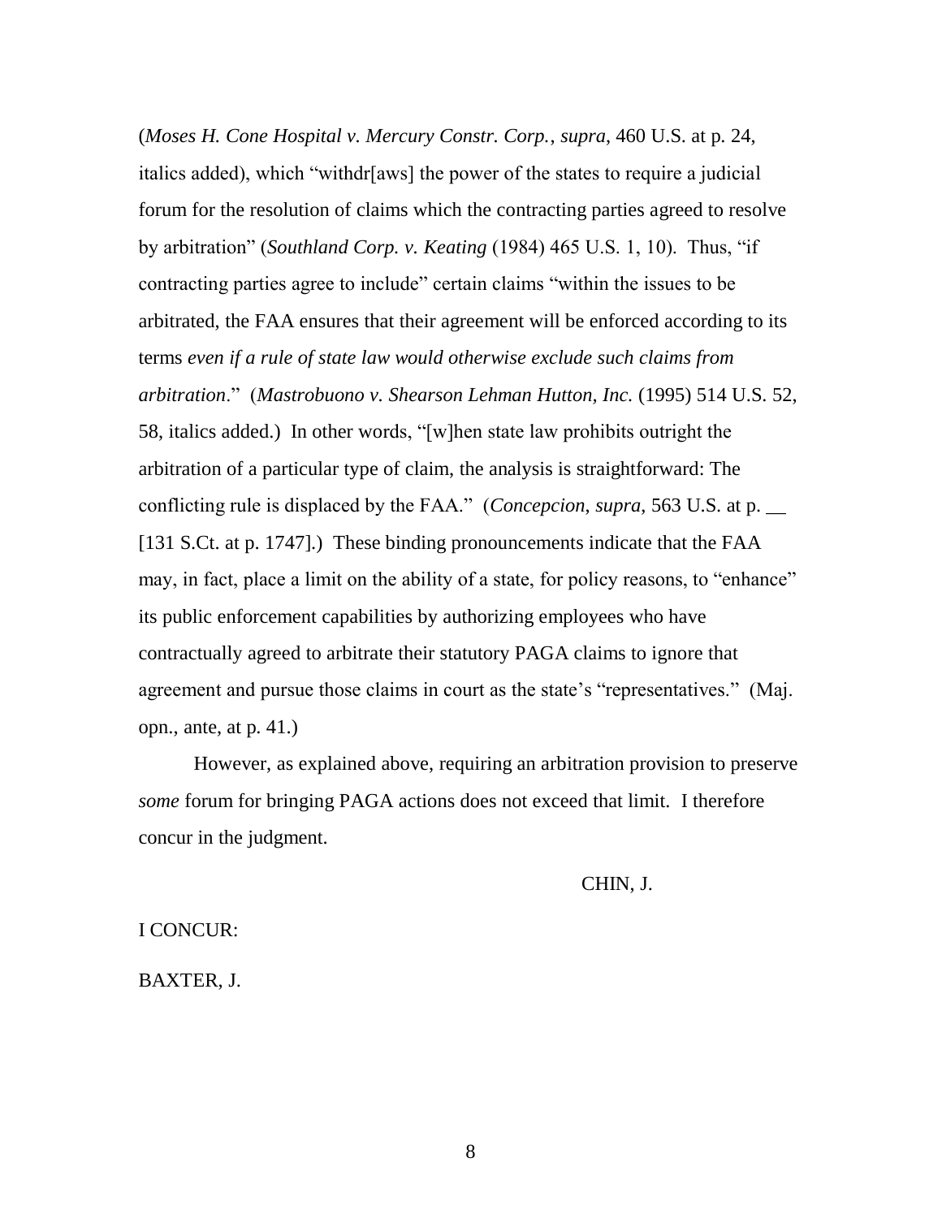(*Moses H. Cone Hospital v. Mercury Constr. Corp.*, *supra*, 460 U.S. at p. 24, italics added), which "withdr[aws] the power of the states to require a judicial forum for the resolution of claims which the contracting parties agreed to resolve by arbitration" (*Southland Corp. v. Keating* (1984) 465 U.S. 1, 10). Thus, "if contracting parties agree to include" certain claims "within the issues to be arbitrated, the FAA ensures that their agreement will be enforced according to its terms *even if a rule of state law would otherwise exclude such claims from arbitration*." (*Mastrobuono v. Shearson Lehman Hutton, Inc.* (1995) 514 U.S. 52, 58, italics added.) In other words, "[w]hen state law prohibits outright the arbitration of a particular type of claim, the analysis is straightforward: The conflicting rule is displaced by the FAA." (*Concepcion, supra,* 563 U.S. at p. __ [131 S.Ct. at p. 1747].) These binding pronouncements indicate that the FAA may, in fact, place a limit on the ability of a state, for policy reasons, to "enhance" its public enforcement capabilities by authorizing employees who have contractually agreed to arbitrate their statutory PAGA claims to ignore that agreement and pursue those claims in court as the state's "representatives." (Maj. opn., ante, at p. 41.)

However, as explained above, requiring an arbitration provision to preserve *some* forum for bringing PAGA actions does not exceed that limit. I therefore concur in the judgment.

CHIN, J.

I CONCUR:

BAXTER, J.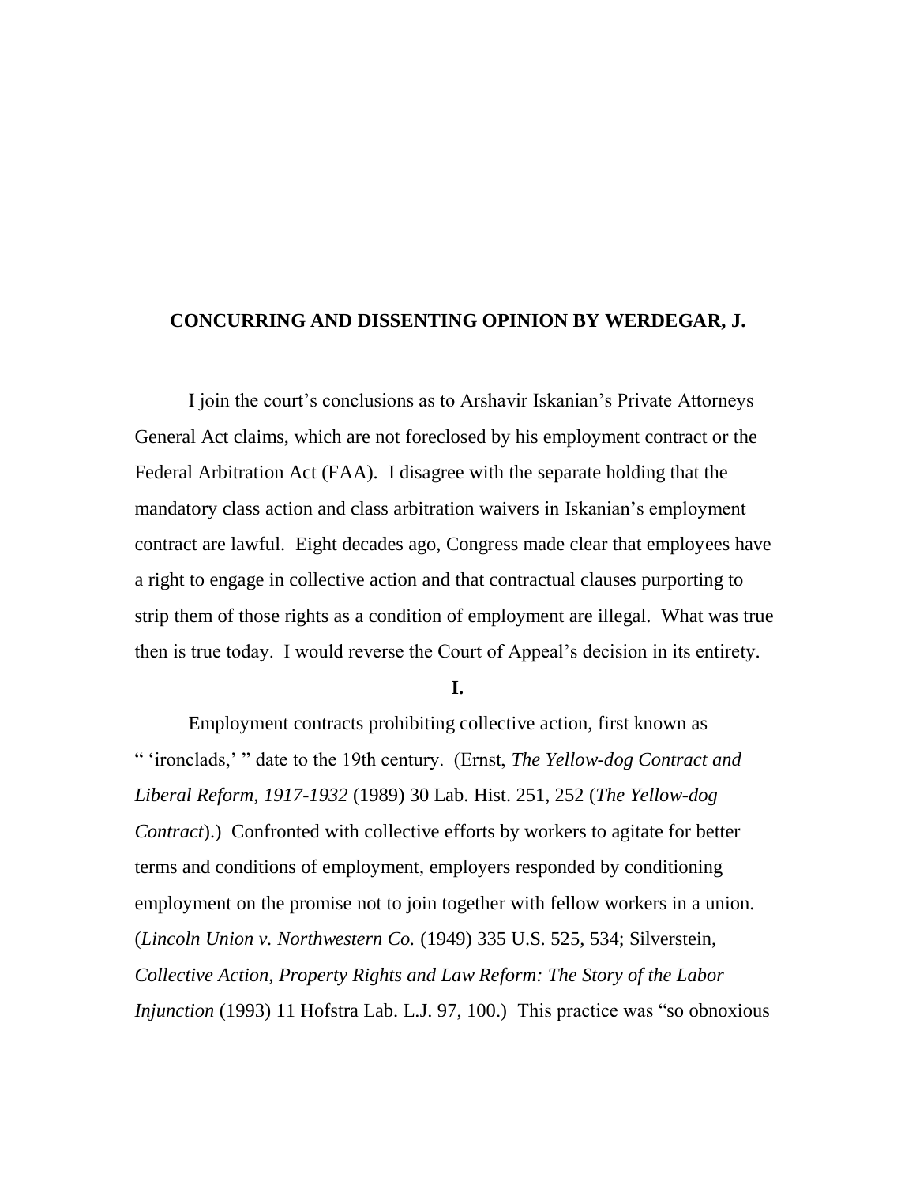**CONCURRING AND DISSENTING OPINION BY WERDEGAR, J.**

I join the court's conclusions as to Arshavir Iskanian's Private Attorneys General Act claims, which are not foreclosed by his employment contract or the Federal Arbitration Act (FAA). I disagree with the separate holding that the mandatory class action and class arbitration waivers in Iskanian's employment contract are lawful. Eight decades ago, Congress made clear that employees have a right to engage in collective action and that contractual clauses purporting to strip them of those rights as a condition of employment are illegal. What was true then is true today. I would reverse the Court of Appeal's decision in its entirety.

**I.**

Employment contracts prohibiting collective action, first known as " 'ironclads,' " date to the 19th century. (Ernst, *The Yellow-dog Contract and Liberal Reform, 1917-1932* (1989) 30 Lab. Hist. 251, 252 (*The Yellow-dog Contract*).) Confronted with collective efforts by workers to agitate for better terms and conditions of employment, employers responded by conditioning employment on the promise not to join together with fellow workers in a union. (*Lincoln Union v. Northwestern Co.* (1949) 335 U.S. 525, 534; Silverstein, *Collective Action, Property Rights and Law Reform: The Story of the Labor Injunction* (1993) 11 Hofstra Lab. L.J. 97, 100.) This practice was "so obnoxious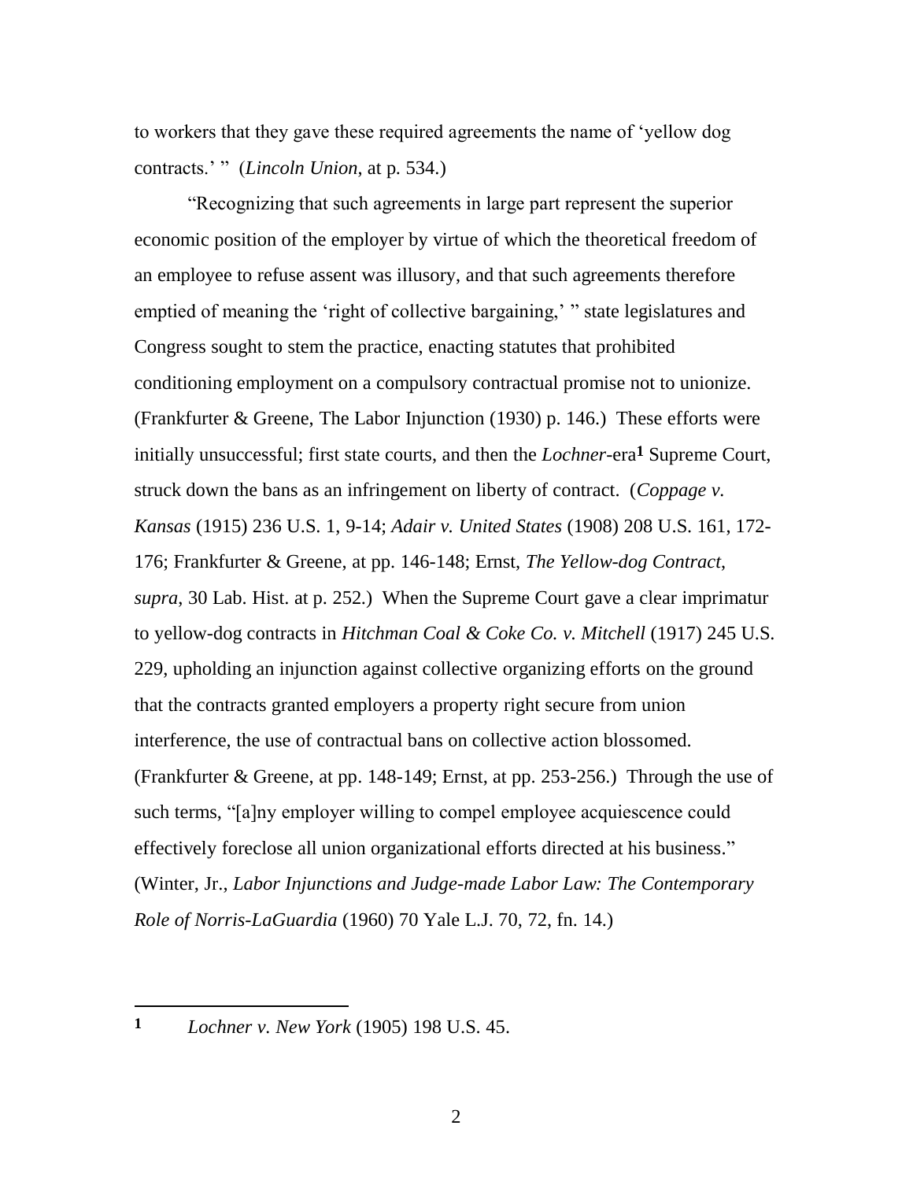to workers that they gave these required agreements the name of 'yellow dog contracts.' " (*Lincoln Union*, at p. 534.)

"Recognizing that such agreements in large part represent the superior economic position of the employer by virtue of which the theoretical freedom of an employee to refuse assent was illusory, and that such agreements therefore emptied of meaning the 'right of collective bargaining,' " state legislatures and Congress sought to stem the practice, enacting statutes that prohibited conditioning employment on a compulsory contractual promise not to unionize. (Frankfurter & Greene, The Labor Injunction (1930) p. 146.) These efforts were initially unsuccessful; first state courts, and then the *Lochner*-era[1] Supreme Court, struck down the bans as an infringement on liberty of contract. (*Coppage v. Kansas* (1915) 236 U.S. 1, 9-14; *Adair v. United States* (1908) 208 U.S. 161, 172-176; Frankfurter & Greene, at pp. 146-148; Ernst, *The Yellow-dog Contract*, *supra*, 30 Lab. Hist. at p. 252.) When the Supreme Court gave a clear imprimatur to yellow-dog contracts in *Hitchman Coal & Coke Co. v. Mitchell* (1917) 245 U.S. 229, upholding an injunction against collective organizing efforts on the ground that the contracts granted employers a property right secure from union interference, the use of contractual bans on collective action blossomed. (Frankfurter & Greene, at pp. 148-149; Ernst, at pp. 253-256.) Through the use of such terms, "[a]ny employer willing to compel employee acquiescence could effectively foreclose all union organizational efforts directed at his business." (Winter, Jr., *Labor Injunctions and Judge-made Labor Law: The Contemporary Role of Norris-LaGuardia* (1960) 70 Yale L.J. 70, 72, fn. 14.)

---

**1** *Lochner v. New York* (1905) 198 U.S. 45.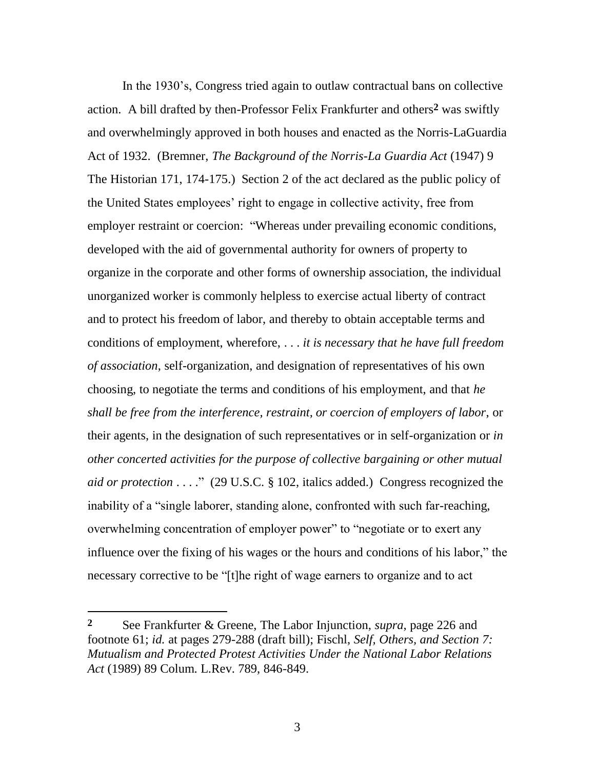In the 1930's, Congress tried again to outlaw contractual bans on collective action. A bill drafted by then-Professor Felix Frankfurter and others[2] was swiftly and overwhelmingly approved in both houses and enacted as the Norris-LaGuardia Act of 1932. (Bremner, *The Background of the Norris-La Guardia Act* (1947) 9 The Historian 171, 174-175.) Section 2 of the act declared as the public policy of the United States employees' right to engage in collective activity, free from employer restraint or coercion: "Whereas under prevailing economic conditions, developed with the aid of governmental authority for owners of property to organize in the corporate and other forms of ownership association, the individual unorganized worker is commonly helpless to exercise actual liberty of contract and to protect his freedom of labor, and thereby to obtain acceptable terms and conditions of employment, wherefore, . . . *it is necessary that he have full freedom of association*, self-organization, and designation of representatives of his own choosing, to negotiate the terms and conditions of his employment, and that *he shall be free from the interference, restraint, or coercion of employers of labor*, or their agents, in the designation of such representatives or in self-organization or *in other concerted activities for the purpose of collective bargaining or other mutual aid or protection* . . . ." (29 U.S.C. § 102, italics added.) Congress recognized the inability of a "single laborer, standing alone, confronted with such far-reaching, overwhelming concentration of employer power" to "negotiate or to exert any influence over the fixing of his wages or the hours and conditions of his labor," the necessary corrective to be "[t]he right of wage earners to organize and to act

---

[2] See Frankfurter & Greene, The Labor Injunction, *supra*, page 226 and footnote 61; *id.* at pages 279-288 (draft bill); Fischl, *Self, Others, and Section 7: Mutualism and Protected Protest Activities Under the National Labor Relations Act* (1989) 89 Colum. L.Rev. 789, 846-849.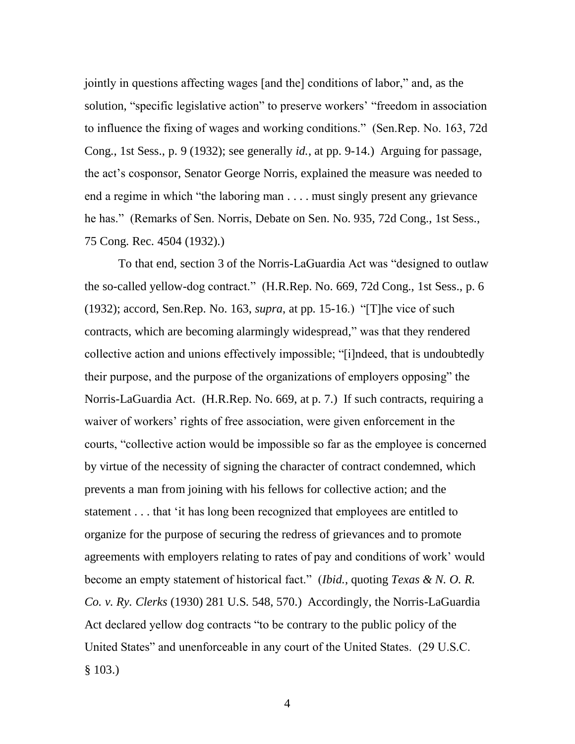jointly in questions affecting wages [and the] conditions of labor," and, as the solution, "specific legislative action" to preserve workers' "freedom in association to influence the fixing of wages and working conditions." (Sen.Rep. No. 163, 72d Cong., 1st Sess., p. 9 (1932); see generally *id.*, at pp. 9-14.) Arguing for passage, the act's cosponsor, Senator George Norris, explained the measure was needed to end a regime in which "the laboring man . . . . must singly present any grievance he has." (Remarks of Sen. Norris, Debate on Sen. No. 935, 72d Cong., 1st Sess., 75 Cong. Rec. 4504 (1932).)

To that end, section 3 of the Norris-LaGuardia Act was "designed to outlaw the so-called yellow-dog contract." (H.R.Rep. No. 669, 72d Cong., 1st Sess., p. 6 (1932); accord, Sen.Rep. No. 163, *supra*, at pp. 15-16.) "[T]he vice of such contracts, which are becoming alarmingly widespread," was that they rendered collective action and unions effectively impossible; "[i]ndeed, that is undoubtedly their purpose, and the purpose of the organizations of employers opposing" the Norris-LaGuardia Act. (H.R.Rep. No. 669, at p. 7.) If such contracts, requiring a waiver of workers' rights of free association, were given enforcement in the courts, "collective action would be impossible so far as the employee is concerned by virtue of the necessity of signing the character of contract condemned, which prevents a man from joining with his fellows for collective action; and the statement . . . that 'it has long been recognized that employees are entitled to organize for the purpose of securing the redress of grievances and to promote agreements with employers relating to rates of pay and conditions of work' would become an empty statement of historical fact." (*Ibid.*, quoting *Texas & N. O. R. Co. v. Ry. Clerks* (1930) 281 U.S. 548, 570.) Accordingly, the Norris-LaGuardia Act declared yellow dog contracts "to be contrary to the public policy of the United States" and unenforceable in any court of the United States. (29 U.S.C. § 103.)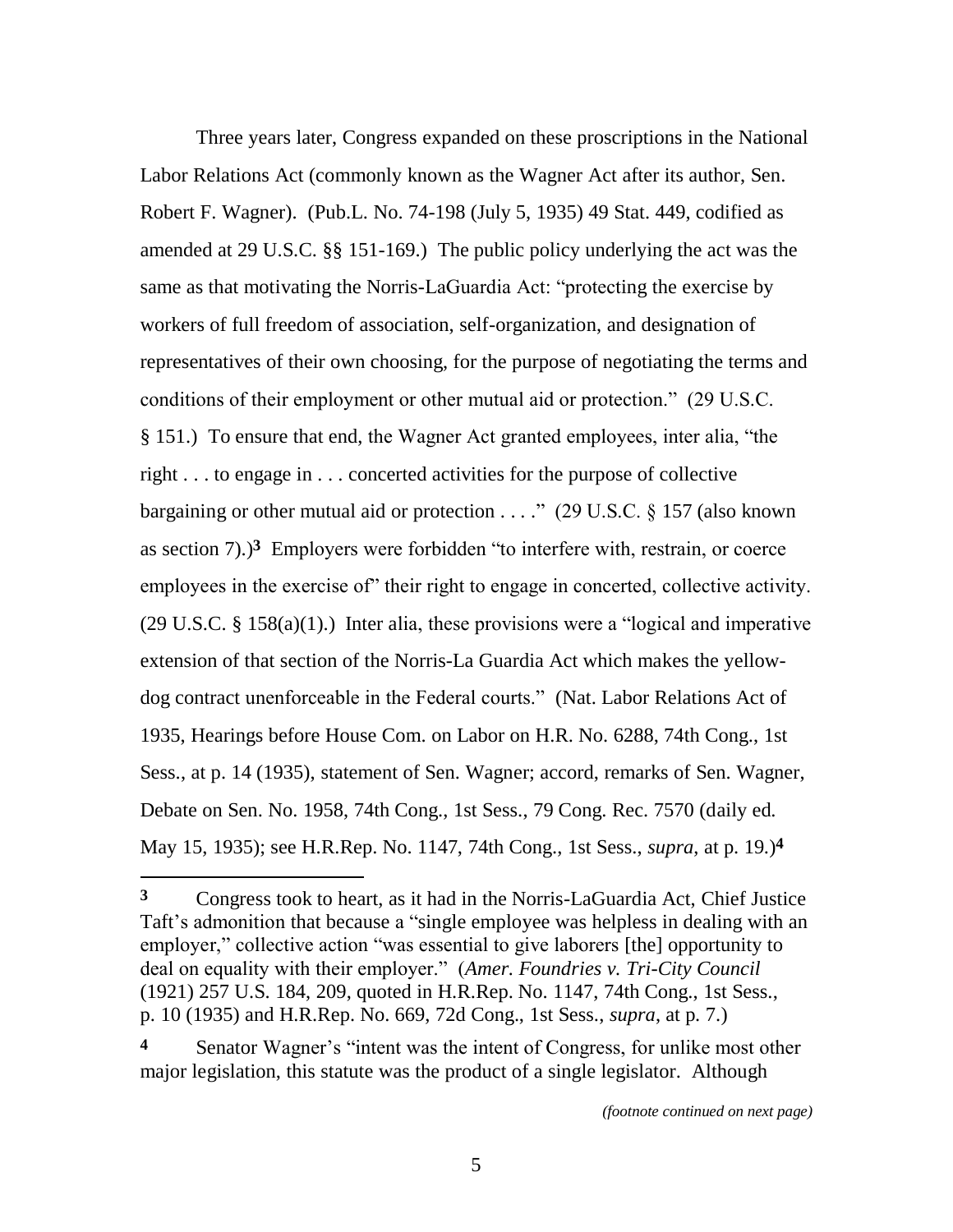Three years later, Congress expanded on these proscriptions in the National Labor Relations Act (commonly known as the Wagner Act after its author, Sen. Robert F. Wagner). (Pub.L. No. 74-198 (July 5, 1935) 49 Stat. 449, codified as amended at 29 U.S.C. §§ 151-169.) The public policy underlying the act was the same as that motivating the Norris-LaGuardia Act: "protecting the exercise by workers of full freedom of association, self-organization, and designation of representatives of their own choosing, for the purpose of negotiating the terms and conditions of their employment or other mutual aid or protection." (29 U.S.C. § 151.) To ensure that end, the Wagner Act granted employees, inter alia, "the right . . . to engage in . . . concerted activities for the purpose of collective bargaining or other mutual aid or protection . . . ." (29 U.S.C. § 157 (also known as section 7).)[3] Employers were forbidden "to interfere with, restrain, or coerce employees in the exercise of" their right to engage in concerted, collective activity. (29 U.S.C. § 158(a)(1).) Inter alia, these provisions were a "logical and imperative extension of that section of the Norris-La Guardia Act which makes the yellow-dog contract unenforceable in the Federal courts." (Nat. Labor Relations Act of 1935, Hearings before House Com. on Labor on H.R. No. 6288, 74th Cong., 1st Sess., at p. 14 (1935), statement of Sen. Wagner; accord, remarks of Sen. Wagner, Debate on Sen. No. 1958, 74th Cong., 1st Sess., 79 Cong. Rec. 7570 (daily ed. May 15, 1935); see H.R.Rep. No. 1147, 74th Cong., 1st Sess., *supra*, at p. 19.)[4]

---

**3** Congress took to heart, as it had in the Norris-LaGuardia Act, Chief Justice Taft's admonition that because a "single employee was helpless in dealing with an employer," collective action "was essential to give laborers [the] opportunity to deal on equality with their employer." (*Amer. Foundries v. Tri-City Council* (1921) 257 U.S. 184, 209, quoted in H.R.Rep. No. 1147, 74th Cong., 1st Sess., p. 10 (1935) and H.R.Rep. No. 669, 72d Cong., 1st Sess., *supra*, at p. 7.)

**4** Senator Wagner's "intent was the intent of Congress, for unlike most other major legislation, this statute was the product of a single legislator. Although

*(footnote continued on next page)*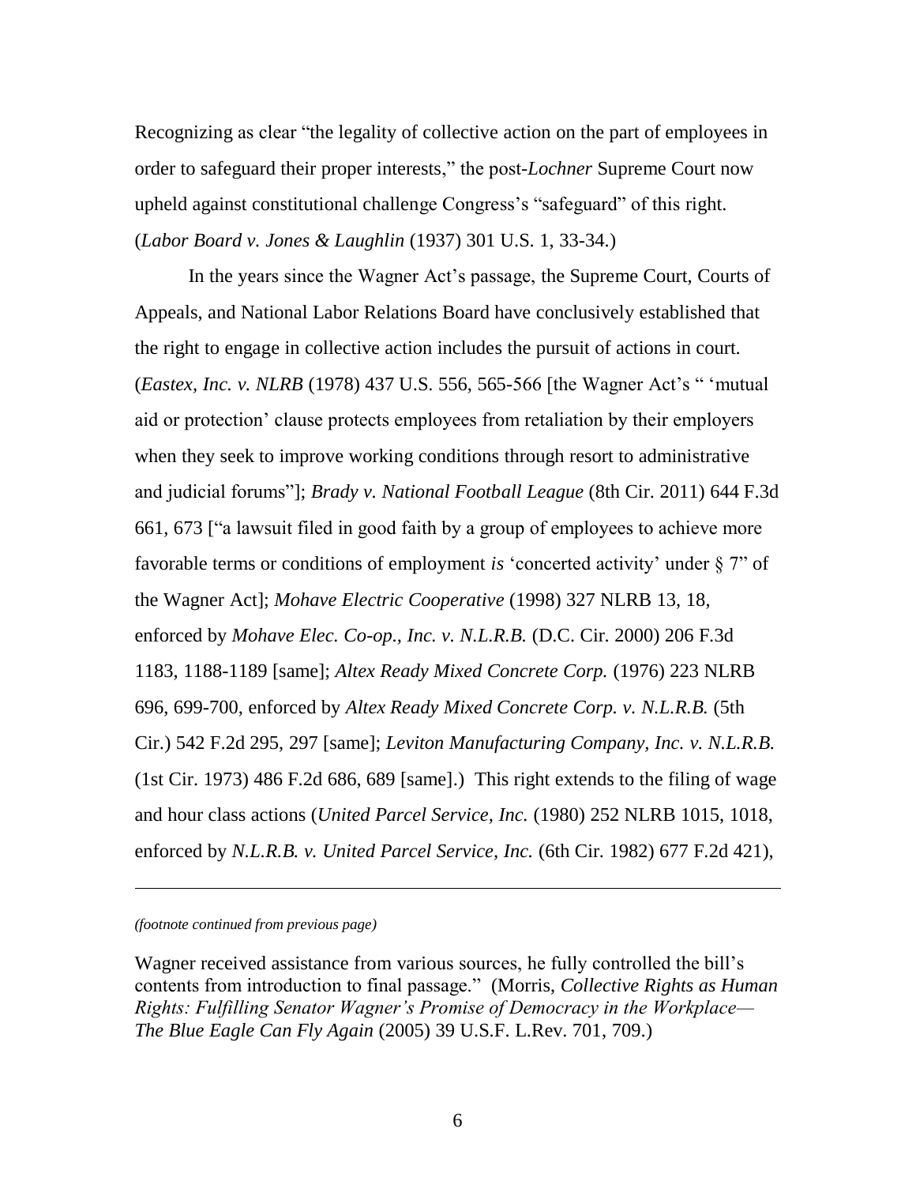Recognizing as clear "the legality of collective action on the part of employees in order to safeguard their proper interests," the post-*Lochner* Supreme Court now upheld against constitutional challenge Congress's "safeguard" of this right. (*Labor Board v. Jones & Laughlin* (1937) 301 U.S. 1, 33-34.)

In the years since the Wagner Act's passage, the Supreme Court, Courts of Appeals, and National Labor Relations Board have conclusively established that the right to engage in collective action includes the pursuit of actions in court. (*Eastex, Inc. v. NLRB* (1978) 437 U.S. 556, 565-566 [the Wagner Act's " 'mutual aid or protection' clause protects employees from retaliation by their employers when they seek to improve working conditions through resort to administrative and judicial forums"]; *Brady v. National Football League* (8th Cir. 2011) 644 F.3d 661, 673 ["a lawsuit filed in good faith by a group of employees to achieve more favorable terms or conditions of employment *is* 'concerted activity' under § 7" of the Wagner Act]; *Mohave Electric Cooperative* (1998) 327 NLRB 13, 18, enforced by *Mohave Elec. Co-op., Inc. v. N.L.R.B.* (D.C. Cir. 2000) 206 F.3d 1183, 1188-1189 [same]; *Altex Ready Mixed Concrete Corp.* (1976) 223 NLRB 696, 699-700, enforced by *Altex Ready Mixed Concrete Corp. v. N.L.R.B.* (5th Cir.) 542 F.2d 295, 297 [same]; *Leviton Manufacturing Company, Inc. v. N.L.R.B.* (1st Cir. 1973) 486 F.2d 686, 689 [same].) This right extends to the filing of wage and hour class actions (*United Parcel Service, Inc.* (1980) 252 NLRB 1015, 1018, enforced by *N.L.R.B. v. United Parcel Service, Inc.* (6th Cir. 1982) 677 F.2d 421),

---

*(footnote continued from previous page)*

Wagner received assistance from various sources, he fully controlled the bill's contents from introduction to final passage." (Morris, *Collective Rights as Human Rights: Fulfilling Senator Wagner's Promise of Democracy in the Workplace— The Blue Eagle Can Fly Again* (2005) 39 U.S.F. L.Rev. 701, 709.)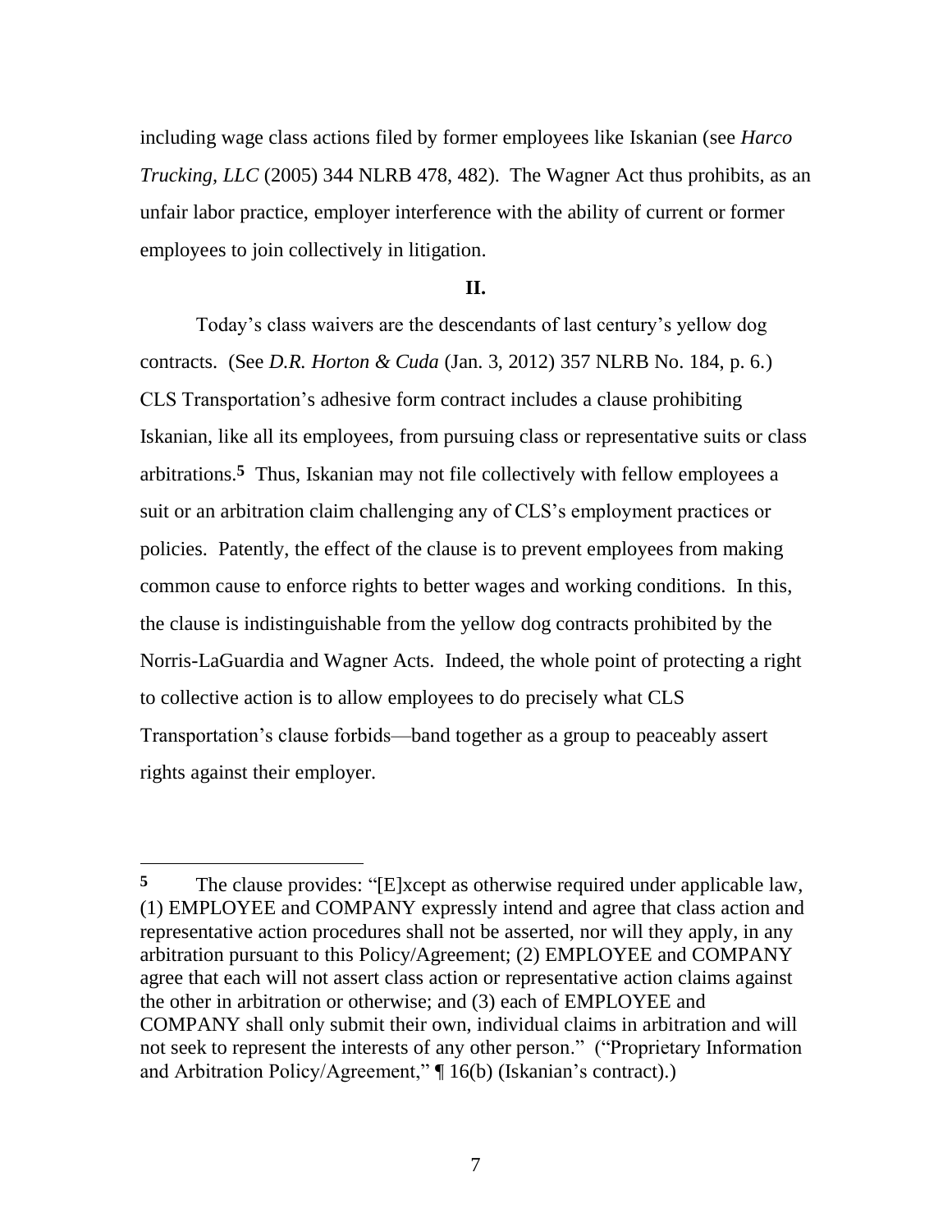including wage class actions filed by former employees like Iskanian (see *Harco Trucking, LLC* (2005) 344 NLRB 478, 482). The Wagner Act thus prohibits, as an unfair labor practice, employer interference with the ability of current or former employees to join collectively in litigation.

## II.

Today's class waivers are the descendants of last century's yellow dog contracts. (See *D.R. Horton & Cuda* (Jan. 3, 2012) 357 NLRB No. 184, p. 6.) CLS Transportation's adhesive form contract includes a clause prohibiting Iskanian, like all its employees, from pursuing class or representative suits or class arbitrations.[5] Thus, Iskanian may not file collectively with fellow employees a suit or an arbitration claim challenging any of CLS's employment practices or policies. Patently, the effect of the clause is to prevent employees from making common cause to enforce rights to better wages and working conditions. In this, the clause is indistinguishable from the yellow dog contracts prohibited by the Norris-LaGuardia and Wagner Acts. Indeed, the whole point of protecting a right to collective action is to allow employees to do precisely what CLS Transportation's clause forbids—band together as a group to peaceably assert rights against their employer.

---

**5** The clause provides: "[E]xcept as otherwise required under applicable law, (1) EMPLOYEE and COMPANY expressly intend and agree that class action and representative action procedures shall not be asserted, nor will they apply, in any arbitration pursuant to this Policy/Agreement; (2) EMPLOYEE and COMPANY agree that each will not assert class action or representative action claims against the other in arbitration or otherwise; and (3) each of EMPLOYEE and COMPANY shall only submit their own, individual claims in arbitration and will not seek to represent the interests of any other person." ("Proprietary Information and Arbitration Policy/Agreement," ¶ 16(b) (Iskanian's contract).)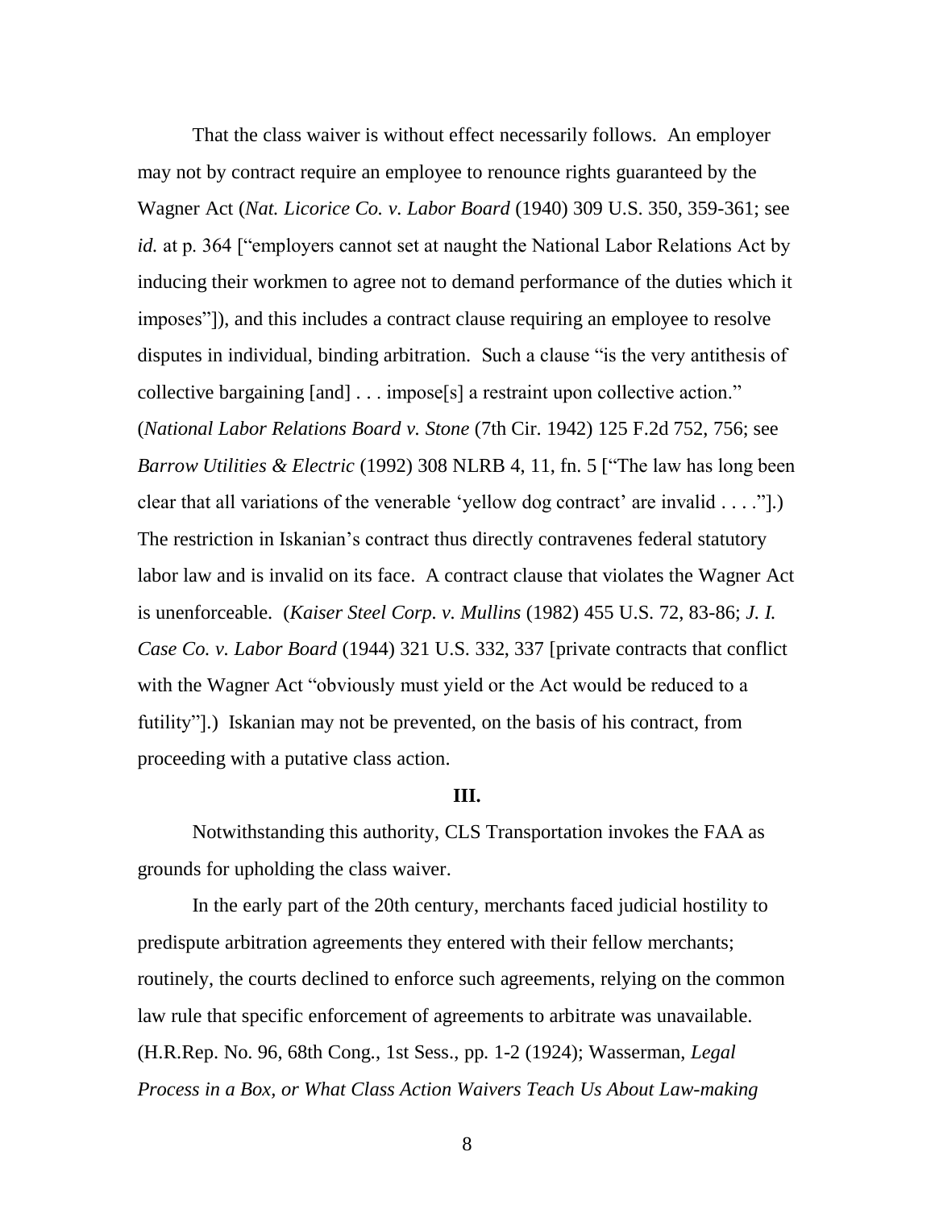That the class waiver is without effect necessarily follows. An employer may not by contract require an employee to renounce rights guaranteed by the Wagner Act (*Nat. Licorice Co. v. Labor Board* (1940) 309 U.S. 350, 359-361; see *id.* at p. 364 ["employers cannot set at naught the National Labor Relations Act by inducing their workmen to agree not to demand performance of the duties which it imposes"]), and this includes a contract clause requiring an employee to resolve disputes in individual, binding arbitration. Such a clause "is the very antithesis of collective bargaining [and] . . . impose[s] a restraint upon collective action." (*National Labor Relations Board v. Stone* (7th Cir. 1942) 125 F.2d 752, 756; see *Barrow Utilities & Electric* (1992) 308 NLRB 4, 11, fn. 5 ["The law has long been clear that all variations of the venerable 'yellow dog contract' are invalid . . . ."].) The restriction in Iskanian's contract thus directly contravenes federal statutory labor law and is invalid on its face. A contract clause that violates the Wagner Act is unenforceable. (*Kaiser Steel Corp. v. Mullins* (1982) 455 U.S. 72, 83-86; *J. I. Case Co. v. Labor Board* (1944) 321 U.S. 332, 337 [private contracts that conflict with the Wagner Act "obviously must yield or the Act would be reduced to a futility"].) Iskanian may not be prevented, on the basis of his contract, from proceeding with a putative class action.

**III.**

Notwithstanding this authority, CLS Transportation invokes the FAA as grounds for upholding the class waiver.

In the early part of the 20th century, merchants faced judicial hostility to predispute arbitration agreements they entered with their fellow merchants; routinely, the courts declined to enforce such agreements, relying on the common law rule that specific enforcement of agreements to arbitrate was unavailable. (H.R.Rep. No. 96, 68th Cong., 1st Sess., pp. 1-2 (1924); Wasserman, *Legal Process in a Box, or What Class Action Waivers Teach Us About Law-making*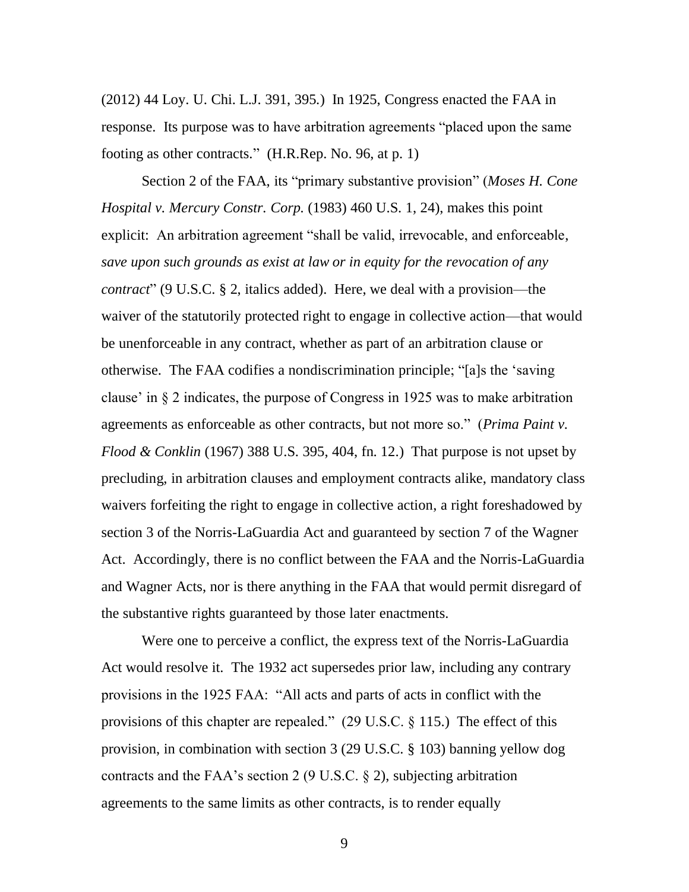(2012) 44 Loy. U. Chi. L.J. 391, 395.) In 1925, Congress enacted the FAA in response. Its purpose was to have arbitration agreements "placed upon the same footing as other contracts." (H.R.Rep. No. 96, at p. 1)

Section 2 of the FAA, its "primary substantive provision" (*Moses H. Cone Hospital v. Mercury Constr. Corp.* (1983) 460 U.S. 1, 24), makes this point explicit: An arbitration agreement "shall be valid, irrevocable, and enforceable, *save upon such grounds as exist at law or in equity for the revocation of any contract*" (9 U.S.C. § 2, italics added). Here, we deal with a provision—the waiver of the statutorily protected right to engage in collective action—that would be unenforceable in any contract, whether as part of an arbitration clause or otherwise. The FAA codifies a nondiscrimination principle; "[a]s the 'saving clause' in § 2 indicates, the purpose of Congress in 1925 was to make arbitration agreements as enforceable as other contracts, but not more so." (*Prima Paint v. Flood & Conklin* (1967) 388 U.S. 395, 404, fn. 12.) That purpose is not upset by precluding, in arbitration clauses and employment contracts alike, mandatory class waivers forfeiting the right to engage in collective action, a right foreshadowed by section 3 of the Norris-LaGuardia Act and guaranteed by section 7 of the Wagner Act. Accordingly, there is no conflict between the FAA and the Norris-LaGuardia and Wagner Acts, nor is there anything in the FAA that would permit disregard of the substantive rights guaranteed by those later enactments.

Were one to perceive a conflict, the express text of the Norris-LaGuardia Act would resolve it. The 1932 act supersedes prior law, including any contrary provisions in the 1925 FAA: "All acts and parts of acts in conflict with the provisions of this chapter are repealed." (29 U.S.C. § 115.) The effect of this provision, in combination with section 3 (29 U.S.C. § 103) banning yellow dog contracts and the FAA's section 2 (9 U.S.C. § 2), subjecting arbitration agreements to the same limits as other contracts, is to render equally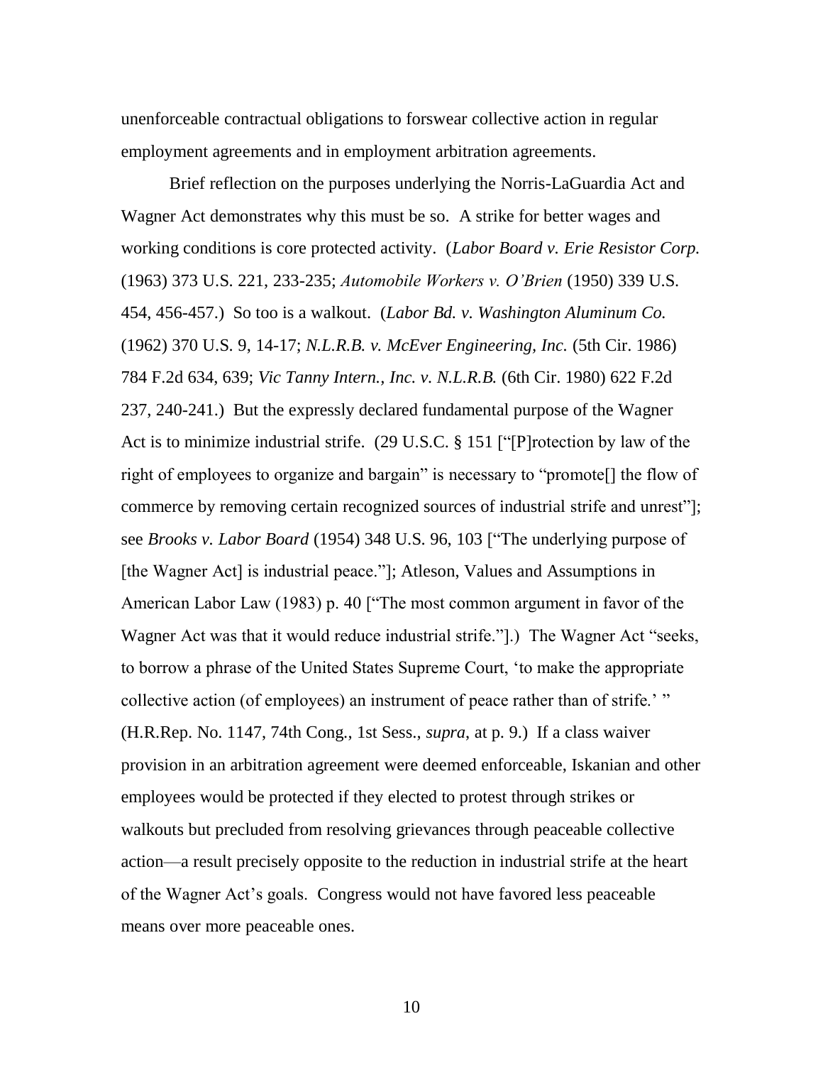unenforceable contractual obligations to forswear collective action in regular employment agreements and in employment arbitration agreements.

Brief reflection on the purposes underlying the Norris-LaGuardia Act and Wagner Act demonstrates why this must be so. A strike for better wages and working conditions is core protected activity. (*Labor Board v. Erie Resistor Corp.* (1963) 373 U.S. 221, 233-235; *Automobile Workers v. O'Brien* (1950) 339 U.S. 454, 456-457.) So too is a walkout. (*Labor Bd. v. Washington Aluminum Co.* (1962) 370 U.S. 9, 14-17; *N.L.R.B. v. McEver Engineering, Inc.* (5th Cir. 1986) 784 F.2d 634, 639; *Vic Tanny Intern., Inc. v. N.L.R.B.* (6th Cir. 1980) 622 F.2d 237, 240-241.) But the expressly declared fundamental purpose of the Wagner Act is to minimize industrial strife. (29 U.S.C. § 151 ["[P]rotection by law of the right of employees to organize and bargain" is necessary to "promote[] the flow of commerce by removing certain recognized sources of industrial strife and unrest"]; see *Brooks v. Labor Board* (1954) 348 U.S. 96, 103 ["The underlying purpose of [the Wagner Act] is industrial peace."]; Atleson, Values and Assumptions in American Labor Law (1983) p. 40 ["The most common argument in favor of the Wagner Act was that it would reduce industrial strife."].) The Wagner Act "seeks, to borrow a phrase of the United States Supreme Court, 'to make the appropriate collective action (of employees) an instrument of peace rather than of strife.' " (H.R.Rep. No. 1147, 74th Cong., 1st Sess., *supra*, at p. 9.) If a class waiver provision in an arbitration agreement were deemed enforceable, Iskanian and other employees would be protected if they elected to protest through strikes or walkouts but precluded from resolving grievances through peaceable collective action—a result precisely opposite to the reduction in industrial strife at the heart of the Wagner Act's goals. Congress would not have favored less peaceable means over more peaceable ones.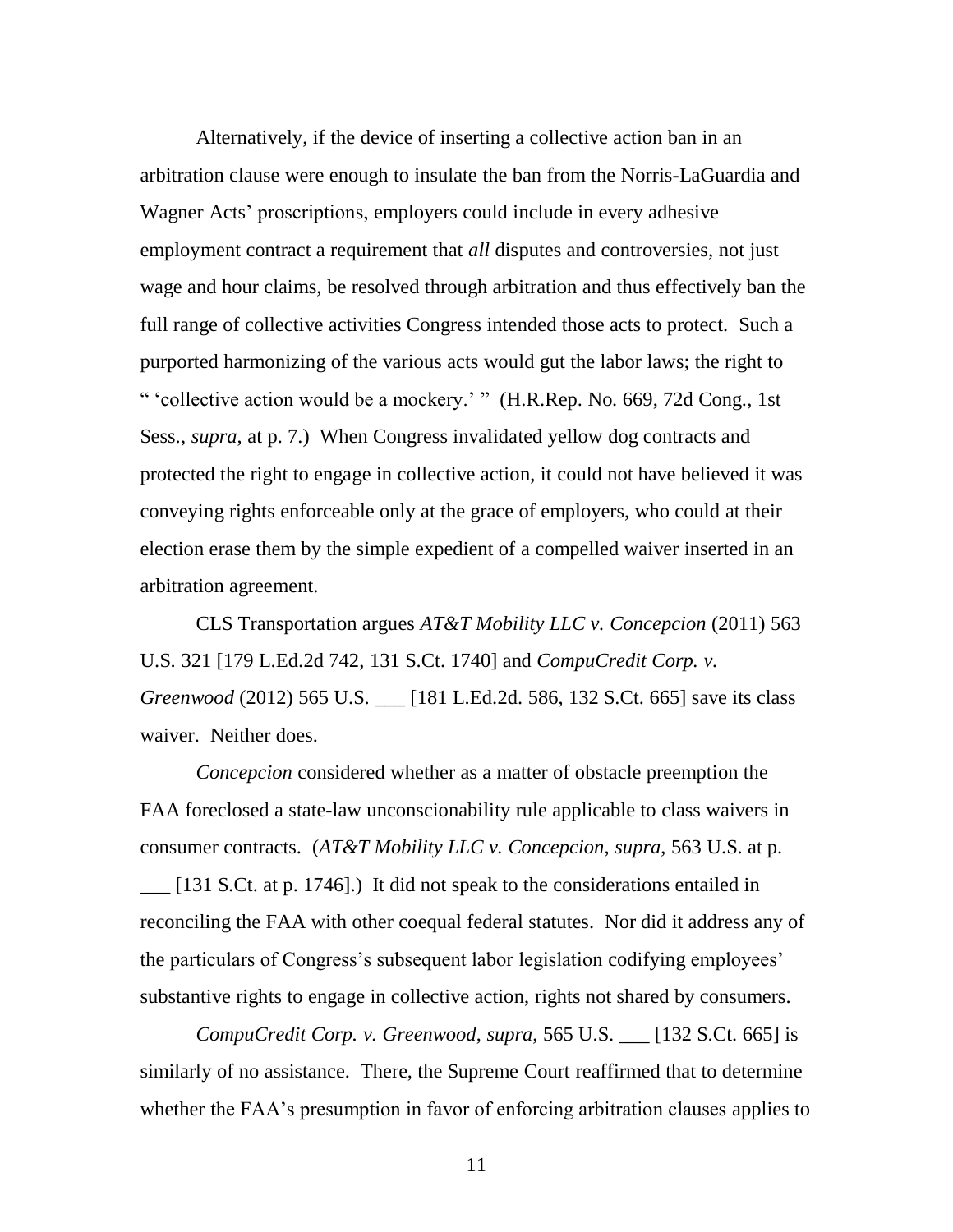Alternatively, if the device of inserting a collective action ban in an arbitration clause were enough to insulate the ban from the Norris-LaGuardia and Wagner Acts' proscriptions, employers could include in every adhesive employment contract a requirement that *all* disputes and controversies, not just wage and hour claims, be resolved through arbitration and thus effectively ban the full range of collective activities Congress intended those acts to protect. Such a purported harmonizing of the various acts would gut the labor laws; the right to " 'collective action would be a mockery.' " (H.R.Rep. No. 669, 72d Cong., 1st Sess., *supra*, at p. 7.) When Congress invalidated yellow dog contracts and protected the right to engage in collective action, it could not have believed it was conveying rights enforceable only at the grace of employers, who could at their election erase them by the simple expedient of a compelled waiver inserted in an arbitration agreement.

CLS Transportation argues *AT&T Mobility LLC v. Concepcion* (2011) 563 U.S. 321 [179 L.Ed.2d 742, 131 S.Ct. 1740] and *CompuCredit Corp. v. Greenwood* (2012) 565 U.S. ___ [181 L.Ed.2d. 586, 132 S.Ct. 665] save its class waiver. Neither does.

*Concepcion* considered whether as a matter of obstacle preemption the FAA foreclosed a state-law unconscionability rule applicable to class waivers in consumer contracts. (*AT&T Mobility LLC v. Concepcion*, *supra*, 563 U.S. at p. ___ [131 S.Ct. at p. 1746].) It did not speak to the considerations entailed in reconciling the FAA with other coequal federal statutes. Nor did it address any of the particulars of Congress's subsequent labor legislation codifying employees' substantive rights to engage in collective action, rights not shared by consumers.

*CompuCredit Corp. v. Greenwood*, *supra*, 565 U.S. ___ [132 S.Ct. 665] is similarly of no assistance. There, the Supreme Court reaffirmed that to determine whether the FAA's presumption in favor of enforcing arbitration clauses applies to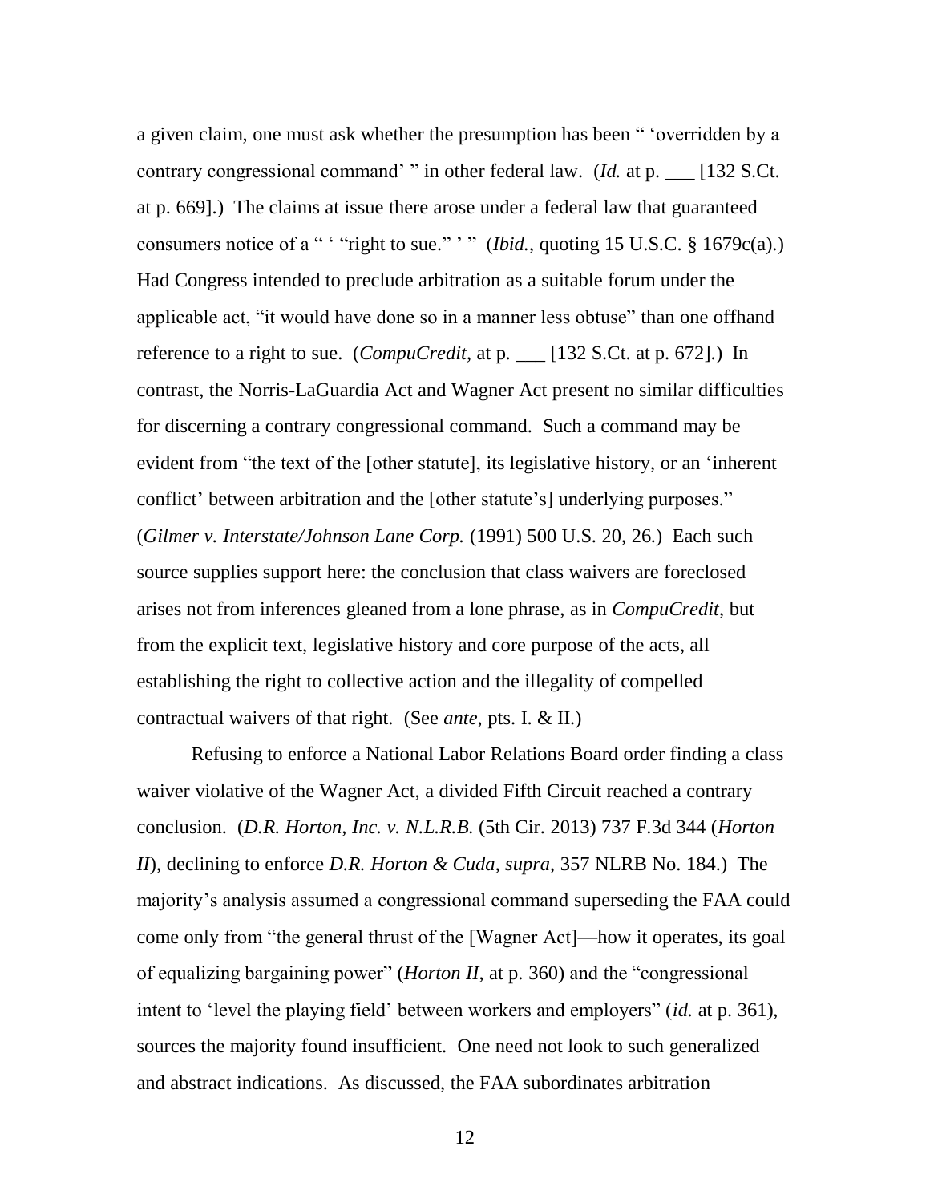a given claim, one must ask whether the presumption has been " 'overridden by a contrary congressional command' " in other federal law. (*Id.* at p. ___ [132 S.Ct. at p. 669].) The claims at issue there arose under a federal law that guaranteed consumers notice of a " ' "right to sue." ' " (*Ibid.*, quoting 15 U.S.C. § 1679c(a).) Had Congress intended to preclude arbitration as a suitable forum under the applicable act, "it would have done so in a manner less obtuse" than one offhand reference to a right to sue. (*CompuCredit*, at p. ___ [132 S.Ct. at p. 672].) In contrast, the Norris-LaGuardia Act and Wagner Act present no similar difficulties for discerning a contrary congressional command. Such a command may be evident from "the text of the [other statute], its legislative history, or an 'inherent conflict' between arbitration and the [other statute's] underlying purposes." (*Gilmer v. Interstate/Johnson Lane Corp.* (1991) 500 U.S. 20, 26.) Each such source supplies support here: the conclusion that class waivers are foreclosed arises not from inferences gleaned from a lone phrase, as in *CompuCredit*, but from the explicit text, legislative history and core purpose of the acts, all establishing the right to collective action and the illegality of compelled contractual waivers of that right. (See *ante*, pts. I. & II.)

Refusing to enforce a National Labor Relations Board order finding a class waiver violative of the Wagner Act, a divided Fifth Circuit reached a contrary conclusion. (*D.R. Horton, Inc. v. N.L.R.B.* (5th Cir. 2013) 737 F.3d 344 (*Horton II*), declining to enforce *D.R. Horton & Cuda*, *supra*, 357 NLRB No. 184.) The majority's analysis assumed a congressional command superseding the FAA could come only from "the general thrust of the [Wagner Act]—how it operates, its goal of equalizing bargaining power" (*Horton II*, at p. 360) and the "congressional intent to 'level the playing field' between workers and employers" (*id.* at p. 361), sources the majority found insufficient. One need not look to such generalized and abstract indications. As discussed, the FAA subordinates arbitration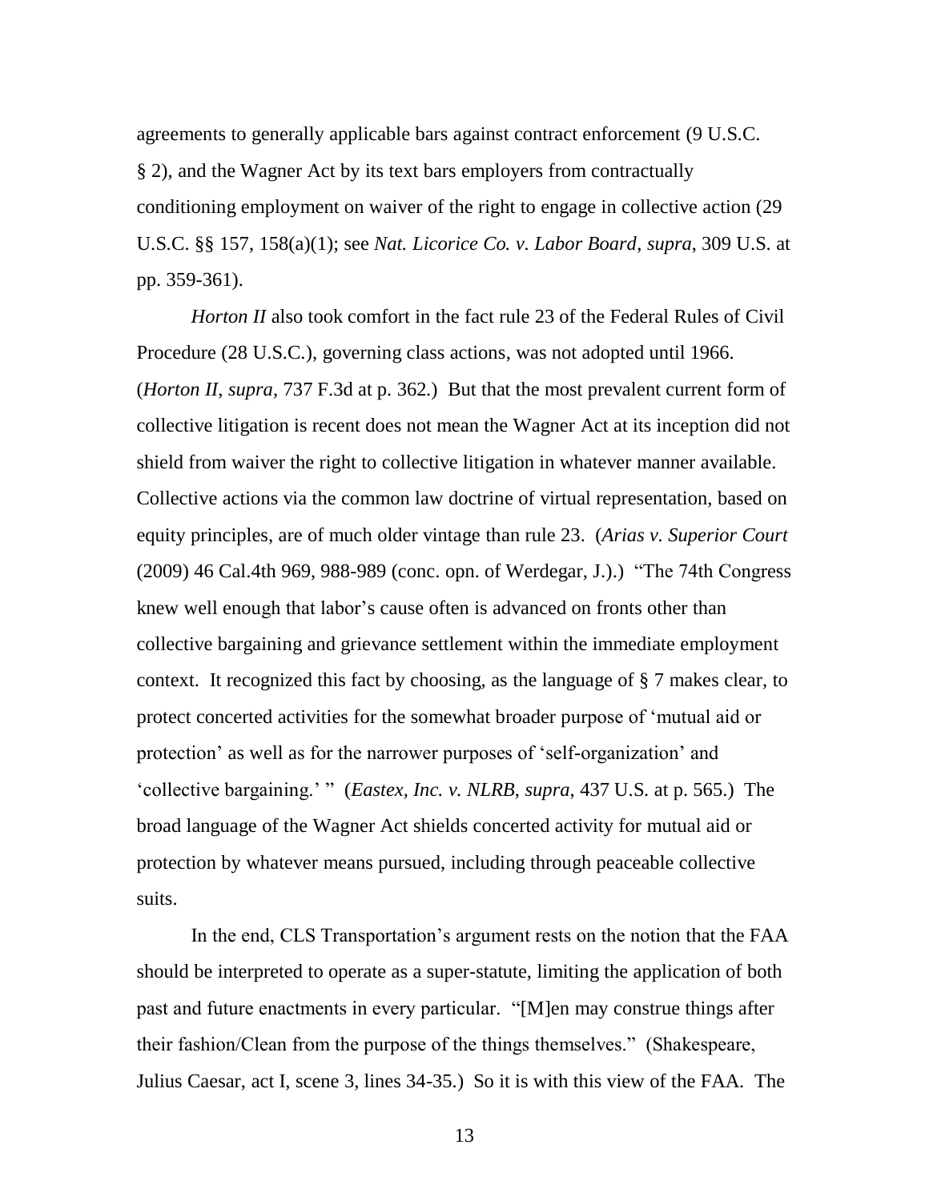agreements to generally applicable bars against contract enforcement (9 U.S.C. § 2), and the Wagner Act by its text bars employers from contractually conditioning employment on waiver of the right to engage in collective action (29 U.S.C. §§ 157, 158(a)(1); see *Nat. Licorice Co. v. Labor Board*, *supra*, 309 U.S. at pp. 359-361).

*Horton II* also took comfort in the fact rule 23 of the Federal Rules of Civil Procedure (28 U.S.C.), governing class actions, was not adopted until 1966. (*Horton II*, *supra*, 737 F.3d at p. 362.) But that the most prevalent current form of collective litigation is recent does not mean the Wagner Act at its inception did not shield from waiver the right to collective litigation in whatever manner available. Collective actions via the common law doctrine of virtual representation, based on equity principles, are of much older vintage than rule 23. (*Arias v. Superior Court* (2009) 46 Cal.4th 969, 988-989 (conc. opn. of Werdegar, J.).) "The 74th Congress knew well enough that labor's cause often is advanced on fronts other than collective bargaining and grievance settlement within the immediate employment context. It recognized this fact by choosing, as the language of § 7 makes clear, to protect concerted activities for the somewhat broader purpose of 'mutual aid or protection' as well as for the narrower purposes of 'self-organization' and 'collective bargaining.' " (*Eastex, Inc. v. NLRB*, *supra*, 437 U.S. at p. 565.) The broad language of the Wagner Act shields concerted activity for mutual aid or protection by whatever means pursued, including through peaceable collective suits.

In the end, CLS Transportation's argument rests on the notion that the FAA should be interpreted to operate as a super-statute, limiting the application of both past and future enactments in every particular. "[M]en may construe things after their fashion/Clean from the purpose of the things themselves." (Shakespeare, Julius Caesar, act I, scene 3, lines 34-35.) So it is with this view of the FAA. The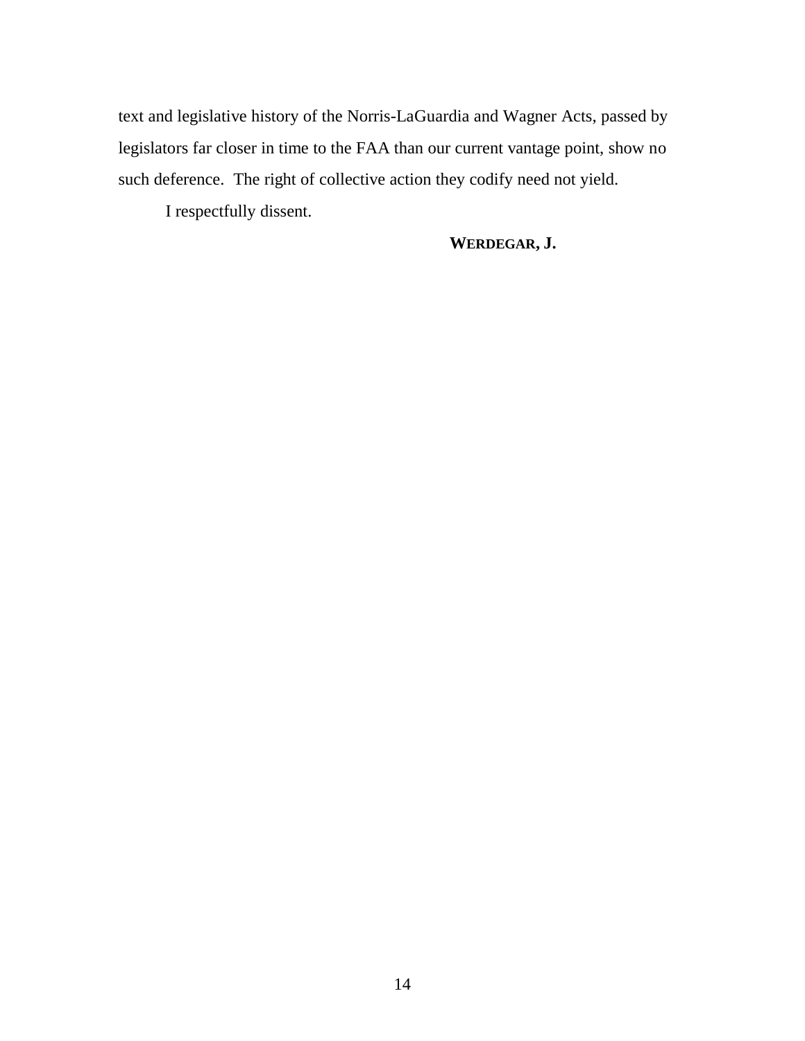text and legislative history of the Norris-LaGuardia and Wagner Acts, passed by legislators far closer in time to the FAA than our current vantage point, show no such deference. The right of collective action they codify need not yield.

I respectfully dissent.

**WERDEGAR, J.**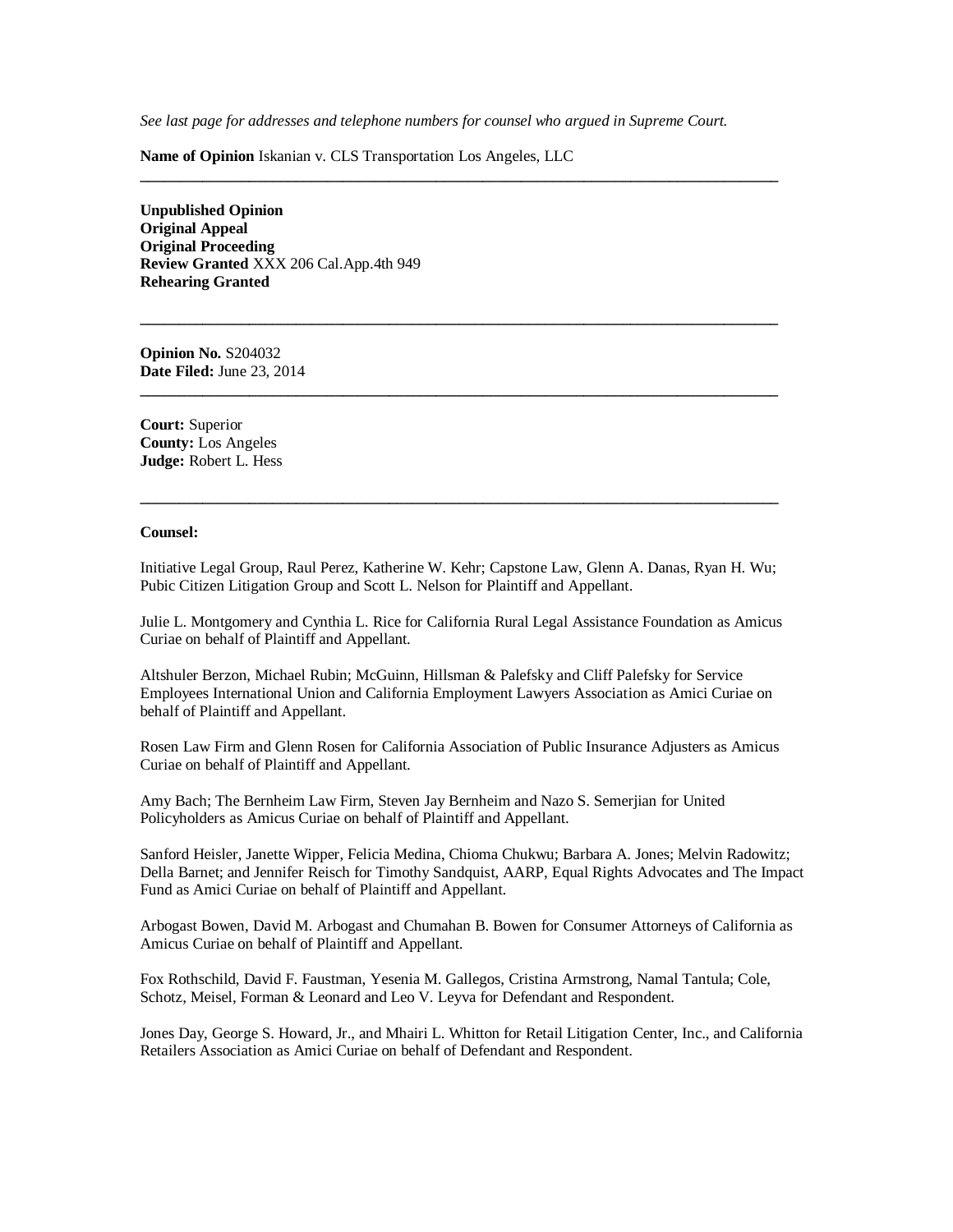*See last page for addresses and telephone numbers for counsel who argued in Supreme Court.*

**Name of Opinion** Iskanian v. CLS Transportation Los Angeles, LLC

---

**Unpublished Opinion**
**Original Appeal**
**Original Proceeding**
**Review Granted** XXX 206 Cal.App.4th 949
**Rehearing Granted**

---

**Opinion No.** S204032
**Date Filed:** June 23, 2014

---

**Court:** Superior
**County:** Los Angeles
**Judge:** Robert L. Hess

---

**Counsel:**

Initiative Legal Group, Raul Perez, Katherine W. Kehr; Capstone Law, Glenn A. Danas, Ryan H. Wu; Pubic Citizen Litigation Group and Scott L. Nelson for Plaintiff and Appellant.

Julie L. Montgomery and Cynthia L. Rice for California Rural Legal Assistance Foundation as Amicus Curiae on behalf of Plaintiff and Appellant.

Altshuler Berzon, Michael Rubin; McGuinn, Hillsman & Palefsky and Cliff Palefsky for Service Employees International Union and California Employment Lawyers Association as Amici Curiae on behalf of Plaintiff and Appellant.

Rosen Law Firm and Glenn Rosen for California Association of Public Insurance Adjusters as Amicus Curiae on behalf of Plaintiff and Appellant.

Amy Bach; The Bernheim Law Firm, Steven Jay Bernheim and Nazo S. Semerjian for United Policyholders as Amicus Curiae on behalf of Plaintiff and Appellant.

Sanford Heisler, Janette Wipper, Felicia Medina, Chioma Chukwu; Barbara A. Jones; Melvin Radowitz; Della Barnet; and Jennifer Reisch for Timothy Sandquist, AARP, Equal Rights Advocates and The Impact Fund as Amici Curiae on behalf of Plaintiff and Appellant.

Arbogast Bowen, David M. Arbogast and Chumahan B. Bowen for Consumer Attorneys of California as Amicus Curiae on behalf of Plaintiff and Appellant.

Fox Rothschild, David F. Faustman, Yesenia M. Gallegos, Cristina Armstrong, Namal Tantula; Cole, Schotz, Meisel, Forman & Leonard and Leo V. Leyva for Defendant and Respondent.

Jones Day, George S. Howard, Jr., and Mhairi L. Whitton for Retail Litigation Center, Inc., and California Retailers Association as Amici Curiae on behalf of Defendant and Respondent.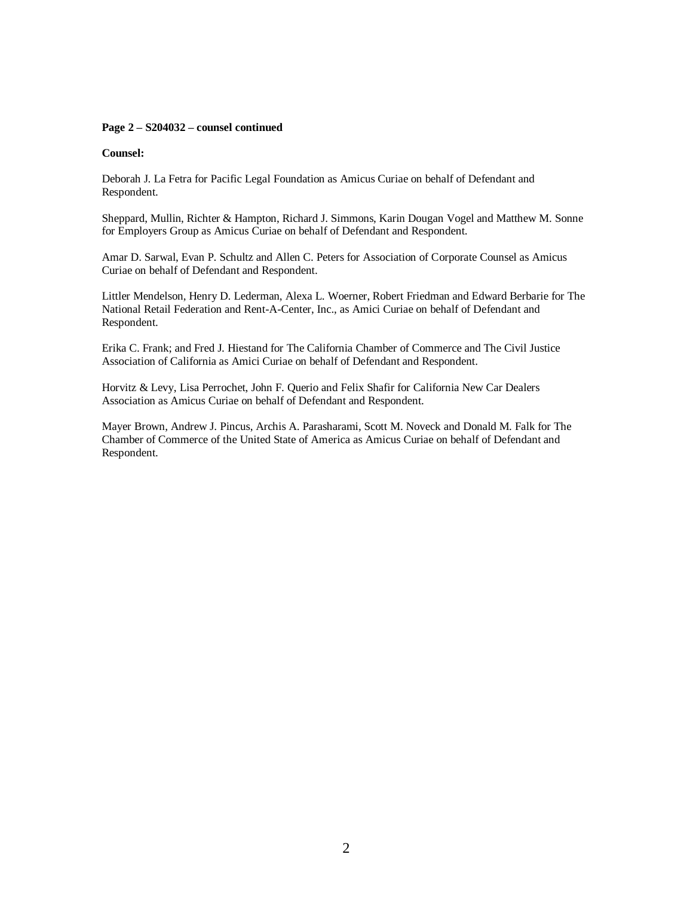**Page 2 – S204032 – counsel continued**

**Counsel:**

Deborah J. La Fetra for Pacific Legal Foundation as Amicus Curiae on behalf of Defendant and Respondent.

Sheppard, Mullin, Richter & Hampton, Richard J. Simmons, Karin Dougan Vogel and Matthew M. Sonne for Employers Group as Amicus Curiae on behalf of Defendant and Respondent.

Amar D. Sarwal, Evan P. Schultz and Allen C. Peters for Association of Corporate Counsel as Amicus Curiae on behalf of Defendant and Respondent.

Littler Mendelson, Henry D. Lederman, Alexa L. Woerner, Robert Friedman and Edward Berbarie for The National Retail Federation and Rent-A-Center, Inc., as Amici Curiae on behalf of Defendant and Respondent.

Erika C. Frank; and Fred J. Hiestand for The California Chamber of Commerce and The Civil Justice Association of California as Amici Curiae on behalf of Defendant and Respondent.

Horvitz & Levy, Lisa Perrochet, John F. Querio and Felix Shafir for California New Car Dealers Association as Amicus Curiae on behalf of Defendant and Respondent.

Mayer Brown, Andrew J. Pincus, Archis A. Parasharami, Scott M. Noveck and Donald M. Falk for The Chamber of Commerce of the United State of America as Amicus Curiae on behalf of Defendant and Respondent.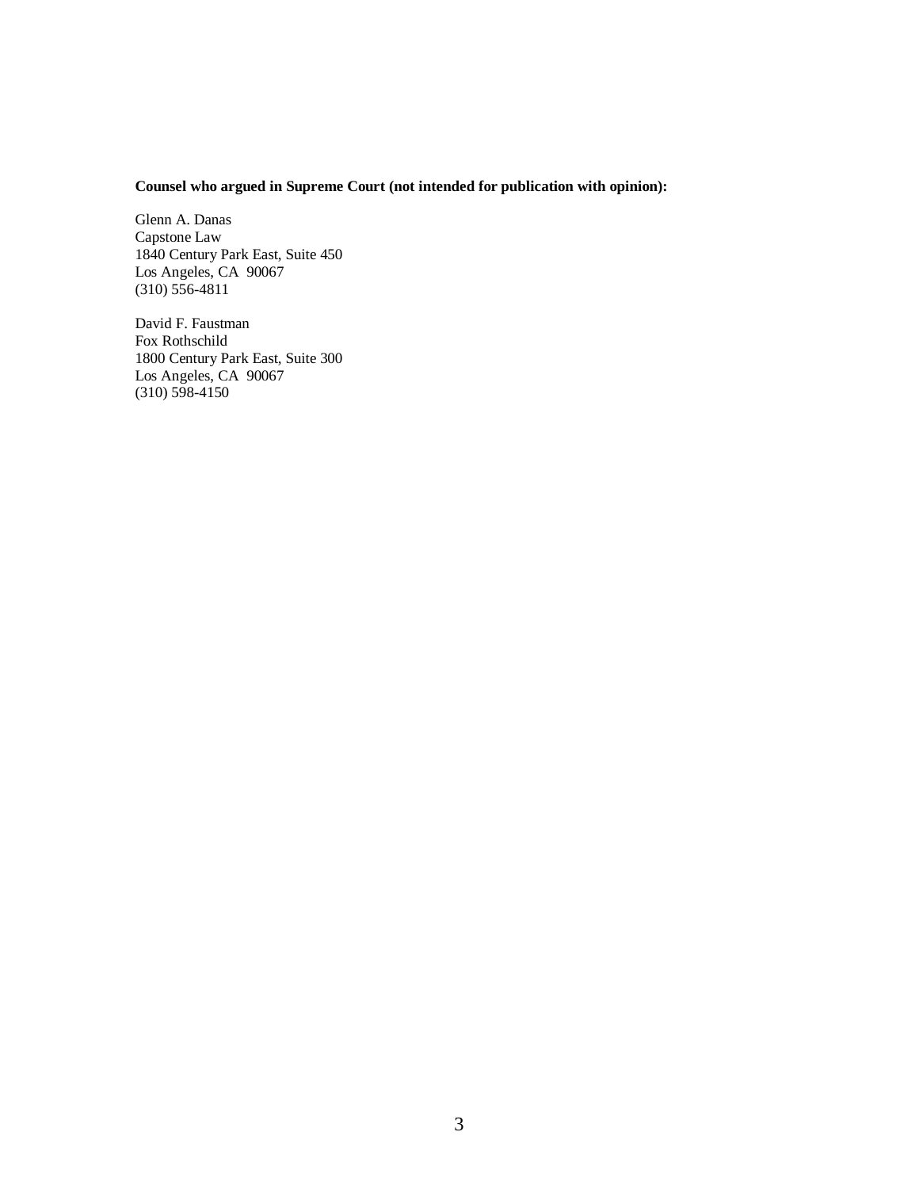**Counsel who argued in Supreme Court (not intended for publication with opinion):**

Glenn A. Danas
Capstone Law
1840 Century Park East, Suite 450
Los Angeles, CA 90067
(310) 556-4811

David F. Faustman
Fox Rothschild
1800 Century Park East, Suite 300
Los Angeles, CA 90067
(310) 598-4150